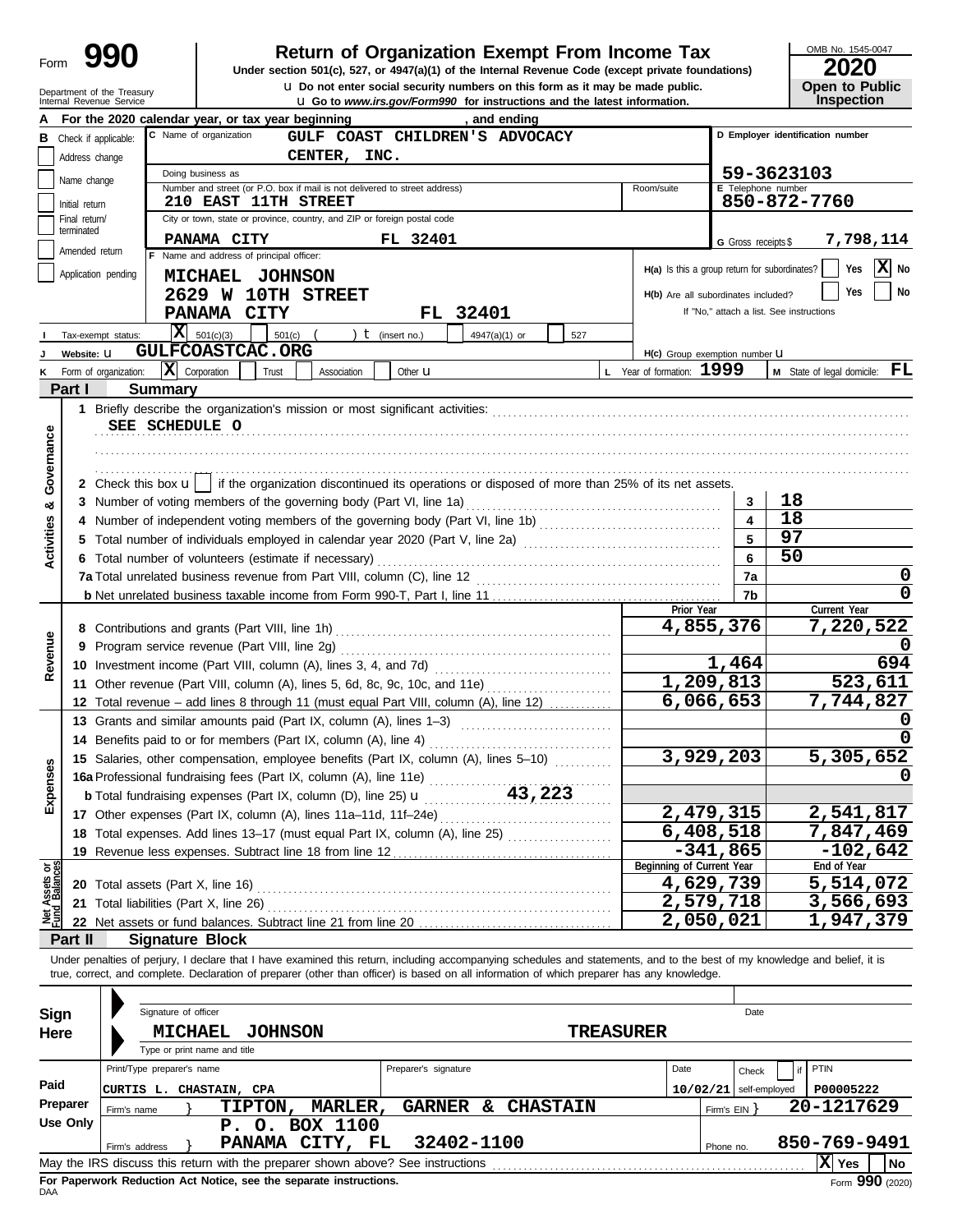# Form 990 — Return of Organization Exempt From Income Tax (2020)

Under section 501(c), 527, or 4947(a)(1) of the Internal Revenue Code (except private foundations)

u Do not enter social security numbers on this form as it may be made public.

u Go to *www.irs.gov/Form990* for instructions and the latest information.

Department of the Treasury
Internal Revenue Service

OMB No. 1545-0047

**2020**

**Open to Public Inspection**

**A** For the 2020 calendar year, or tax year beginning , and ending

**B** Check if applicable:
- Address change
- Name change
- Initial return
- Final return/terminated
- Amended return
- Application pending

**C** Name of organization: GULF COAST CHILDREN'S ADVOCACY CENTER, INC.

Doing business as

Number and street (or P.O. box if mail is not delivered to street address): 210 EAST 11TH STREET

Room/suite

City or town, state or province, country, and ZIP or foreign postal code: PANAMA CITY FL 32401

**D** Employer identification number: 59-3623103

**E** Telephone number: 850-872-7760

**G** Gross receipts $ 7,798,114

**F** Name and address of principal officer:
MICHAEL JOHNSON
2629 W 10TH STREET
PANAMA CITY FL 32401

H(a) Is this a group return for subordinates? Yes [ ] No [X]

H(b) Are all subordinates included? Yes [ ] No [ ]
If "No," attach a list. See instructions

**I** Tax-exempt status: [X] 501(c)(3) [ ] 501(c) ( ) t (insert no.) [ ] 4947(a)(1) or [ ] 527

**J** Website: u GULFCOASTCAC.ORG

H(c) Group exemption number u

**K** Form of organization: [X] Corporation [ ] Trust [ ] Association [ ] Other u

**L** Year of formation: 1999

**M** State of legal domicile: FL

## Part I Summary

**Activities & Governance**

1 Briefly describe the organization's mission or most significant activities:
SEE SCHEDULE O

2 Check this box u [ ] if the organization discontinued its operations or disposed of more than 25% of its net assets.

| | | | |
|---|---|---|---|
| 3 | Number of voting members of the governing body (Part VI, line 1a) | 3 | 18 |
| 4 | Number of independent voting members of the governing body (Part VI, line 1b) | 4 | 18 |
| 5 | Total number of individuals employed in calendar year 2020 (Part V, line 2a) | 5 | 97 |
| 6 | Total number of volunteers (estimate if necessary) | 6 | 50 |
| 7a | Total unrelated business revenue from Part VIII, column (C), line 12 | 7a | 0 |
| b | Net unrelated business taxable income from Form 990-T, Part I, line 11 | 7b | 0 |

| | | | Prior Year | Current Year |
|---|---|---|---|---|
| **Revenue** | 8 | Contributions and grants (Part VIII, line 1h) | 4,855,376 | 7,220,522 |
| | 9 | Program service revenue (Part VIII, line 2g) | | 0 |
| | 10 | Investment income (Part VIII, column (A), lines 3, 4, and 7d) | 1,464 | 694 |
| | 11 | Other revenue (Part VIII, column (A), lines 5, 6d, 8c, 9c, 10c, and 11e) | 1,209,813 | 523,611 |
| | 12 | Total revenue – add lines 8 through 11 (must equal Part VIII, column (A), line 12) | 6,066,653 | 7,744,827 |
| **Expenses** | 13 | Grants and similar amounts paid (Part IX, column (A), lines 1–3) | | 0 |
| | 14 | Benefits paid to or for members (Part IX, column (A), line 4) | | 0 |
| | 15 | Salaries, other compensation, employee benefits (Part IX, column (A), lines 5–10) | 3,929,203 | 5,305,652 |
| | 16a | Professional fundraising fees (Part IX, column (A), line 11e) | | 0 |
| | b | Total fundraising expenses (Part IX, column (D), line 25) u 43,223 | | |
| | 17 | Other expenses (Part IX, column (A), lines 11a–11d, 11f–24e) | 2,479,315 | 2,541,817 |
| | 18 | Total expenses. Add lines 13–17 (must equal Part IX, column (A), line 25) | 6,408,518 | 7,847,469 |
| | 19 | Revenue less expenses. Subtract line 18 from line 12 | -341,865 | -102,642 |

| | | | Beginning of Current Year | End of Year |
|---|---|---|---|---|
| **Net Assets or Fund Balances** | 20 | Total assets (Part X, line 16) | 4,629,739 | 5,514,072 |
| | 21 | Total liabilities (Part X, line 26) | 2,579,718 | 3,566,693 |
| | 22 | Net assets or fund balances. Subtract line 21 from line 20 | 2,050,021 | 1,947,379 |

## Part II Signature Block

Under penalties of perjury, I declare that I have examined this return, including accompanying schedules and statements, and to the best of my knowledge and belief, it is true, correct, and complete. Declaration of preparer (other than officer) is based on all information of which preparer has any knowledge.

**Sign Here**

Signature of officer — Date

MICHAEL JOHNSON — TREASURER
Type or print name and title

**Paid Preparer Use Only**

| Print/Type preparer's name | Preparer's signature | Date | Check [ ] if self-employed | PTIN |
|---|---|---|---|---|
| CURTIS L. CHASTAIN, CPA | | 10/02/21 | | P00005222 |

Firm's name } TIPTON, MARLER, GARNER & CHASTAIN — Firm's EIN } 20-1217629

Firm's address } P. O. BOX 1100, PANAMA CITY, FL 32402-1100 — Phone no. 850-769-9491

May the IRS discuss this return with the preparer shown above? See instructions [X] Yes [ ] No

**For Paperwork Reduction Act Notice, see the separate instructions.**

DAA — Form **990** (2020)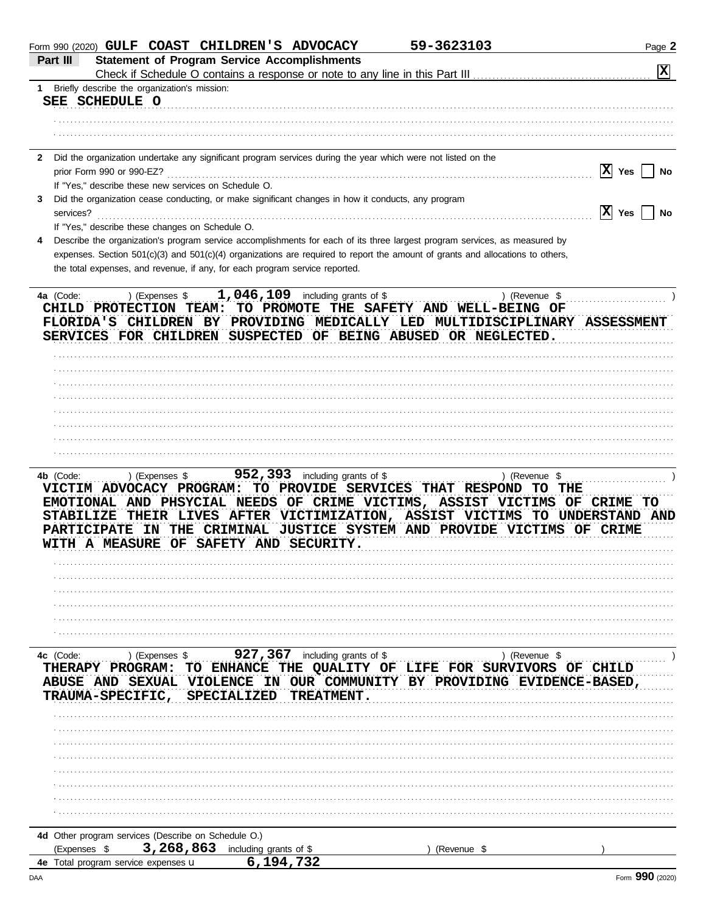Form 990 (2020) GULF COAST CHILDREN'S ADVOCACY 59-3623103 Page 2

## Part III Statement of Program Service Accomplishments

Check if Schedule O contains a response or note to any line in this Part III . . . . . [X]

**1** Briefly describe the organization's mission:

SEE SCHEDULE O

**2** Did the organization undertake any significant program services during the year which were not listed on the prior Form 990 or 990-EZ? . . . . . [X] Yes [ ] No

If "Yes," describe these new services on Schedule O.

**3** Did the organization cease conducting, or make significant changes in how it conducts, any program services? . . . . . [X] Yes [ ] No

If "Yes," describe these changes on Schedule O.

**4** Describe the organization's program service accomplishments for each of its three largest program services, as measured by expenses. Section 501(c)(3) and 501(c)(4) organizations are required to report the amount of grants and allocations to others, the total expenses, and revenue, if any, for each program service reported.

**4a** (Code: ) (Expenses $ 1,046,109 including grants of $ ) (Revenue $ )

CHILD PROTECTION TEAM: TO PROMOTE THE SAFETY AND WELL-BEING OF FLORIDA'S CHILDREN BY PROVIDING MEDICALLY LED MULTIDISCIPLINARY ASSESSMENT SERVICES FOR CHILDREN SUSPECTED OF BEING ABUSED OR NEGLECTED.

**4b** (Code: ) (Expenses $ 952,393 including grants of $ ) (Revenue $ )

VICTIM ADVOCACY PROGRAM: TO PROVIDE SERVICES THAT RESPOND TO THE EMOTIONAL AND PHSYCIAL NEEDS OF CRIME VICTIMS, ASSIST VICTIMS OF CRIME TO STABILIZE THEIR LIVES AFTER VICTIMIZATION, ASSIST VICTIMS TO UNDERSTAND AND PARTICIPATE IN THE CRIMINAL JUSTICE SYSTEM AND PROVIDE VICTIMS OF CRIME WITH A MEASURE OF SAFETY AND SECURITY.

**4c** (Code: ) (Expenses $ 927,367 including grants of $ ) (Revenue $ )

THERAPY PROGRAM: TO ENHANCE THE QUALITY OF LIFE FOR SURVIVORS OF CHILD ABUSE AND SEXUAL VIOLENCE IN OUR COMMUNITY BY PROVIDING EVIDENCE-BASED, TRAUMA-SPECIFIC, SPECIALIZED TREATMENT.

**4d** Other program services (Describe on Schedule O.)

(Expenses $ 3,268,863 including grants of $ ) (Revenue $ )

**4e** Total program service expenses 6,194,732

Form 990 (2020)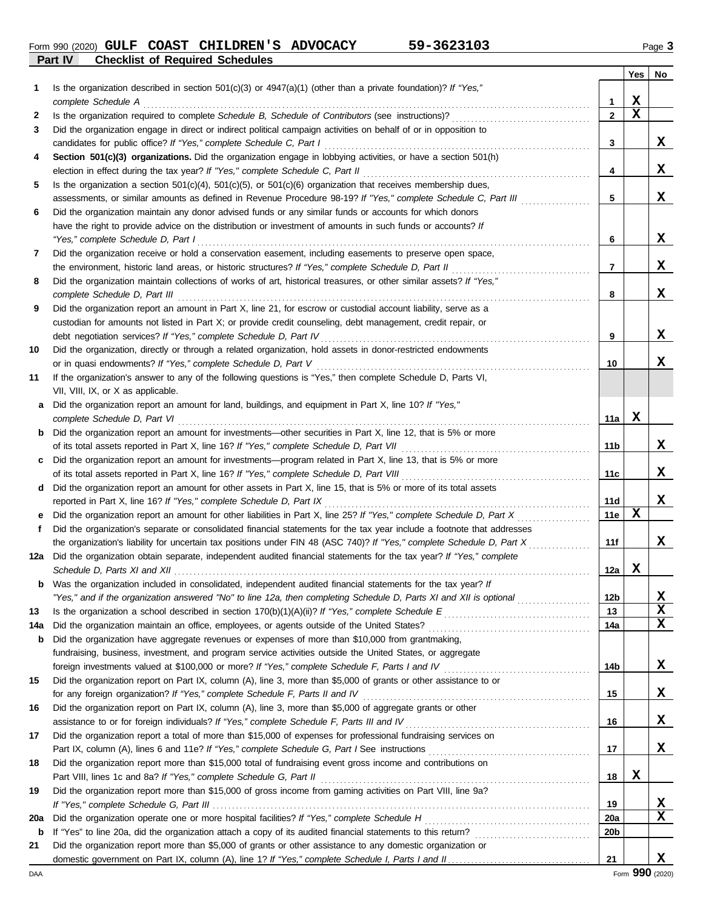Form 990 (2020) **GULF COAST CHILDREN'S ADVOCACY 59-3623103** Page 3

## Part IV Checklist of Required Schedules

| | | | Yes | No |
|---|---|---|---|---|
| 1 | Is the organization described in section 501(c)(3) or 4947(a)(1) (other than a private foundation)? *If "Yes," complete Schedule A* | 1 | X | |
| 2 | Is the organization required to complete *Schedule B, Schedule of Contributors* (see instructions)? | 2 | X | |
| 3 | Did the organization engage in direct or indirect political campaign activities on behalf of or in opposition to candidates for public office? *If "Yes," complete Schedule C, Part I* | 3 | | X |
| 4 | **Section 501(c)(3) organizations.** Did the organization engage in lobbying activities, or have a section 501(h) election in effect during the tax year? *If "Yes," complete Schedule C, Part II* | 4 | | X |
| 5 | Is the organization a section 501(c)(4), 501(c)(5), or 501(c)(6) organization that receives membership dues, assessments, or similar amounts as defined in Revenue Procedure 98-19? *If "Yes," complete Schedule C, Part III* | 5 | | X |
| 6 | Did the organization maintain any donor advised funds or any similar funds or accounts for which donors have the right to provide advice on the distribution or investment of amounts in such funds or accounts? *If "Yes," complete Schedule D, Part I* | 6 | | X |
| 7 | Did the organization receive or hold a conservation easement, including easements to preserve open space, the environment, historic land areas, or historic structures? *If "Yes," complete Schedule D, Part II* | 7 | | X |
| 8 | Did the organization maintain collections of works of art, historical treasures, or other similar assets? *If "Yes," complete Schedule D, Part III* | 8 | | X |
| 9 | Did the organization report an amount in Part X, line 21, for escrow or custodial account liability, serve as a custodian for amounts not listed in Part X; or provide credit counseling, debt management, credit repair, or debt negotiation services? *If "Yes," complete Schedule D, Part IV* | 9 | | X |
| 10 | Did the organization, directly or through a related organization, hold assets in donor-restricted endowments or in quasi endowments? *If "Yes," complete Schedule D, Part V* | 10 | | X |
| 11 | If the organization's answer to any of the following questions is "Yes," then complete Schedule D, Parts VI, VII, VIII, IX, or X as applicable. | | | |
| a | Did the organization report an amount for land, buildings, and equipment in Part X, line 10? *If "Yes," complete Schedule D, Part VI* | 11a | X | |
| b | Did the organization report an amount for investments—other securities in Part X, line 12, that is 5% or more of its total assets reported in Part X, line 16? *If "Yes," complete Schedule D, Part VII* | 11b | | X |
| c | Did the organization report an amount for investments—program related in Part X, line 13, that is 5% or more of its total assets reported in Part X, line 16? *If "Yes," complete Schedule D, Part VIII* | 11c | | X |
| d | Did the organization report an amount for other assets in Part X, line 15, that is 5% or more of its total assets reported in Part X, line 16? *If "Yes," complete Schedule D, Part IX* | 11d | | X |
| e | Did the organization report an amount for other liabilities in Part X, line 25? *If "Yes," complete Schedule D, Part X* | 11e | X | |
| f | Did the organization's separate or consolidated financial statements for the tax year include a footnote that addresses the organization's liability for uncertain tax positions under FIN 48 (ASC 740)? *If "Yes," complete Schedule D, Part X* | 11f | | X |
| 12a | Did the organization obtain separate, independent audited financial statements for the tax year? *If "Yes," complete Schedule D, Parts XI and XII* | 12a | X | |
| b | Was the organization included in consolidated, independent audited financial statements for the tax year? *If "Yes," and if the organization answered "No" to line 12a, then completing Schedule D, Parts XI and XII is optional* | 12b | | X |
| 13 | Is the organization a school described in section 170(b)(1)(A)(ii)? *If "Yes," complete Schedule E* | 13 | | X |
| 14a | Did the organization maintain an office, employees, or agents outside of the United States? | 14a | | X |
| b | Did the organization have aggregate revenues or expenses of more than $10,000 from grantmaking, fundraising, business, investment, and program service activities outside the United States, or aggregate foreign investments valued at $100,000 or more? *If "Yes," complete Schedule F, Parts I and IV* | 14b | | X |
| 15 | Did the organization report on Part IX, column (A), line 3, more than $5,000 of grants or other assistance to or for any foreign organization? *If "Yes," complete Schedule F, Parts II and IV* | 15 | | X |
| 16 | Did the organization report on Part IX, column (A), line 3, more than $5,000 of aggregate grants or other assistance to or for foreign individuals? *If "Yes," complete Schedule F, Parts III and IV* | 16 | | X |
| 17 | Did the organization report a total of more than $15,000 of expenses for professional fundraising services on Part IX, column (A), lines 6 and 11e? *If "Yes," complete Schedule G, Part I* See instructions | 17 | | X |
| 18 | Did the organization report more than $15,000 total of fundraising event gross income and contributions on Part VIII, lines 1c and 8a? *If "Yes," complete Schedule G, Part II* | 18 | X | |
| 19 | Did the organization report more than $15,000 of gross income from gaming activities on Part VIII, line 9a? *If "Yes," complete Schedule G, Part III* | 19 | | X |
| 20a | Did the organization operate one or more hospital facilities? *If "Yes," complete Schedule H* | 20a | | X |
| b | If "Yes" to line 20a, did the organization attach a copy of its audited financial statements to this return? | 20b | | |
| 21 | Did the organization report more than $5,000 of grants or other assistance to any domestic organization or domestic government on Part IX, column (A), line 1? *If "Yes," complete Schedule I, Parts I and II* | 21 | | X |

DAA Form **990** (2020)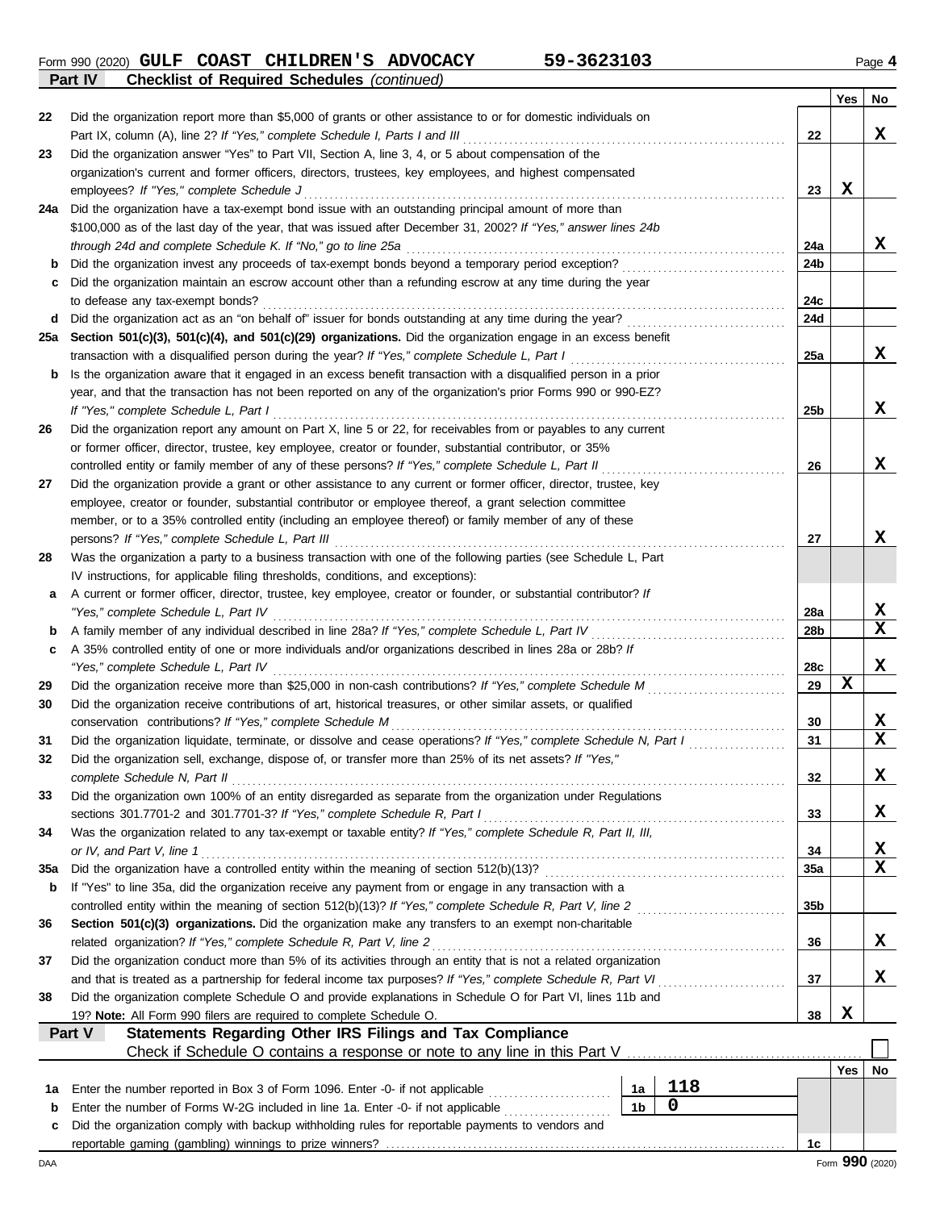Form 990 (2020) **GULF COAST CHILDREN'S ADVOCACY 59-3623103** Page **4**

**Part IV Checklist of Required Schedules** *(continued)*

| | | | Yes | No |
|---|---|---|---|---|
| 22 | Did the organization report more than $5,000 of grants or other assistance to or for domestic individuals on Part IX, column (A), line 2? *If "Yes," complete Schedule I, Parts I and III* | 22 | | X |
| 23 | Did the organization answer "Yes" to Part VII, Section A, line 3, 4, or 5 about compensation of the organization's current and former officers, directors, trustees, key employees, and highest compensated employees? *If "Yes," complete Schedule J* | 23 | X | |
| 24a | Did the organization have a tax-exempt bond issue with an outstanding principal amount of more than $100,000 as of the last day of the year, that was issued after December 31, 2002? *If "Yes," answer lines 24b through 24d and complete Schedule K. If "No," go to line 25a* | 24a | | X |
| b | Did the organization invest any proceeds of tax-exempt bonds beyond a temporary period exception? | 24b | | |
| c | Did the organization maintain an escrow account other than a refunding escrow at any time during the year to defease any tax-exempt bonds? | 24c | | |
| d | Did the organization act as an "on behalf of" issuer for bonds outstanding at any time during the year? | 24d | | |
| 25a | **Section 501(c)(3), 501(c)(4), and 501(c)(29) organizations.** Did the organization engage in an excess benefit transaction with a disqualified person during the year? *If "Yes," complete Schedule L, Part I* | 25a | | X |
| b | Is the organization aware that it engaged in an excess benefit transaction with a disqualified person in a prior year, and that the transaction has not been reported on any of the organization's prior Forms 990 or 990-EZ? *If "Yes," complete Schedule L, Part I* | 25b | | X |
| 26 | Did the organization report any amount on Part X, line 5 or 22, for receivables from or payables to any current or former officer, director, trustee, key employee, creator or founder, substantial contributor, or 35% controlled entity or family member of any of these persons? *If "Yes," complete Schedule L, Part II* | 26 | | X |
| 27 | Did the organization provide a grant or other assistance to any current or former officer, director, trustee, key employee, creator or founder, substantial contributor or employee thereof, a grant selection committee member, or to a 35% controlled entity (including an employee thereof) or family member of any of these persons? *If "Yes," complete Schedule L, Part III* | 27 | | X |
| 28 | Was the organization a party to a business transaction with one of the following parties (see Schedule L, Part IV instructions, for applicable filing thresholds, conditions, and exceptions): | | | |
| a | A current or former officer, director, trustee, key employee, creator or founder, or substantial contributor? *If "Yes," complete Schedule L, Part IV* | 28a | | X |
| b | A family member of any individual described in line 28a? *If "Yes," complete Schedule L, Part IV* | 28b | | X |
| c | A 35% controlled entity of one or more individuals and/or organizations described in lines 28a or 28b? *If "Yes," complete Schedule L, Part IV* | 28c | | X |
| 29 | Did the organization receive more than $25,000 in non-cash contributions? *If "Yes," complete Schedule M* | 29 | X | |
| 30 | Did the organization receive contributions of art, historical treasures, or other similar assets, or qualified conservation contributions? *If "Yes," complete Schedule M* | 30 | | X |
| 31 | Did the organization liquidate, terminate, or dissolve and cease operations? *If "Yes," complete Schedule N, Part I* | 31 | | X |
| 32 | Did the organization sell, exchange, dispose of, or transfer more than 25% of its net assets? *If "Yes," complete Schedule N, Part II* | 32 | | X |
| 33 | Did the organization own 100% of an entity disregarded as separate from the organization under Regulations sections 301.7701-2 and 301.7701-3? *If "Yes," complete Schedule R, Part I* | 33 | | X |
| 34 | Was the organization related to any tax-exempt or taxable entity? *If "Yes," complete Schedule R, Part II, III, or IV, and Part V, line 1* | 34 | | X |
| 35a | Did the organization have a controlled entity within the meaning of section 512(b)(13)? | 35a | | X |
| b | If "Yes" to line 35a, did the organization receive any payment from or engage in any transaction with a controlled entity within the meaning of section 512(b)(13)? *If "Yes," complete Schedule R, Part V, line 2* | 35b | | |
| 36 | **Section 501(c)(3) organizations.** Did the organization make any transfers to an exempt non-charitable related organization? *If "Yes," complete Schedule R, Part V, line 2* | 36 | | X |
| 37 | Did the organization conduct more than 5% of its activities through an entity that is not a related organization and that is treated as a partnership for federal income tax purposes? *If "Yes," complete Schedule R, Part VI* | 37 | | X |
| 38 | Did the organization complete Schedule O and provide explanations in Schedule O for Part VI, lines 11b and 19? **Note:** All Form 990 filers are required to complete Schedule O. | 38 | X | |

**Part V Statements Regarding Other IRS Filings and Tax Compliance**

Check if Schedule O contains a response or note to any line in this Part V ☐

| | | | | | Yes | No |
|---|---|---|---|---|---|---|
| 1a | Enter the number reported in Box 3 of Form 1096. Enter -0- if not applicable | 1a | 118 | | | |
| b | Enter the number of Forms W-2G included in line 1a. Enter -0- if not applicable | 1b | 0 | | | |
| c | Did the organization comply with backup withholding rules for reportable payments to vendors and reportable gaming (gambling) winnings to prize winners? | | | 1c | | |

Form **990** (2020)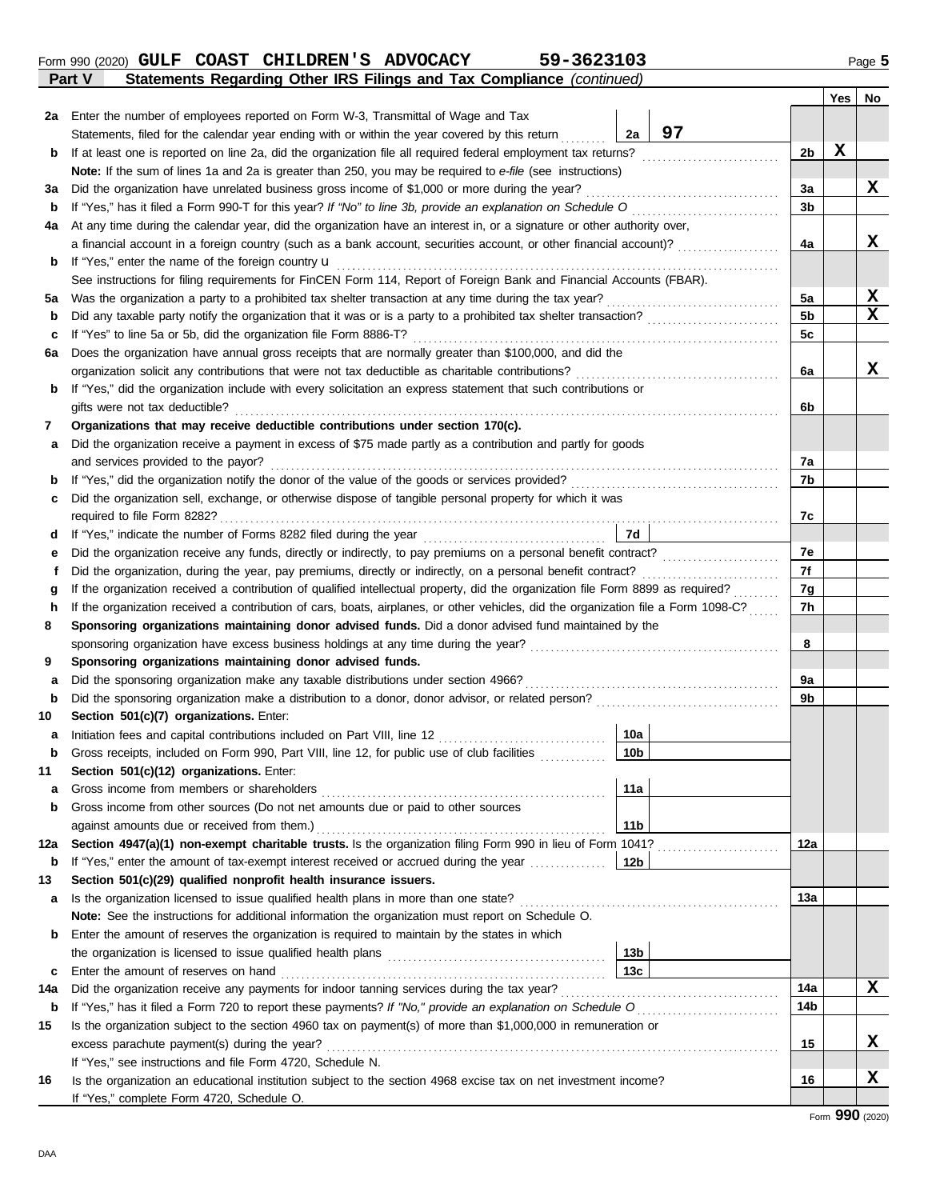Form 990 (2020) **GULF COAST CHILDREN'S ADVOCACY 59-3623103**

**Part V — Statements Regarding Other IRS Filings and Tax Compliance** *(continued)*

| | | | | Yes | No |
|---|---|---|---|---|---|
| **2a** | Enter the number of employees reported on Form W-3, Transmittal of Wage and Tax Statements, filed for the calendar year ending with or within the year covered by this return | **2a** 97 | | | |
| **b** | If at least one is reported on line 2a, did the organization file all required federal employment tax returns? | | **2b** | X | |
| | **Note:** If the sum of lines 1a and 2a is greater than 250, you may be required to *e-file* (see instructions) | | | | |
| **3a** | Did the organization have unrelated business gross income of $1,000 or more during the year? | | **3a** | | X |
| **b** | If "Yes," has it filed a Form 990-T for this year? *If "No" to line 3b, provide an explanation on Schedule O* | | **3b** | | |
| **4a** | At any time during the calendar year, did the organization have an interest in, or a signature or other authority over, a financial account in a foreign country (such as a bank account, securities account, or other financial account)? | | **4a** | | X |
| **b** | If "Yes," enter the name of the foreign country u | | | | |
| | See instructions for filing requirements for FinCEN Form 114, Report of Foreign Bank and Financial Accounts (FBAR). | | | | |
| **5a** | Was the organization a party to a prohibited tax shelter transaction at any time during the tax year? | | **5a** | | X |
| **b** | Did any taxable party notify the organization that it was or is a party to a prohibited tax shelter transaction? | | **5b** | | X |
| **c** | If "Yes" to line 5a or 5b, did the organization file Form 8886-T? | | **5c** | | |
| **6a** | Does the organization have annual gross receipts that are normally greater than $100,000, and did the organization solicit any contributions that were not tax deductible as charitable contributions? | | **6a** | | X |
| **b** | If "Yes," did the organization include with every solicitation an express statement that such contributions or gifts were not tax deductible? | | **6b** | | |
| **7** | **Organizations that may receive deductible contributions under section 170(c).** | | | | |
| **a** | Did the organization receive a payment in excess of $75 made partly as a contribution and partly for goods and services provided to the payor? | | **7a** | | |
| **b** | If "Yes," did the organization notify the donor of the value of the goods or services provided? | | **7b** | | |
| **c** | Did the organization sell, exchange, or otherwise dispose of tangible personal property for which it was required to file Form 8282? | | **7c** | | |
| **d** | If "Yes," indicate the number of Forms 8282 filed during the year | **7d** | | | |
| **e** | Did the organization receive any funds, directly or indirectly, to pay premiums on a personal benefit contract? | | **7e** | | |
| **f** | Did the organization, during the year, pay premiums, directly or indirectly, on a personal benefit contract? | | **7f** | | |
| **g** | If the organization received a contribution of qualified intellectual property, did the organization file Form 8899 as required? | | **7g** | | |
| **h** | If the organization received a contribution of cars, boats, airplanes, or other vehicles, did the organization file a Form 1098-C? | | **7h** | | |
| **8** | **Sponsoring organizations maintaining donor advised funds.** Did a donor advised fund maintained by the sponsoring organization have excess business holdings at any time during the year? | | **8** | | |
| **9** | **Sponsoring organizations maintaining donor advised funds.** | | | | |
| **a** | Did the sponsoring organization make any taxable distributions under section 4966? | | **9a** | | |
| **b** | Did the sponsoring organization make a distribution to a donor, donor advisor, or related person? | | **9b** | | |
| **10** | **Section 501(c)(7) organizations.** Enter: | | | | |
| **a** | Initiation fees and capital contributions included on Part VIII, line 12 | **10a** | | | |
| **b** | Gross receipts, included on Form 990, Part VIII, line 12, for public use of club facilities | **10b** | | | |
| **11** | **Section 501(c)(12) organizations.** Enter: | | | | |
| **a** | Gross income from members or shareholders | **11a** | | | |
| **b** | Gross income from other sources (Do not net amounts due or paid to other sources against amounts due or received from them.) | **11b** | | | |
| **12a** | **Section 4947(a)(1) non-exempt charitable trusts.** Is the organization filing Form 990 in lieu of Form 1041? | | **12a** | | |
| **b** | If "Yes," enter the amount of tax-exempt interest received or accrued during the year | **12b** | | | |
| **13** | **Section 501(c)(29) qualified nonprofit health insurance issuers.** | | | | |
| **a** | Is the organization licensed to issue qualified health plans in more than one state? | | **13a** | | |
| | **Note:** See the instructions for additional information the organization must report on Schedule O. | | | | |
| **b** | Enter the amount of reserves the organization is required to maintain by the states in which the organization is licensed to issue qualified health plans | **13b** | | | |
| **c** | Enter the amount of reserves on hand | **13c** | | | |
| **14a** | Did the organization receive any payments for indoor tanning services during the tax year? | | **14a** | | X |
| **b** | If "Yes," has it filed a Form 720 to report these payments? *If "No," provide an explanation on Schedule O* | | **14b** | | |
| **15** | Is the organization subject to the section 4960 tax on payment(s) of more than $1,000,000 in remuneration or excess parachute payment(s) during the year? | | **15** | | X |
| | If "Yes," see instructions and file Form 4720, Schedule N. | | | | |
| **16** | Is the organization an educational institution subject to the section 4968 excise tax on net investment income? | | **16** | | X |
| | If "Yes," complete Form 4720, Schedule O. | | | | |

Form **990** (2020)

DAA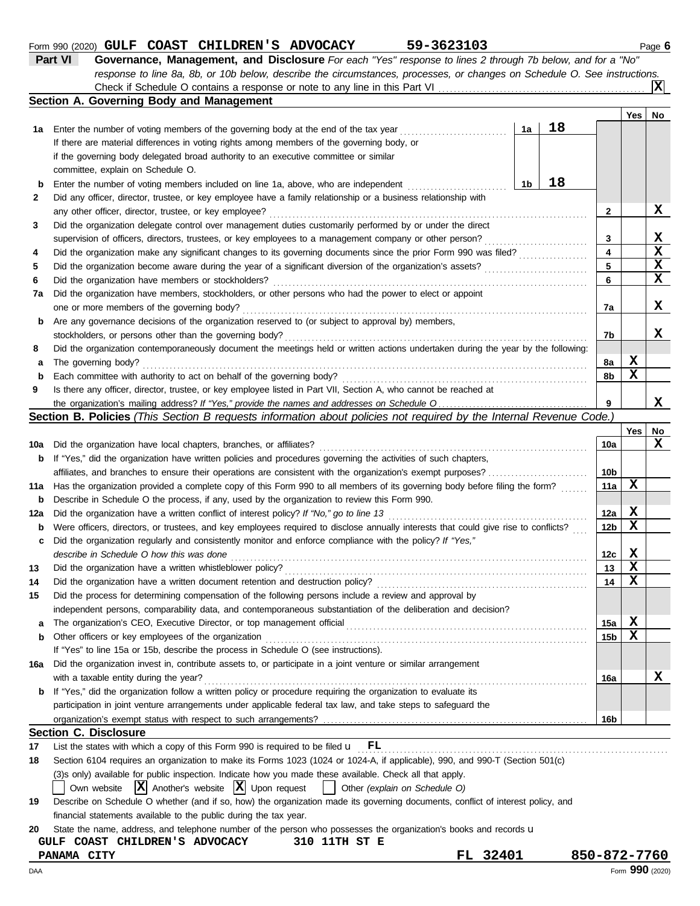Form 990 (2020) **GULF COAST CHILDREN'S ADVOCACY** **59-3623103** Page **6**

## Part VI Governance, Management, and Disclosure

*For each "Yes" response to lines 2 through 7b below, and for a "No" response to line 8a, 8b, or 10b below, describe the circumstances, processes, or changes on Schedule O. See instructions.*

Check if Schedule O contains a response or note to any line in this Part VI ..... **X**

### Section A. Governing Body and Management

| | | | | | Yes | No |
|---|---|---|---|---|---|---|
| **1a** | Enter the number of voting members of the governing body at the end of the tax year. If there are material differences in voting rights among members of the governing body, or if the governing body delegated broad authority to an executive committee or similar committee, explain on Schedule O. | 1a | 18 | | | |
| **b** | Enter the number of voting members included on line 1a, above, who are independent | 1b | 18 | | | |
| **2** | Did any officer, director, trustee, or key employee have a family relationship or a business relationship with any other officer, director, trustee, or key employee? | | | 2 | | X |
| **3** | Did the organization delegate control over management duties customarily performed by or under the direct supervision of officers, directors, trustees, or key employees to a management company or other person? | | | 3 | | X |
| **4** | Did the organization make any significant changes to its governing documents since the prior Form 990 was filed? | | | 4 | | X |
| **5** | Did the organization become aware during the year of a significant diversion of the organization's assets? | | | 5 | | X |
| **6** | Did the organization have members or stockholders? | | | 6 | | X |
| **7a** | Did the organization have members, stockholders, or other persons who had the power to elect or appoint one or more members of the governing body? | | | 7a | | X |
| **b** | Are any governance decisions of the organization reserved to (or subject to approval by) members, stockholders, or persons other than the governing body? | | | 7b | | X |
| **8** | Did the organization contemporaneously document the meetings held or written actions undertaken during the year by the following: | | | | | |
| **a** | The governing body? | | | 8a | X | |
| **b** | Each committee with authority to act on behalf of the governing body? | | | 8b | X | |
| **9** | Is there any officer, director, trustee, or key employee listed in Part VII, Section A, who cannot be reached at the organization's mailing address? *If "Yes," provide the names and addresses on Schedule O* | | | 9 | | X |

### Section B. Policies *(This Section B requests information about policies not required by the Internal Revenue Code.)*

| | | | Yes | No |
|---|---|---|---|---|
| **10a** | Did the organization have local chapters, branches, or affiliates? | 10a | | X |
| **b** | If "Yes," did the organization have written policies and procedures governing the activities of such chapters, affiliates, and branches to ensure their operations are consistent with the organization's exempt purposes? | 10b | | |
| **11a** | Has the organization provided a complete copy of this Form 990 to all members of its governing body before filing the form? | 11a | X | |
| **b** | Describe in Schedule O the process, if any, used by the organization to review this Form 990. | | | |
| **12a** | Did the organization have a written conflict of interest policy? *If "No," go to line 13* | 12a | X | |
| **b** | Were officers, directors, or trustees, and key employees required to disclose annually interests that could give rise to conflicts? | 12b | X | |
| **c** | Did the organization regularly and consistently monitor and enforce compliance with the policy? *If "Yes," describe in Schedule O how this was done* | 12c | X | |
| **13** | Did the organization have a written whistleblower policy? | 13 | X | |
| **14** | Did the organization have a written document retention and destruction policy? | 14 | X | |
| **15** | Did the process for determining compensation of the following persons include a review and approval by independent persons, comparability data, and contemporaneous substantiation of the deliberation and decision? | | | |
| **a** | The organization's CEO, Executive Director, or top management official | 15a | X | |
| **b** | Other officers or key employees of the organization | 15b | X | |
| | If "Yes" to line 15a or 15b, describe the process in Schedule O (see instructions). | | | |
| **16a** | Did the organization invest in, contribute assets to, or participate in a joint venture or similar arrangement with a taxable entity during the year? | 16a | | X |
| **b** | If "Yes," did the organization follow a written policy or procedure requiring the organization to evaluate its participation in joint venture arrangements under applicable federal tax law, and take steps to safeguard the organization's exempt status with respect to such arrangements? | 16b | | |

### Section C. Disclosure

**17** List the states with which a copy of this Form 990 is required to be filed u **FL**

**18** Section 6104 requires an organization to make its Forms 1023 (1024 or 1024-A, if applicable), 990, and 990-T (Section 501(c)(3)s only) available for public inspection. Indicate how you made these available. Check all that apply.

☐ Own website **☒** Another's website **☒** Upon request ☐ Other *(explain on Schedule O)*

**19** Describe on Schedule O whether (and if so, how) the organization made its governing documents, conflict of interest policy, and financial statements available to the public during the tax year.

**20** State the name, address, and telephone number of the person who possesses the organization's books and records u

**GULF COAST CHILDREN'S ADVOCACY** **310 11TH ST E**
**PANAMA CITY** **FL 32401** **850-872-7760**

DAA Form **990** (2020)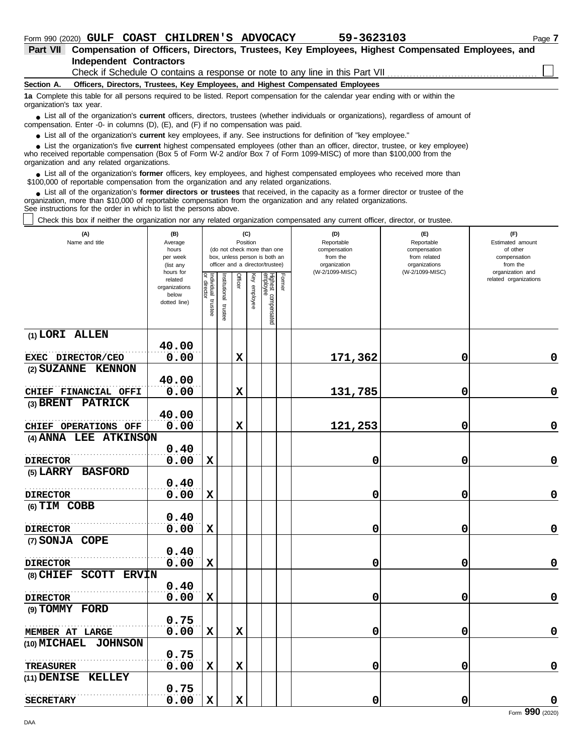Form 990 (2020) **GULF COAST CHILDREN'S ADVOCACY** **59-3623103**

**Part VII Compensation of Officers, Directors, Trustees, Key Employees, Highest Compensated Employees, and Independent Contractors**

Check if Schedule O contains a response or note to any line in this Part VII ☐

**Section A. Officers, Directors, Trustees, Key Employees, and Highest Compensated Employees**

**1a** Complete this table for all persons required to be listed. Report compensation for the calendar year ending with or within the organization's tax year.

- List all of the organization's **current** officers, directors, trustees (whether individuals or organizations), regardless of amount of compensation. Enter -0- in columns (D), (E), and (F) if no compensation was paid.
- List all of the organization's **current** key employees, if any. See instructions for definition of "key employee."
- List the organization's five **current** highest compensated employees (other than an officer, director, trustee, or key employee) who received reportable compensation (Box 5 of Form W-2 and/or Box 7 of Form 1099-MISC) of more than $100,000 from the organization and any related organizations.
- List all of the organization's **former** officers, key employees, and highest compensated employees who received more than $100,000 of reportable compensation from the organization and any related organizations.
- List all of the organization's **former directors or trustees** that received, in the capacity as a former director or trustee of the organization, more than $10,000 of reportable compensation from the organization and any related organizations.

See instructions for the order in which to list the persons above.

☐ Check this box if neither the organization nor any related organization compensated any current officer, director, or trustee.

| (A) Name and title | (B) Average hours per week (list any hours for related organizations below dotted line) | (C) Position: Individual trustee or director | Institutional trustee | Officer | Key employee | Highest compensated employee | Former | (D) Reportable compensation from the organization (W-2/1099-MISC) | (E) Reportable compensation from related organizations (W-2/1099-MISC) | (F) Estimated amount of other compensation from the organization and related organizations |
|---|---|---|---|---|---|---|---|---|---|---|
| (1) LORI ALLEN<br>EXEC DIRECTOR/CEO | 40.00<br>0.00 | | | X | | | | 171,362 | 0 | 0 |
| (2) SUZANNE KENNON<br>CHIEF FINANCIAL OFFI | 40.00<br>0.00 | | | X | | | | 131,785 | 0 | 0 |
| (3) BRENT PATRICK<br>CHIEF OPERATIONS OFF | 40.00<br>0.00 | | | X | | | | 121,253 | 0 | 0 |
| (4) ANNA LEE ATKINSON<br>DIRECTOR | 0.40<br>0.00 | X | | | | | | 0 | 0 | 0 |
| (5) LARRY BASFORD<br>DIRECTOR | 0.40<br>0.00 | X | | | | | | 0 | 0 | 0 |
| (6) TIM COBB<br>DIRECTOR | 0.40<br>0.00 | X | | | | | | 0 | 0 | 0 |
| (7) SONJA COPE<br>DIRECTOR | 0.40<br>0.00 | X | | | | | | 0 | 0 | 0 |
| (8) CHIEF SCOTT ERVIN<br>DIRECTOR | 0.40<br>0.00 | X | | | | | | 0 | 0 | 0 |
| (9) TOMMY FORD<br>MEMBER AT LARGE | 0.75<br>0.00 | X | | X | | | | 0 | 0 | 0 |
| (10) MICHAEL JOHNSON<br>TREASURER | 0.75<br>0.00 | X | | X | | | | 0 | 0 | 0 |
| (11) DENISE KELLEY<br>SECRETARY | 0.75<br>0.00 | X | | X | | | | 0 | 0 | 0 |

Form **990** (2020)

DAA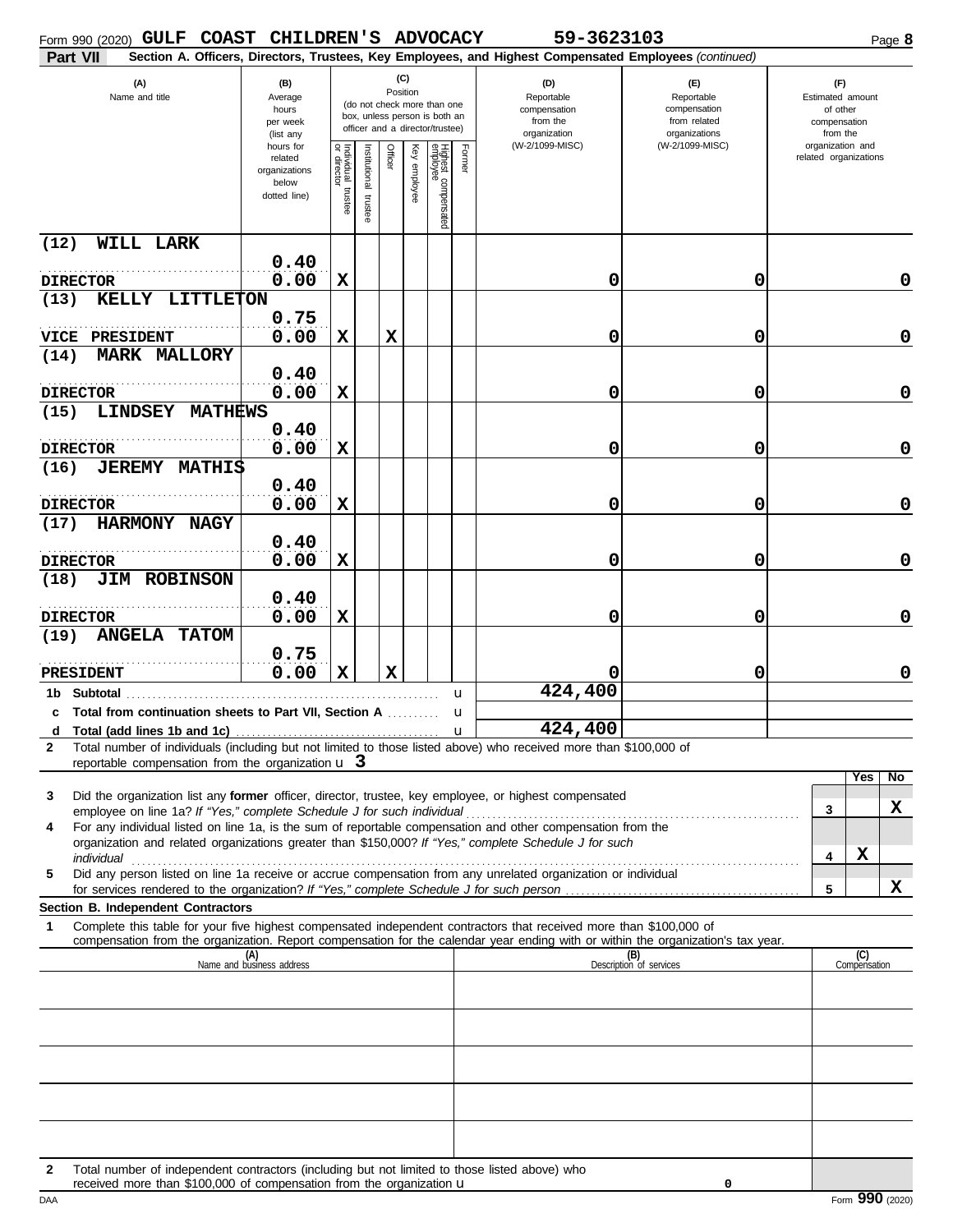Form 990 (2020) **GULF COAST CHILDREN'S ADVOCACY** **59-3623103** Page **8**

**Part VII** **Section A. Officers, Directors, Trustees, Key Employees, and Highest Compensated Employees** *(continued)*

| (A) Name and title | (B) Average hours per week (list any hours for related organizations below dotted line) | (C) Position: Individual trustee or director | Institutional trustee | Officer | Key employee | Highest compensated employee | Former | (D) Reportable compensation from the organization (W-2/1099-MISC) | (E) Reportable compensation from related organizations (W-2/1099-MISC) | (F) Estimated amount of other compensation from the organization and related organizations |
|---|---|---|---|---|---|---|---|---|---|---|
| (12) WILL LARK<br>DIRECTOR | 0.40<br>0.00 | X | | | | | | 0 | 0 | 0 |
| (13) KELLY LITTLETON<br>VICE PRESIDENT | 0.75<br>0.00 | X | | X | | | | 0 | 0 | 0 |
| (14) MARK MALLORY<br>DIRECTOR | 0.40<br>0.00 | X | | | | | | 0 | 0 | 0 |
| (15) LINDSEY MATHEWS<br>DIRECTOR | 0.40<br>0.00 | X | | | | | | 0 | 0 | 0 |
| (16) JEREMY MATHIS<br>DIRECTOR | 0.40<br>0.00 | X | | | | | | 0 | 0 | 0 |
| (17) HARMONY NAGY<br>DIRECTOR | 0.40<br>0.00 | X | | | | | | 0 | 0 | 0 |
| (18) JIM ROBINSON<br>DIRECTOR | 0.40<br>0.00 | X | | | | | | 0 | 0 | 0 |
| (19) ANGELA TATOM<br>PRESIDENT | 0.75<br>0.00 | X | | X | | | | 0 | 0 | 0 |
| **1b Subtotal** | | | | | | | | 424,400 | | |
| **c Total from continuation sheets to Part VII, Section A** | | | | | | | | | | |
| **d Total (add lines 1b and 1c)** | | | | | | | | 424,400 | | |

**2** Total number of individuals (including but not limited to those listed above) who received more than $100,000 of reportable compensation from the organization u **3**

| | | Yes | No |
|---|---|---|---|
| **3** Did the organization list any **former** officer, director, trustee, key employee, or highest compensated employee on line 1a? *If "Yes," complete Schedule J for such individual* | 3 | | X |
| **4** For any individual listed on line 1a, is the sum of reportable compensation and other compensation from the organization and related organizations greater than $150,000? *If "Yes," complete Schedule J for such individual* | 4 | X | |
| **5** Did any person listed on line 1a receive or accrue compensation from any unrelated organization or individual for services rendered to the organization? *If "Yes," complete Schedule J for such person* | 5 | | X |

**Section B. Independent Contractors**

**1** Complete this table for your five highest compensated independent contractors that received more than $100,000 of compensation from the organization. Report compensation for the calendar year ending with or within the organization's tax year.

| (A) Name and business address | (B) Description of services | (C) Compensation |
|---|---|---|
| | | |
| | | |
| | | |
| | | |
| | | |

**2** Total number of independent contractors (including but not limited to those listed above) who received more than $100,000 of compensation from the organization u 0

DAA Form **990** (2020)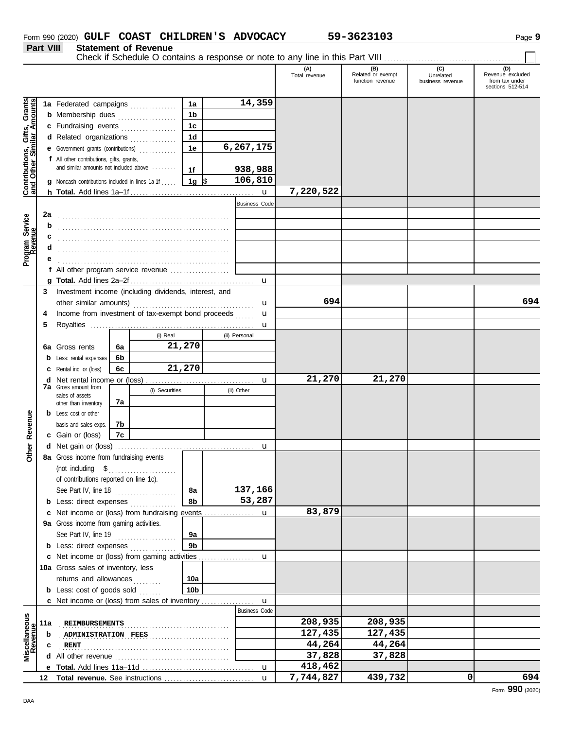Form 990 (2020) **GULF COAST CHILDREN'S ADVOCACY** **59-3623103**

## Part VIII Statement of Revenue

Check if Schedule O contains a response or note to any line in this Part VIII . . . . . . . . . . . . . . . . . . . . . . . . . . . . ☐

| | | | | (A) Total revenue | (B) Related or exempt function revenue | (C) Unrelated business revenue | (D) Revenue excluded from tax under sections 512-514 |
|---|---|---|---|---|---|---|---|
| **Contributions, Gifts, Grants and Other Similar Amounts** | **1a** Federated campaigns | 1a | 14,359 | | | | |
| | **b** Membership dues | 1b | | | | | |
| | **c** Fundraising events | 1c | | | | | |
| | **d** Related organizations | 1d | | | | | |
| | **e** Government grants (contributions) | 1e | 6,267,175 | | | | |
| | **f** All other contributions, gifts, grants, and similar amounts not included above | 1f | 938,988 | | | | |
| | **g** Noncash contributions included in lines 1a-1f | 1g | $ 106,810 | | | | |
| | **h Total.** Add lines 1a–1f | | u | 7,220,522 | | | |
| **Program Service Revenue** | | | Business Code | | | | |
| | **2a** | | | | | | |
| | **b** | | | | | | |
| | **c** | | | | | | |
| | **d** | | | | | | |
| | **e** | | | | | | |
| | **f** All other program service revenue | | | | | | |
| | **g Total.** Add lines 2a–2f | | u | | | | |
| **Other Revenue** | **3** Investment income (including dividends, interest, and other similar amounts) | | u | 694 | | | 694 |
| | **4** Income from investment of tax-exempt bond proceeds | | u | | | | |
| | **5** Royalties | | u | | | | |
| | | (i) Real | (ii) Personal | | | | |
| | **6a** Gross rents (6a) | 21,270 | | | | | |
| | **b** Less: rental expenses (6b) | | | | | | |
| | **c** Rental inc. or (loss) (6c) | 21,270 | | | | | |
| | **d** Net rental income or (loss) | | u | 21,270 | 21,270 | | |
| | | (i) Securities | (ii) Other | | | | |
| | **7a** Gross amount from sales of assets other than inventory (7a) | | | | | | |
| | **b** Less: cost or other basis and sales exps. (7b) | | | | | | |
| | **c** Gain or (loss) (7c) | | | | | | |
| | **d** Net gain or (loss) | | u | | | | |
| | **8a** Gross income from fundraising events (not including $ . . . . . . of contributions reported on line 1c). See Part IV, line 18 | 8a | 137,166 | | | | |
| | **b** Less: direct expenses | 8b | 53,287 | | | | |
| | **c** Net income or (loss) from fundraising events | | u | 83,879 | | | |
| | **9a** Gross income from gaming activities. See Part IV, line 19 | 9a | | | | | |
| | **b** Less: direct expenses | 9b | | | | | |
| | **c** Net income or (loss) from gaming activities | | u | | | | |
| | **10a** Gross sales of inventory, less returns and allowances | 10a | | | | | |
| | **b** Less: cost of goods sold | 10b | | | | | |
| | **c** Net income or (loss) from sales of inventory | | u | | | | |
| **Miscellaneous Revenue** | | | Business Code | | | | |
| | **11a** REIMBURSEMENTS | | | 208,935 | 208,935 | | |
| | **b** ADMINISTRATION FEES | | | 127,435 | 127,435 | | |
| | **c** RENT | | | 44,264 | 44,264 | | |
| | **d** All other revenue | | | 37,828 | 37,828 | | |
| | **e Total.** Add lines 11a–11d | | u | 418,462 | | | |
| | **12 Total revenue.** See instructions | | u | 7,744,827 | 439,732 | 0 | 694 |

Form **990** (2020)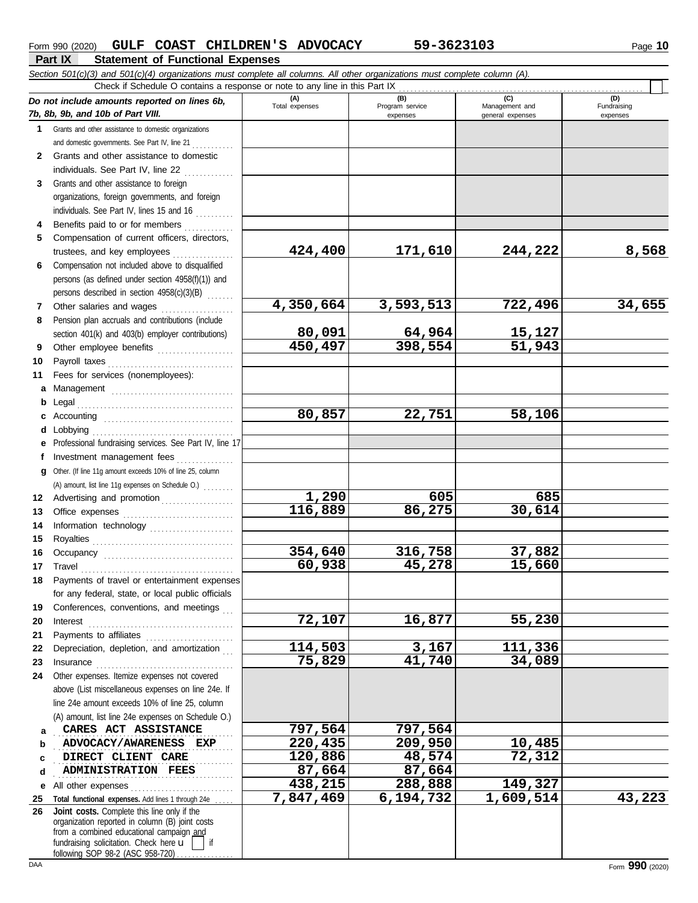Form 990 (2020) **GULF COAST CHILDREN'S ADVOCACY** **59-3623103** Page **10**

## Part IX Statement of Functional Expenses

*Section 501(c)(3) and 501(c)(4) organizations must complete all columns. All other organizations must complete column (A).*

Check if Schedule O contains a response or note to any line in this Part IX . . . . . . . . . . . . . . . . . . . . . . . . . . . . . . . . . . . . . . . . . . . . . . . . . . . . . . . . . ☐

| *Do not include amounts reported on lines 6b, 7b, 8b, 9b, and 10b of Part VIII.* | (A) Total expenses | (B) Program service expenses | (C) Management and general expenses | (D) Fundraising expenses |
|---|---|---|---|---|
| **1** Grants and other assistance to domestic organizations and domestic governments. See Part IV, line 21 | | | | |
| **2** Grants and other assistance to domestic individuals. See Part IV, line 22 | | | | |
| **3** Grants and other assistance to foreign organizations, foreign governments, and foreign individuals. See Part IV, lines 15 and 16 | | | | |
| **4** Benefits paid to or for members | | | | |
| **5** Compensation of current officers, directors, trustees, and key employees | 424,400 | 171,610 | 244,222 | 8,568 |
| **6** Compensation not included above to disqualified persons (as defined under section 4958(f)(1)) and persons described in section 4958(c)(3)(B) | | | | |
| **7** Other salaries and wages | 4,350,664 | 3,593,513 | 722,496 | 34,655 |
| **8** Pension plan accruals and contributions (include section 401(k) and 403(b) employer contributions) | 80,091 | 64,964 | 15,127 | |
| **9** Other employee benefits | 450,497 | 398,554 | 51,943 | |
| **10** Payroll taxes | | | | |
| **11** Fees for services (nonemployees): | | | | |
| **a** Management | | | | |
| **b** Legal | | | | |
| **c** Accounting | 80,857 | 22,751 | 58,106 | |
| **d** Lobbying | | | | |
| **e** Professional fundraising services. See Part IV, line 17 | | | | |
| **f** Investment management fees | | | | |
| **g** Other. (If line 11g amount exceeds 10% of line 25, column (A) amount, list line 11g expenses on Schedule O.) | | | | |
| **12** Advertising and promotion | 1,290 | 605 | 685 | |
| **13** Office expenses | 116,889 | 86,275 | 30,614 | |
| **14** Information technology | | | | |
| **15** Royalties | | | | |
| **16** Occupancy | 354,640 | 316,758 | 37,882 | |
| **17** Travel | 60,938 | 45,278 | 15,660 | |
| **18** Payments of travel or entertainment expenses for any federal, state, or local public officials | | | | |
| **19** Conferences, conventions, and meetings | | | | |
| **20** Interest | 72,107 | 16,877 | 55,230 | |
| **21** Payments to affiliates | | | | |
| **22** Depreciation, depletion, and amortization | 114,503 | 3,167 | 111,336 | |
| **23** Insurance | 75,829 | 41,740 | 34,089 | |
| **24** Other expenses. Itemize expenses not covered above (List miscellaneous expenses on line 24e. If line 24e amount exceeds 10% of line 25, column (A) amount, list line 24e expenses on Schedule O.) | | | | |
| **a** CARES ACT ASSISTANCE | 797,564 | 797,564 | | |
| **b** ADVOCACY/AWARENESS EXP | 220,435 | 209,950 | 10,485 | |
| **c** DIRECT CLIENT CARE | 120,886 | 48,574 | 72,312 | |
| **d** ADMINISTRATION FEES | 87,664 | 87,664 | | |
| **e** All other expenses | 438,215 | 288,888 | 149,327 | |
| **25 Total functional expenses.** Add lines 1 through 24e | 7,847,469 | 6,194,732 | 1,609,514 | 43,223 |
| **26 Joint costs.** Complete this line only if the organization reported in column (B) joint costs from a combined educational campaign and fundraising solicitation. Check here u ☐ if following SOP 98-2 (ASC 958-720) | | | | |

Form **990** (2020)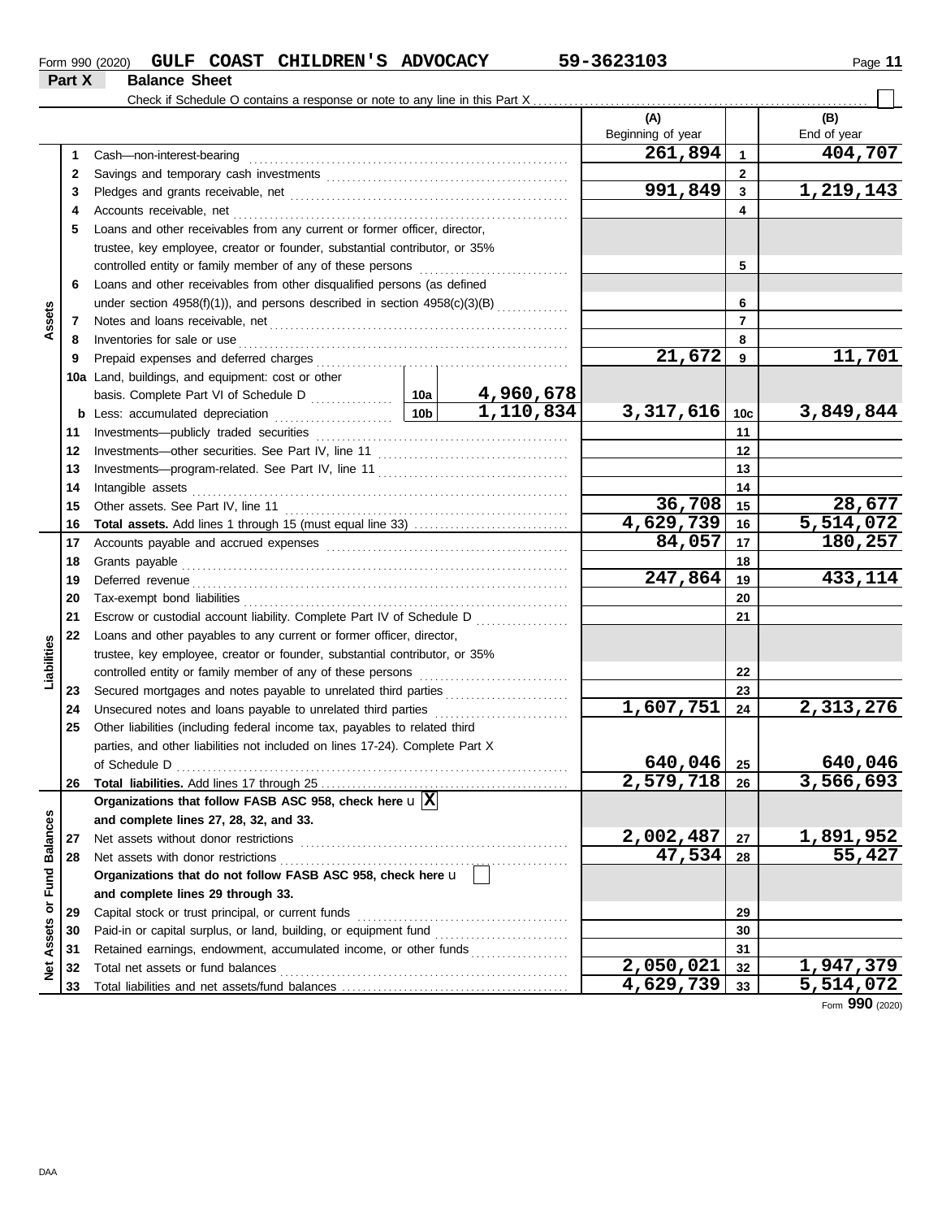Form 990 (2020) **GULF COAST CHILDREN'S ADVOCACY** **59-3623103**

## Part X Balance Sheet

Check if Schedule O contains a response or note to any line in this Part X . . . . . . ☐

| | | | | | (A) Beginning of year | | (B) End of year |
|---|---|---|---|---|---|---|---|
| **Assets** | 1 | Cash—non-interest-bearing | | | 261,894 | 1 | 404,707 |
| | 2 | Savings and temporary cash investments | | | | 2 | |
| | 3 | Pledges and grants receivable, net | | | 991,849 | 3 | 1,219,143 |
| | 4 | Accounts receivable, net | | | | 4 | |
| | 5 | Loans and other receivables from any current or former officer, director, trustee, key employee, creator or founder, substantial contributor, or 35% controlled entity or family member of any of these persons | | | | 5 | |
| | 6 | Loans and other receivables from other disqualified persons (as defined under section 4958(f)(1)), and persons described in section 4958(c)(3)(B) | | | | 6 | |
| | 7 | Notes and loans receivable, net | | | | 7 | |
| | 8 | Inventories for sale or use | | | | 8 | |
| | 9 | Prepaid expenses and deferred charges | | | 21,672 | 9 | 11,701 |
| | 10a | Land, buildings, and equipment: cost or other basis. Complete Part VI of Schedule D | 10a | 4,960,678 | | | |
| | b | Less: accumulated depreciation | 10b | 1,110,834 | 3,317,616 | 10c | 3,849,844 |
| | 11 | Investments—publicly traded securities | | | | 11 | |
| | 12 | Investments—other securities. See Part IV, line 11 | | | | 12 | |
| | 13 | Investments—program-related. See Part IV, line 11 | | | | 13 | |
| | 14 | Intangible assets | | | | 14 | |
| | 15 | Other assets. See Part IV, line 11 | | | 36,708 | 15 | 28,677 |
| | 16 | **Total assets.** Add lines 1 through 15 (must equal line 33) | | | 4,629,739 | 16 | 5,514,072 |
| **Liabilities** | 17 | Accounts payable and accrued expenses | | | 84,057 | 17 | 180,257 |
| | 18 | Grants payable | | | | 18 | |
| | 19 | Deferred revenue | | | 247,864 | 19 | 433,114 |
| | 20 | Tax-exempt bond liabilities | | | | 20 | |
| | 21 | Escrow or custodial account liability. Complete Part IV of Schedule D | | | | 21 | |
| | 22 | Loans and other payables to any current or former officer, director, trustee, key employee, creator or founder, substantial contributor, or 35% controlled entity or family member of any of these persons | | | | 22 | |
| | 23 | Secured mortgages and notes payable to unrelated third parties | | | | 23 | |
| | 24 | Unsecured notes and loans payable to unrelated third parties | | | 1,607,751 | 24 | 2,313,276 |
| | 25 | Other liabilities (including federal income tax, payables to related third parties, and other liabilities not included on lines 17-24). Complete Part X of Schedule D | | | 640,046 | 25 | 640,046 |
| | 26 | **Total liabilities.** Add lines 17 through 25 | | | 2,579,718 | 26 | 3,566,693 |
| **Net Assets or Fund Balances** | | **Organizations that follow FASB ASC 958, check here** ☒ **and complete lines 27, 28, 32, and 33.** | | | | | |
| | 27 | Net assets without donor restrictions | | | 2,002,487 | 27 | 1,891,952 |
| | 28 | Net assets with donor restrictions | | | 47,534 | 28 | 55,427 |
| | | **Organizations that do not follow FASB ASC 958, check here** ☐ **and complete lines 29 through 33.** | | | | | |
| | 29 | Capital stock or trust principal, or current funds | | | | 29 | |
| | 30 | Paid-in or capital surplus, or land, building, or equipment fund | | | | 30 | |
| | 31 | Retained earnings, endowment, accumulated income, or other funds | | | | 31 | |
| | 32 | Total net assets or fund balances | | | 2,050,021 | 32 | 1,947,379 |
| | 33 | Total liabilities and net assets/fund balances | | | 4,629,739 | 33 | 5,514,072 |

Form **990** (2020)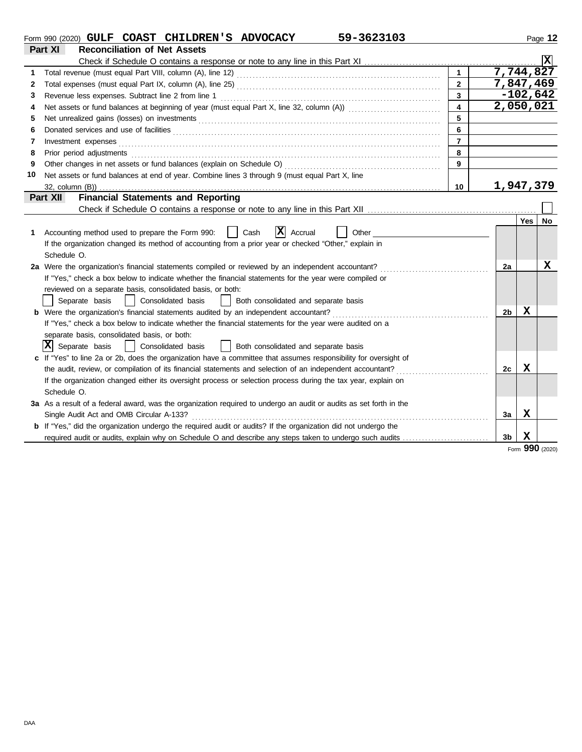Form 990 (2020) **GULF COAST CHILDREN'S ADVOCACY** **59-3623103**

## Part XI Reconciliation of Net Assets

Check if Schedule O contains a response or note to any line in this Part XI .......... [X]

| | | | |
|---|---|---|---|
| 1 | Total revenue (must equal Part VIII, column (A), line 12) | 1 | 7,744,827 |
| 2 | Total expenses (must equal Part IX, column (A), line 25) | 2 | 7,847,469 |
| 3 | Revenue less expenses. Subtract line 2 from line 1 | 3 | -102,642 |
| 4 | Net assets or fund balances at beginning of year (must equal Part X, line 32, column (A)) | 4 | 2,050,021 |
| 5 | Net unrealized gains (losses) on investments | 5 | |
| 6 | Donated services and use of facilities | 6 | |
| 7 | Investment expenses | 7 | |
| 8 | Prior period adjustments | 8 | |
| 9 | Other changes in net assets or fund balances (explain on Schedule O) | 9 | |
| 10 | Net assets or fund balances at end of year. Combine lines 3 through 9 (must equal Part X, line 32, column (B)) | 10 | 1,947,379 |

## Part XII Financial Statements and Reporting

Check if Schedule O contains a response or note to any line in this Part XII .......... [ ]

| | | | Yes | No |
|---|---|---|---|---|
| 1 | Accounting method used to prepare the Form 990: [ ] Cash [X] Accrual [ ] Other<br>If the organization changed its method of accounting from a prior year or checked "Other," explain in Schedule O. | | | |
| 2a | Were the organization's financial statements compiled or reviewed by an independent accountant?<br>If "Yes," check a box below to indicate whether the financial statements for the year were compiled or reviewed on a separate basis, consolidated basis, or both:<br>[ ] Separate basis [ ] Consolidated basis [ ] Both consolidated and separate basis | 2a | | X |
| b | Were the organization's financial statements audited by an independent accountant?<br>If "Yes," check a box below to indicate whether the financial statements for the year were audited on a separate basis, consolidated basis, or both:<br>[X] Separate basis [ ] Consolidated basis [ ] Both consolidated and separate basis | 2b | X | |
| c | If "Yes" to line 2a or 2b, does the organization have a committee that assumes responsibility for oversight of the audit, review, or compilation of its financial statements and selection of an independent accountant?<br>If the organization changed either its oversight process or selection process during the tax year, explain on Schedule O. | 2c | X | |
| 3a | As a result of a federal award, was the organization required to undergo an audit or audits as set forth in the Single Audit Act and OMB Circular A-133? | 3a | X | |
| b | If "Yes," did the organization undergo the required audit or audits? If the organization did not undergo the required audit or audits, explain why on Schedule O and describe any steps taken to undergo such audits | 3b | X | |

Form **990** (2020)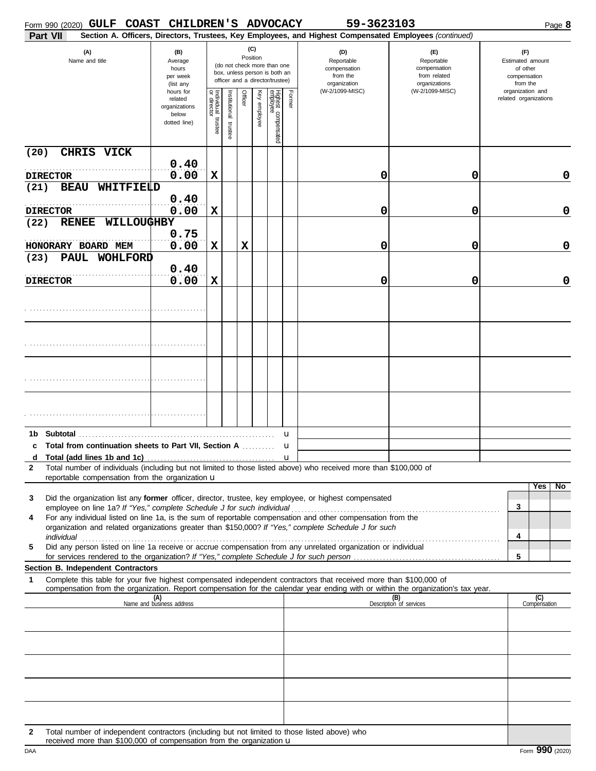Form 990 (2020) **GULF COAST CHILDREN'S ADVOCACY** **59-3623103**

**Part VII** **Section A. Officers, Directors, Trustees, Key Employees, and Highest Compensated Employees** *(continued)*

| (A) Name and title | (B) Average hours per week (list any hours for related organizations below dotted line) | (C) Position: Individual trustee or director | Institutional trustee | Officer | Key employee | Highest compensated employee | Former | (D) Reportable compensation from the organization (W-2/1099-MISC) | (E) Reportable compensation from related organizations (W-2/1099-MISC) | (F) Estimated amount of other compensation from the organization and related organizations |
|---|---|---|---|---|---|---|---|---|---|---|
| (20) CHRIS VICK<br>DIRECTOR | 0.40<br>0.00 | X | | | | | | 0 | 0 | 0 |
| (21) BEAU WHITFIELD<br>DIRECTOR | 0.40<br>0.00 | X | | | | | | 0 | 0 | 0 |
| (22) RENEE WILLOUGHBY<br>HONORARY BOARD MEM | 0.75<br>0.00 | X | | X | | | | 0 | 0 | 0 |
| (23) PAUL WOHLFORD<br>DIRECTOR | 0.40<br>0.00 | X | | | | | | 0 | 0 | 0 |
| | | | | | | | | | | |
| | | | | | | | | | | |
| | | | | | | | | | | |
| | | | | | | | | | | |

**1b Subtotal** u

**c Total from continuation sheets to Part VII, Section A** u

**d Total (add lines 1b and 1c)** u

**2** Total number of individuals (including but not limited to those listed above) who received more than $100,000 of reportable compensation from the organization u

| | | Yes | No |
|---|---|---|---|
| **3** Did the organization list any **former** officer, director, trustee, key employee, or highest compensated employee on line 1a? *If "Yes," complete Schedule J for such individual* | 3 | | |
| **4** For any individual listed on line 1a, is the sum of reportable compensation and other compensation from the organization and related organizations greater than $150,000? *If "Yes," complete Schedule J for such individual* | 4 | | |
| **5** Did any person listed on line 1a receive or accrue compensation from any unrelated organization or individual for services rendered to the organization? *If "Yes," complete Schedule J for such person* | 5 | | |

**Section B. Independent Contractors**

**1** Complete this table for your five highest compensated independent contractors that received more than $100,000 of compensation from the organization. Report compensation for the calendar year ending with or within the organization's tax year.

| (A) Name and business address | (B) Description of services | (C) Compensation |
|---|---|---|
| | | |
| | | |
| | | |
| | | |
| | | |

**2** Total number of independent contractors (including but not limited to those listed above) who received more than $100,000 of compensation from the organization u

Form **990** (2020)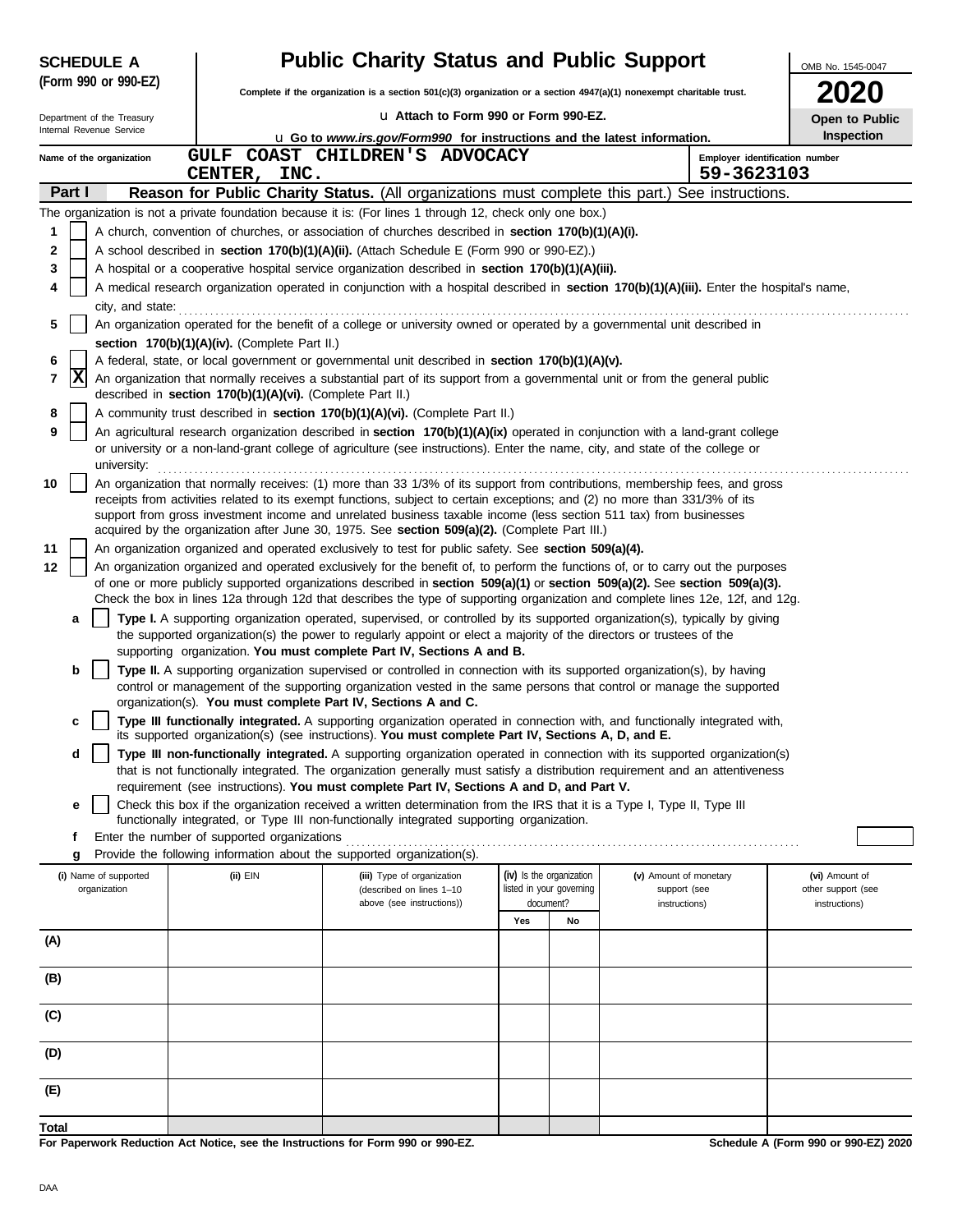**SCHEDULE A (Form 990 or 990-EZ)**

Department of the Treasury
Internal Revenue Service

# Public Charity Status and Public Support

**Complete if the organization is a section 501(c)(3) organization or a section 4947(a)(1) nonexempt charitable trust.**

u Attach to Form 990 or Form 990-EZ.

u Go to *www.irs.gov/Form990* for instructions and the latest information.

OMB No. 1545-0047

**2020**

**Open to Public Inspection**

Name of the organization: GULF COAST CHILDREN'S ADVOCACY CENTER, INC.

Employer identification number: 59-3623103

**Part I** **Reason for Public Charity Status.** (All organizations must complete this part.) See instructions.

The organization is not a private foundation because it is: (For lines 1 through 12, check only one box.)

1. [ ] A church, convention of churches, or association of churches described in **section 170(b)(1)(A)(i).**
2. [ ] A school described in **section 170(b)(1)(A)(ii).** (Attach Schedule E (Form 990 or 990-EZ).)
3. [ ] A hospital or a cooperative hospital service organization described in **section 170(b)(1)(A)(iii).**
4. [ ] A medical research organization operated in conjunction with a hospital described in **section 170(b)(1)(A)(iii).** Enter the hospital's name, city, and state: ..........
5. [ ] An organization operated for the benefit of a college or university owned or operated by a governmental unit described in **section 170(b)(1)(A)(iv).** (Complete Part II.)
6. [ ] A federal, state, or local government or governmental unit described in **section 170(b)(1)(A)(v).**
7. [X] An organization that normally receives a substantial part of its support from a governmental unit or from the general public described in **section 170(b)(1)(A)(vi).** (Complete Part II.)
8. [ ] A community trust described in **section 170(b)(1)(A)(vi).** (Complete Part II.)
9. [ ] An agricultural research organization described in **section 170(b)(1)(A)(ix)** operated in conjunction with a land-grant college or university or a non-land-grant college of agriculture (see instructions). Enter the name, city, and state of the college or university: ..........
10. [ ] An organization that normally receives: (1) more than 33 1/3% of its support from contributions, membership fees, and gross receipts from activities related to its exempt functions, subject to certain exceptions; and (2) no more than 331/3% of its support from gross investment income and unrelated business taxable income (less section 511 tax) from businesses acquired by the organization after June 30, 1975. See **section 509(a)(2).** (Complete Part III.)
11. [ ] An organization organized and operated exclusively to test for public safety. See **section 509(a)(4).**
12. [ ] An organization organized and operated exclusively for the benefit of, to perform the functions of, or to carry out the purposes of one or more publicly supported organizations described in **section 509(a)(1)** or **section 509(a)(2).** See **section 509(a)(3).** Check the box in lines 12a through 12d that describes the type of supporting organization and complete lines 12e, 12f, and 12g.
   - **a** [ ] **Type I.** A supporting organization operated, supervised, or controlled by its supported organization(s), typically by giving the supported organization(s) the power to regularly appoint or elect a majority of the directors or trustees of the supporting organization. **You must complete Part IV, Sections A and B.**
   - **b** [ ] **Type II.** A supporting organization supervised or controlled in connection with its supported organization(s), by having control or management of the supporting organization vested in the same persons that control or manage the supported organization(s). **You must complete Part IV, Sections A and C.**
   - **c** [ ] **Type III functionally integrated.** A supporting organization operated in connection with, and functionally integrated with, its supported organization(s) (see instructions). **You must complete Part IV, Sections A, D, and E.**
   - **d** [ ] **Type III non-functionally integrated.** A supporting organization operated in connection with its supported organization(s) that is not functionally integrated. The organization generally must satisfy a distribution requirement and an attentiveness requirement (see instructions). **You must complete Part IV, Sections A and D, and Part V.**
   - **e** [ ] Check this box if the organization received a written determination from the IRS that it is a Type I, Type II, Type III functionally integrated, or Type III non-functionally integrated supporting organization.
   - **f** Enter the number of supported organizations ..........
   - **g** Provide the following information about the supported organization(s).

| (i) Name of supported organization | (ii) EIN | (iii) Type of organization (described on lines 1–10 above (see instructions)) | (iv) Is the organization listed in your governing document? Yes | No | (v) Amount of monetary support (see instructions) | (vi) Amount of other support (see instructions) |
|---|---|---|---|---|---|---|
| (A) | | | | | | |
| (B) | | | | | | |
| (C) | | | | | | |
| (D) | | | | | | |
| (E) | | | | | | |
| **Total** | | | | | | |

**For Paperwork Reduction Act Notice, see the Instructions for Form 990 or 990-EZ.**

**Schedule A (Form 990 or 990-EZ) 2020**

DAA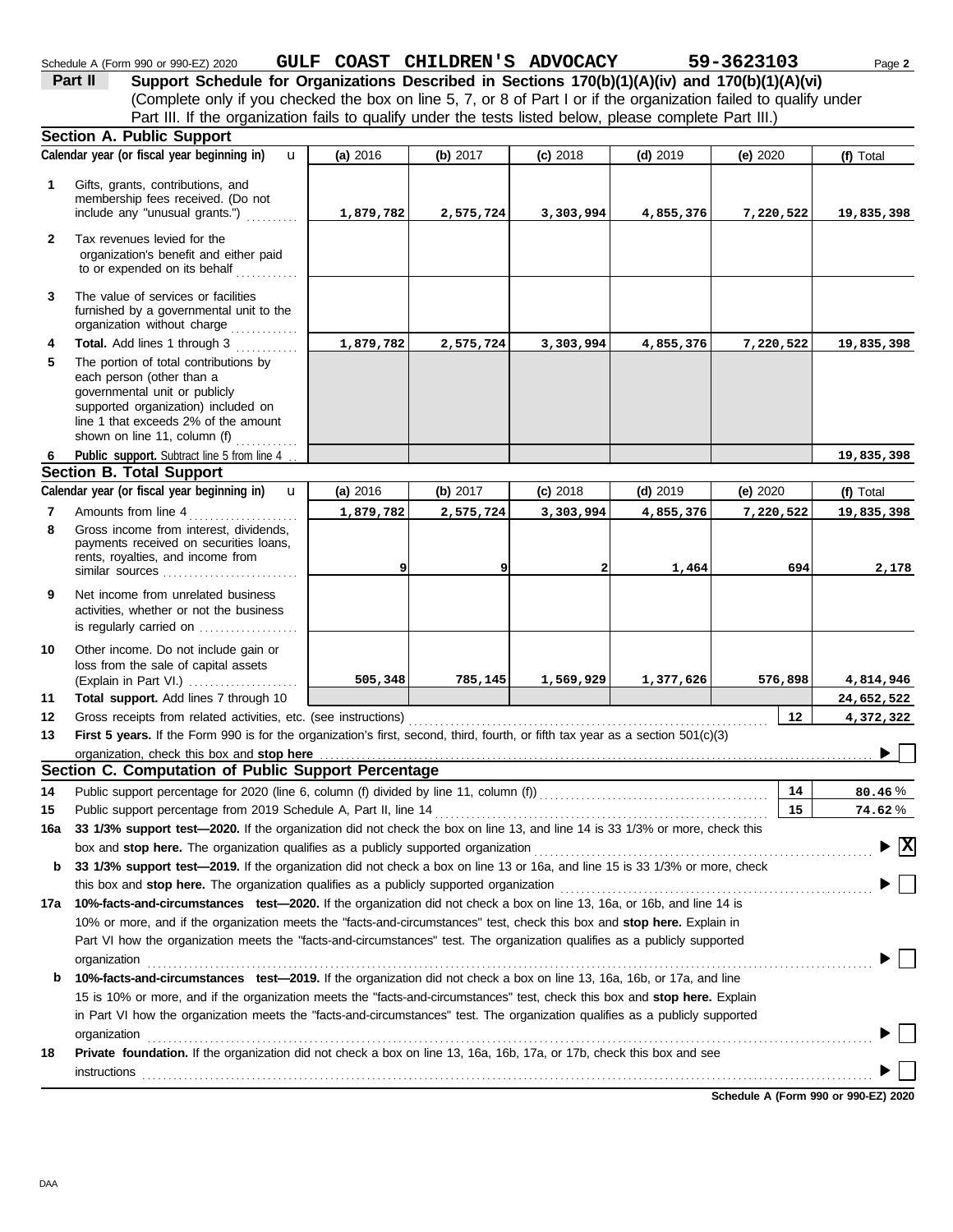Schedule A (Form 990 or 990-EZ) 2020 **GULF COAST CHILDREN'S ADVOCACY** **59-3623103**

**Part II** **Support Schedule for Organizations Described in Sections 170(b)(1)(A)(iv) and 170(b)(1)(A)(vi)**
(Complete only if you checked the box on line 5, 7, or 8 of Part I or if the organization failed to qualify under Part III. If the organization fails to qualify under the tests listed below, please complete Part III.)

## Section A. Public Support

| Calendar year (or fiscal year beginning in) | (a) 2016 | (b) 2017 | (c) 2018 | (d) 2019 | (e) 2020 | (f) Total |
|---|---|---|---|---|---|---|
| **1** Gifts, grants, contributions, and membership fees received. (Do not include any "unusual grants.") | 1,879,782 | 2,575,724 | 3,303,994 | 4,855,376 | 7,220,522 | 19,835,398 |
| **2** Tax revenues levied for the organization's benefit and either paid to or expended on its behalf | | | | | | |
| **3** The value of services or facilities furnished by a governmental unit to the organization without charge | | | | | | |
| **4** **Total.** Add lines 1 through 3 | 1,879,782 | 2,575,724 | 3,303,994 | 4,855,376 | 7,220,522 | 19,835,398 |
| **5** The portion of total contributions by each person (other than a governmental unit or publicly supported organization) included on line 1 that exceeds 2% of the amount shown on line 11, column (f) | | | | | | |
| **6** **Public support.** Subtract line 5 from line 4 | | | | | | 19,835,398 |

## Section B. Total Support

| Calendar year (or fiscal year beginning in) | (a) 2016 | (b) 2017 | (c) 2018 | (d) 2019 | (e) 2020 | (f) Total |
|---|---|---|---|---|---|---|
| **7** Amounts from line 4 | 1,879,782 | 2,575,724 | 3,303,994 | 4,855,376 | 7,220,522 | 19,835,398 |
| **8** Gross income from interest, dividends, payments received on securities loans, rents, royalties, and income from similar sources | 9 | 9 | 2 | 1,464 | 694 | 2,178 |
| **9** Net income from unrelated business activities, whether or not the business is regularly carried on | | | | | | |
| **10** Other income. Do not include gain or loss from the sale of capital assets (Explain in Part VI.) | 505,348 | 785,145 | 1,569,929 | 1,377,626 | 576,898 | 4,814,946 |
| **11** **Total support.** Add lines 7 through 10 | | | | | | 24,652,522 |

**12** Gross receipts from related activities, etc. (see instructions) **12** **4,372,322**

**13** **First 5 years.** If the Form 990 is for the organization's first, second, third, fourth, or fifth tax year as a section 501(c)(3) organization, check this box and **stop here** ☐

## Section C. Computation of Public Support Percentage

**14** Public support percentage for 2020 (line 6, column (f) divided by line 11, column (f)) **14** **80.46** %

**15** Public support percentage from 2019 Schedule A, Part II, line 14 **15** **74.62** %

**16a** **33 1/3% support test—2020.** If the organization did not check the box on line 13, and line 14 is 33 1/3% or more, check this box and **stop here.** The organization qualifies as a publicly supported organization ☒

**b** **33 1/3% support test—2019.** If the organization did not check a box on line 13 or 16a, and line 15 is 33 1/3% or more, check this box and **stop here.** The organization qualifies as a publicly supported organization ☐

**17a** **10%-facts-and-circumstances test—2020.** If the organization did not check a box on line 13, 16a, or 16b, and line 14 is 10% or more, and if the organization meets the "facts-and-circumstances" test, check this box and **stop here.** Explain in Part VI how the organization meets the "facts-and-circumstances" test. The organization qualifies as a publicly supported organization ☐

**b** **10%-facts-and-circumstances test—2019.** If the organization did not check a box on line 13, 16a, 16b, or 17a, and line 15 is 10% or more, and if the organization meets the "facts-and-circumstances" test, check this box and **stop here.** Explain in Part VI how the organization meets the "facts-and-circumstances" test. The organization qualifies as a publicly supported organization ☐

**18** **Private foundation.** If the organization did not check a box on line 13, 16a, 16b, 17a, or 17b, check this box and see instructions ☐

**Schedule A (Form 990 or 990-EZ) 2020**

DAA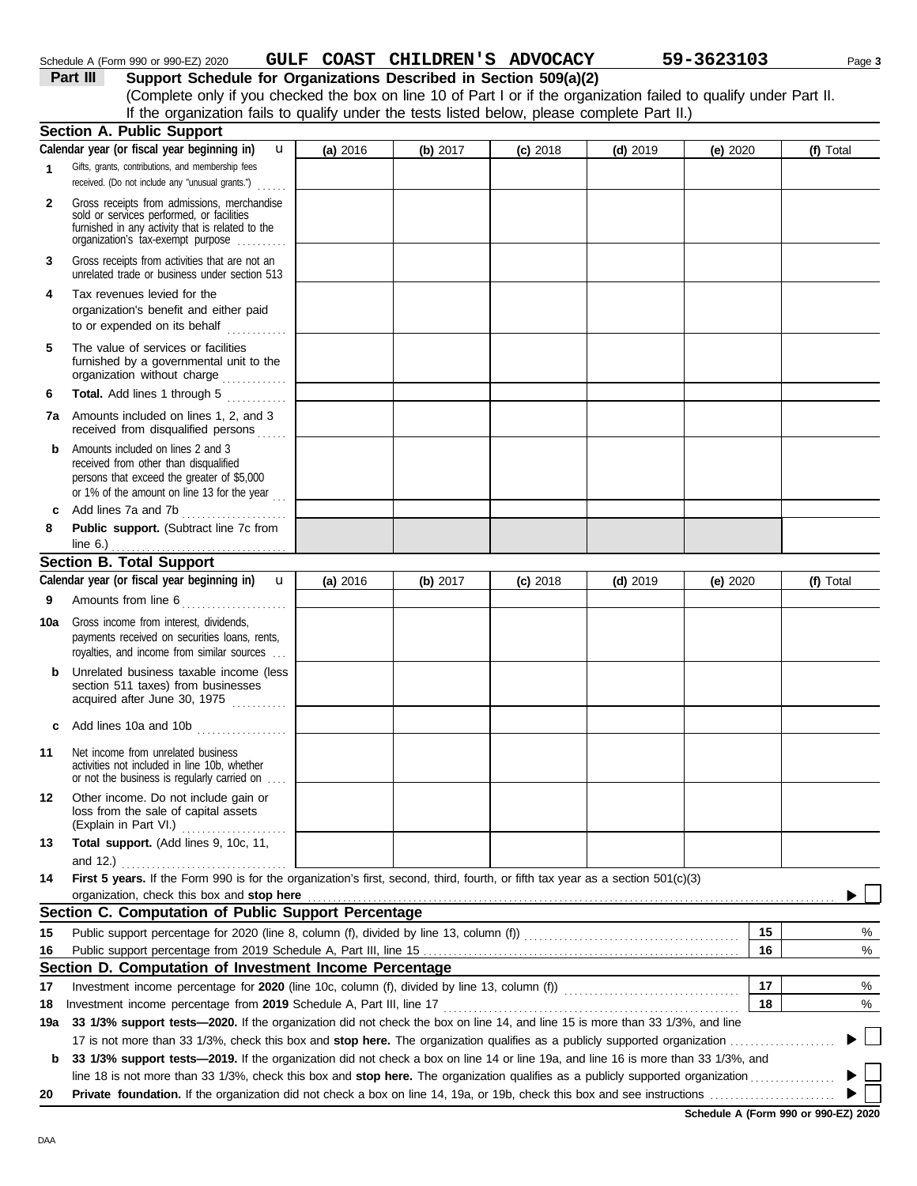Schedule A (Form 990 or 990-EZ) 2020 GULF COAST CHILDREN'S ADVOCACY 59-3623103

**Part III** **Support Schedule for Organizations Described in Section 509(a)(2)**
(Complete only if you checked the box on line 10 of Part I or if the organization failed to qualify under Part II. If the organization fails to qualify under the tests listed below, please complete Part II.)

### Section A. Public Support

| Calendar year (or fiscal year beginning in) | (a) 2016 | (b) 2017 | (c) 2018 | (d) 2019 | (e) 2020 | (f) Total |
|---|---|---|---|---|---|---|
| 1 Gifts, grants, contributions, and membership fees received. (Do not include any "unusual grants.") | | | | | | |
| 2 Gross receipts from admissions, merchandise sold or services performed, or facilities furnished in any activity that is related to the organization's tax-exempt purpose | | | | | | |
| 3 Gross receipts from activities that are not an unrelated trade or business under section 513 | | | | | | |
| 4 Tax revenues levied for the organization's benefit and either paid to or expended on its behalf | | | | | | |
| 5 The value of services or facilities furnished by a governmental unit to the organization without charge | | | | | | |
| 6 **Total.** Add lines 1 through 5 | | | | | | |
| 7a Amounts included on lines 1, 2, and 3 received from disqualified persons | | | | | | |
| b Amounts included on lines 2 and 3 received from other than disqualified persons that exceed the greater of $5,000 or 1% of the amount on line 13 for the year | | | | | | |
| c Add lines 7a and 7b | | | | | | |
| 8 **Public support.** (Subtract line 7c from line 6.) | | | | | | |

### Section B. Total Support

| Calendar year (or fiscal year beginning in) | (a) 2016 | (b) 2017 | (c) 2018 | (d) 2019 | (e) 2020 | (f) Total |
|---|---|---|---|---|---|---|
| 9 Amounts from line 6 | | | | | | |
| 10a Gross income from interest, dividends, payments received on securities loans, rents, royalties, and income from similar sources | | | | | | |
| b Unrelated business taxable income (less section 511 taxes) from businesses acquired after June 30, 1975 | | | | | | |
| c Add lines 10a and 10b | | | | | | |
| 11 Net income from unrelated business activities not included in line 10b, whether or not the business is regularly carried on | | | | | | |
| 12 Other income. Do not include gain or loss from the sale of capital assets (Explain in Part VI.) | | | | | | |
| 13 **Total support.** (Add lines 9, 10c, 11, and 12.) | | | | | | |

14 **First 5 years.** If the Form 990 is for the organization's first, second, third, fourth, or fifth tax year as a section 501(c)(3) organization, check this box and **stop here** ☐

### Section C. Computation of Public Support Percentage

| | | | |
|---|---|---|---|
| 15 | Public support percentage for 2020 (line 8, column (f), divided by line 13, column (f)) | 15 | % |
| 16 | Public support percentage from 2019 Schedule A, Part III, line 15 | 16 | % |

### Section D. Computation of Investment Income Percentage

| | | | |
|---|---|---|---|
| 17 | Investment income percentage for **2020** (line 10c, column (f), divided by line 13, column (f)) | 17 | % |
| 18 | Investment income percentage from **2019** Schedule A, Part III, line 17 | 18 | % |

19a **33 1/3% support tests—2020.** If the organization did not check the box on line 14, and line 15 is more than 33 1/3%, and line 17 is not more than 33 1/3%, check this box and **stop here.** The organization qualifies as a publicly supported organization ☐

b **33 1/3% support tests—2019.** If the organization did not check a box on line 14 or line 19a, and line 16 is more than 33 1/3%, and line 18 is not more than 33 1/3%, check this box and **stop here.** The organization qualifies as a publicly supported organization ☐

20 **Private foundation.** If the organization did not check a box on line 14, 19a, or 19b, check this box and see instructions ☐

**Schedule A (Form 990 or 990-EZ) 2020**

DAA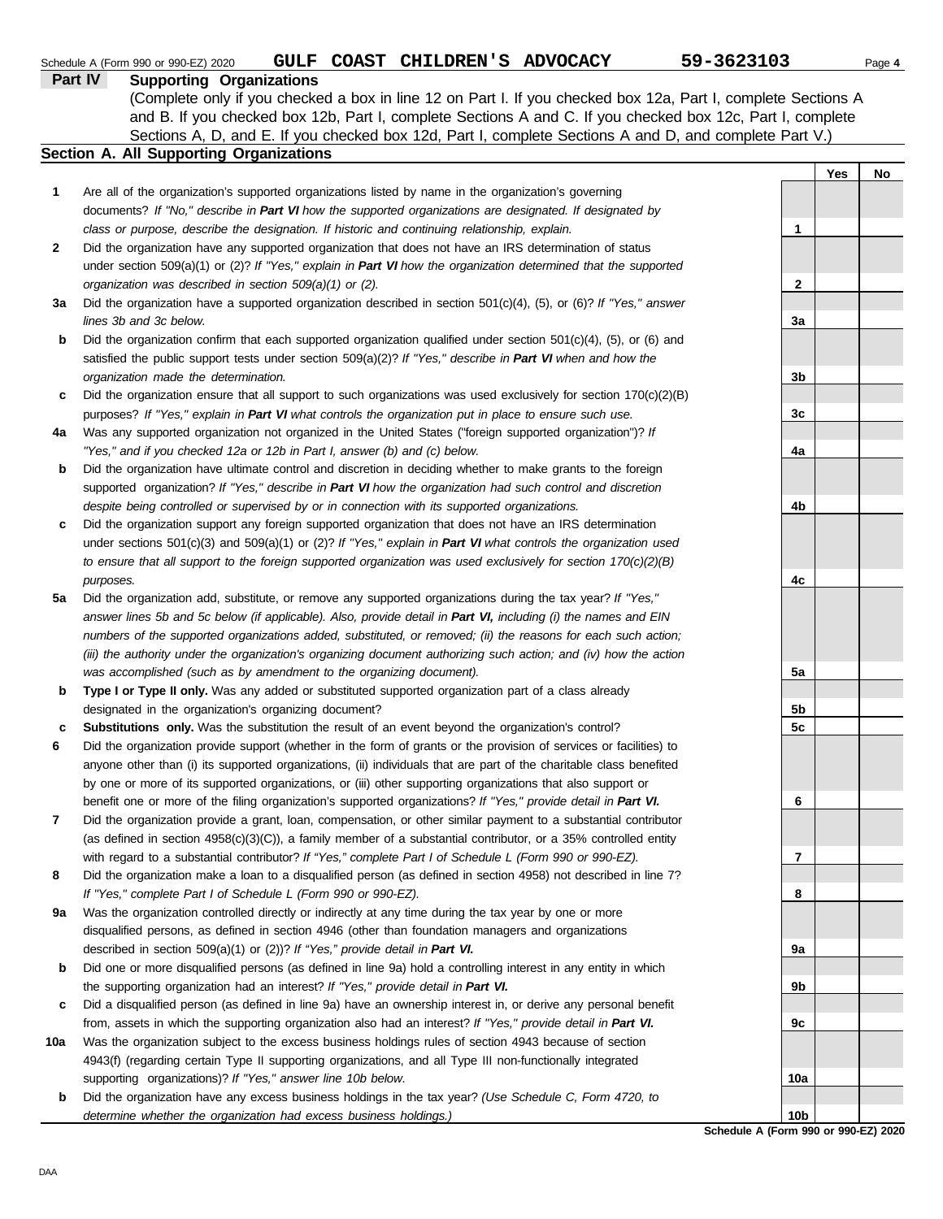Schedule A (Form 990 or 990-EZ) 2020 **GULF COAST CHILDREN'S ADVOCACY** **59-3623103**

## Part IV Supporting Organizations

(Complete only if you checked a box in line 12 on Part I. If you checked box 12a, Part I, complete Sections A and B. If you checked box 12b, Part I, complete Sections A and C. If you checked box 12c, Part I, complete Sections A, D, and E. If you checked box 12d, Part I, complete Sections A and D, and complete Part V.)

### Section A. All Supporting Organizations

| | | | Yes | No |
|---|---|---|---|---|
| **1** | Are all of the organization's supported organizations listed by name in the organization's governing documents? *If "No," describe in **Part VI** how the supported organizations are designated. If designated by class or purpose, describe the designation. If historic and continuing relationship, explain.* | 1 | | |
| **2** | Did the organization have any supported organization that does not have an IRS determination of status under section 509(a)(1) or (2)? *If "Yes," explain in **Part VI** how the organization determined that the supported organization was described in section 509(a)(1) or (2).* | 2 | | |
| **3a** | Did the organization have a supported organization described in section 501(c)(4), (5), or (6)? *If "Yes," answer lines 3b and 3c below.* | 3a | | |
| **b** | Did the organization confirm that each supported organization qualified under section 501(c)(4), (5), or (6) and satisfied the public support tests under section 509(a)(2)? *If "Yes," describe in **Part VI** when and how the organization made the determination.* | 3b | | |
| **c** | Did the organization ensure that all support to such organizations was used exclusively for section 170(c)(2)(B) purposes? *If "Yes," explain in **Part VI** what controls the organization put in place to ensure such use.* | 3c | | |
| **4a** | Was any supported organization not organized in the United States ("foreign supported organization")? *If "Yes," and if you checked 12a or 12b in Part I, answer (b) and (c) below.* | 4a | | |
| **b** | Did the organization have ultimate control and discretion in deciding whether to make grants to the foreign supported organization? *If "Yes," describe in **Part VI** how the organization had such control and discretion despite being controlled or supervised by or in connection with its supported organizations.* | 4b | | |
| **c** | Did the organization support any foreign supported organization that does not have an IRS determination under sections 501(c)(3) and 509(a)(1) or (2)? *If "Yes," explain in **Part VI** what controls the organization used to ensure that all support to the foreign supported organization was used exclusively for section 170(c)(2)(B) purposes.* | 4c | | |
| **5a** | Did the organization add, substitute, or remove any supported organizations during the tax year? *If "Yes," answer lines 5b and 5c below (if applicable). Also, provide detail in **Part VI,** including (i) the names and EIN numbers of the supported organizations added, substituted, or removed; (ii) the reasons for each such action; (iii) the authority under the organization's organizing document authorizing such action; and (iv) how the action was accomplished (such as by amendment to the organizing document).* | 5a | | |
| **b** | **Type I or Type II only.** Was any added or substituted supported organization part of a class already designated in the organization's organizing document? | 5b | | |
| **c** | **Substitutions only.** Was the substitution the result of an event beyond the organization's control? | 5c | | |
| **6** | Did the organization provide support (whether in the form of grants or the provision of services or facilities) to anyone other than (i) its supported organizations, (ii) individuals that are part of the charitable class benefited by one or more of its supported organizations, or (iii) other supporting organizations that also support or benefit one or more of the filing organization's supported organizations? *If "Yes," provide detail in **Part VI.*** | 6 | | |
| **7** | Did the organization provide a grant, loan, compensation, or other similar payment to a substantial contributor (as defined in section 4958(c)(3)(C)), a family member of a substantial contributor, or a 35% controlled entity with regard to a substantial contributor? *If "Yes," complete Part I of Schedule L (Form 990 or 990-EZ).* | 7 | | |
| **8** | Did the organization make a loan to a disqualified person (as defined in section 4958) not described in line 7? *If "Yes," complete Part I of Schedule L (Form 990 or 990-EZ).* | 8 | | |
| **9a** | Was the organization controlled directly or indirectly at any time during the tax year by one or more disqualified persons, as defined in section 4946 (other than foundation managers and organizations described in section 509(a)(1) or (2))? *If "Yes," provide detail in **Part VI.*** | 9a | | |
| **b** | Did one or more disqualified persons (as defined in line 9a) hold a controlling interest in any entity in which the supporting organization had an interest? *If "Yes," provide detail in **Part VI.*** | 9b | | |
| **c** | Did a disqualified person (as defined in line 9a) have an ownership interest in, or derive any personal benefit from, assets in which the supporting organization also had an interest? *If "Yes," provide detail in **Part VI.*** | 9c | | |
| **10a** | Was the organization subject to the excess business holdings rules of section 4943 because of section 4943(f) (regarding certain Type II supporting organizations, and all Type III non-functionally integrated supporting organizations)? *If "Yes," answer line 10b below.* | 10a | | |
| **b** | Did the organization have any excess business holdings in the tax year? *(Use Schedule C, Form 4720, to determine whether the organization had excess business holdings.)* | 10b | | |

**Schedule A (Form 990 or 990-EZ) 2020**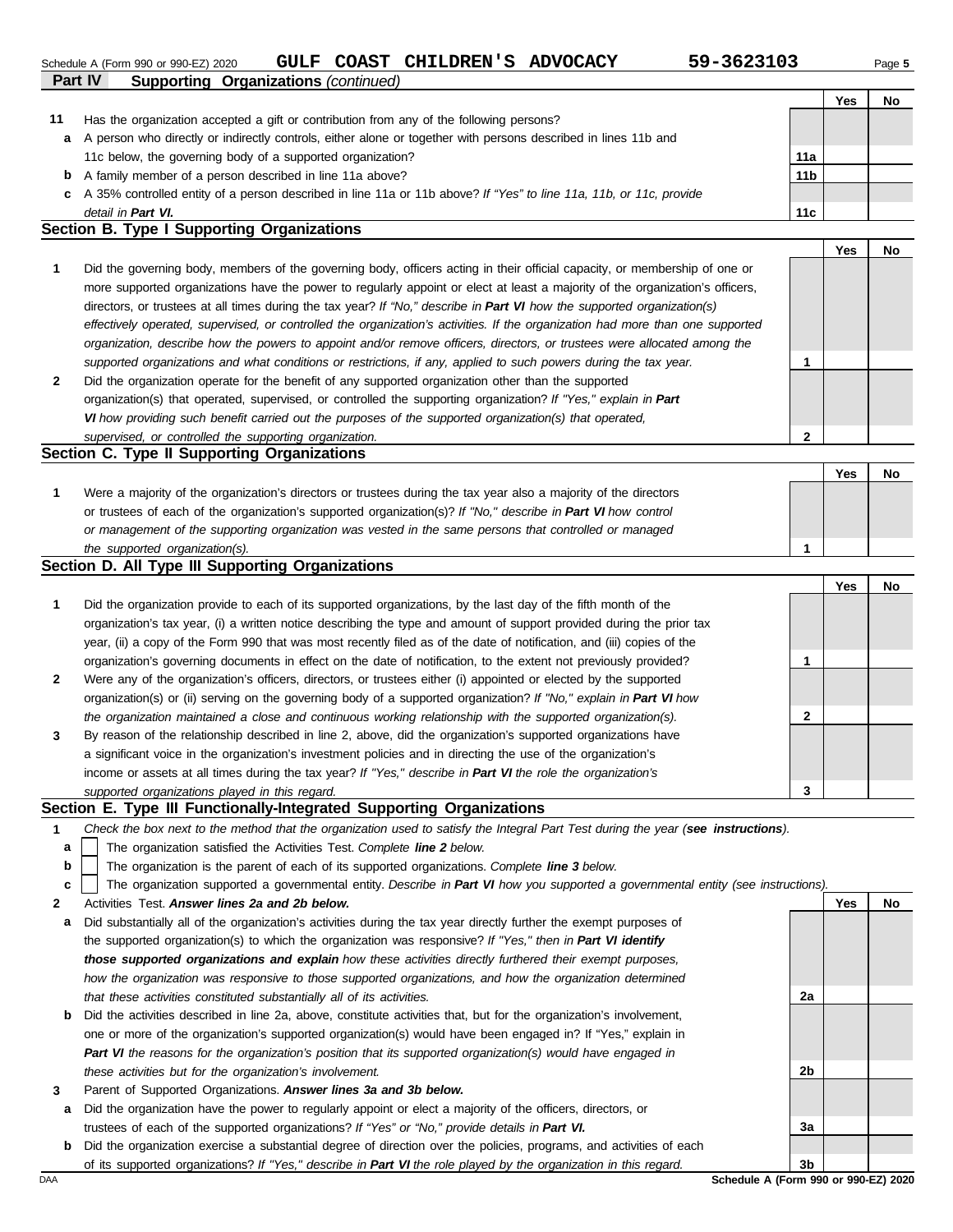Schedule A (Form 990 or 990-EZ) 2020 GULF COAST CHILDREN'S ADVOCACY 59-3623103

## Part IV Supporting Organizations *(continued)*

| | | | Yes | No |
|---|---|---|---|---|
| 11 | Has the organization accepted a gift or contribution from any of the following persons? | | | |
| a | A person who directly or indirectly controls, either alone or together with persons described in lines 11b and 11c below, the governing body of a supported organization? | 11a | | |
| b | A family member of a person described in line 11a above? | 11b | | |
| c | A 35% controlled entity of a person described in line 11a or 11b above? *If "Yes" to line 11a, 11b, or 11c, provide detail in* ***Part VI.*** | 11c | | |

### Section B. Type I Supporting Organizations

| | | | Yes | No |
|---|---|---|---|---|
| 1 | Did the governing body, members of the governing body, officers acting in their official capacity, or membership of one or more supported organizations have the power to regularly appoint or elect at least a majority of the organization's officers, directors, or trustees at all times during the tax year? *If "No," describe in* ***Part VI*** *how the supported organization(s) effectively operated, supervised, or controlled the organization's activities. If the organization had more than one supported organization, describe how the powers to appoint and/or remove officers, directors, or trustees were allocated among the supported organizations and what conditions or restrictions, if any, applied to such powers during the tax year.* | 1 | | |
| 2 | Did the organization operate for the benefit of any supported organization other than the supported organization(s) that operated, supervised, or controlled the supporting organization? *If "Yes," explain in* ***Part VI*** *how providing such benefit carried out the purposes of the supported organization(s) that operated, supervised, or controlled the supporting organization.* | 2 | | |

### Section C. Type II Supporting Organizations

| | | | Yes | No |
|---|---|---|---|---|
| 1 | Were a majority of the organization's directors or trustees during the tax year also a majority of the directors or trustees of each of the organization's supported organization(s)? *If "No," describe in* ***Part VI*** *how control or management of the supporting organization was vested in the same persons that controlled or managed the supported organization(s).* | 1 | | |

### Section D. All Type III Supporting Organizations

| | | | Yes | No |
|---|---|---|---|---|
| 1 | Did the organization provide to each of its supported organizations, by the last day of the fifth month of the organization's tax year, (i) a written notice describing the type and amount of support provided during the prior tax year, (ii) a copy of the Form 990 that was most recently filed as of the date of notification, and (iii) copies of the organization's governing documents in effect on the date of notification, to the extent not previously provided? | 1 | | |
| 2 | Were any of the organization's officers, directors, or trustees either (i) appointed or elected by the supported organization(s) or (ii) serving on the governing body of a supported organization? *If "No," explain in* ***Part VI*** *how the organization maintained a close and continuous working relationship with the supported organization(s).* | 2 | | |
| 3 | By reason of the relationship described in line 2, above, did the organization's supported organizations have a significant voice in the organization's investment policies and in directing the use of the organization's income or assets at all times during the tax year? *If "Yes," describe in* ***Part VI*** *the role the organization's supported organizations played in this regard.* | 3 | | |

### Section E. Type III Functionally-Integrated Supporting Organizations

1 *Check the box next to the method that the organization used to satisfy the Integral Part Test during the year (****see instructions****).*

- a ☐ The organization satisfied the Activities Test. *Complete* ***line 2*** *below.*
- b ☐ The organization is the parent of each of its supported organizations. *Complete* ***line 3*** *below.*
- c ☐ The organization supported a governmental entity. *Describe in* ***Part VI*** *how you supported a governmental entity (see instructions).*

| | | | Yes | No |
|---|---|---|---|---|
| 2 | Activities Test. ***Answer lines 2a and 2b below.*** | | | |
| a | Did substantially all of the organization's activities during the tax year directly further the exempt purposes of the supported organization(s) to which the organization was responsive? *If "Yes," then in* ***Part VI identify those supported organizations and explain*** *how these activities directly furthered their exempt purposes, how the organization was responsive to those supported organizations, and how the organization determined that these activities constituted substantially all of its activities.* | 2a | | |
| b | Did the activities described in line 2a, above, constitute activities that, but for the organization's involvement, one or more of the organization's supported organization(s) would have been engaged in? If "Yes," explain in ***Part VI*** *the reasons for the organization's position that its supported organization(s) would have engaged in these activities but for the organization's involvement.* | 2b | | |
| 3 | Parent of Supported Organizations. ***Answer lines 3a and 3b below.*** | | | |
| a | Did the organization have the power to regularly appoint or elect a majority of the officers, directors, or trustees of each of the supported organizations? *If "Yes" or "No," provide details in* ***Part VI.*** | 3a | | |
| b | Did the organization exercise a substantial degree of direction over the policies, programs, and activities of each of its supported organizations? *If "Yes," describe in* ***Part VI*** *the role played by the organization in this regard.* | 3b | | |

Schedule A (Form 990 or 990-EZ) 2020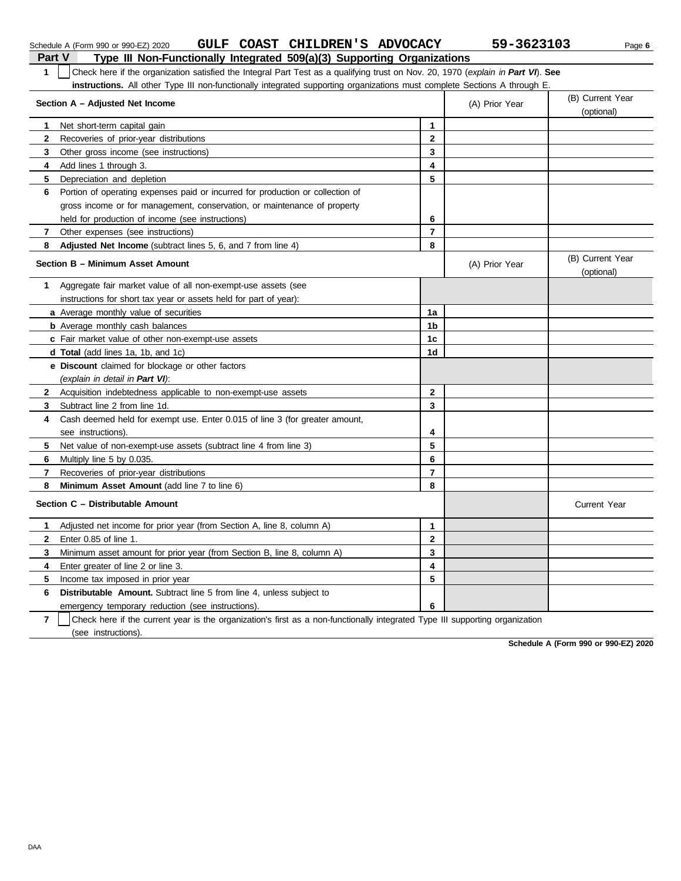Schedule A (Form 990 or 990-EZ) 2020 **GULF COAST CHILDREN'S ADVOCACY** **59-3623103**

## Part V Type III Non-Functionally Integrated 509(a)(3) Supporting Organizations

**1** ☐ Check here if the organization satisfied the Integral Part Test as a qualifying trust on Nov. 20, 1970 (*explain in* ***Part VI***). **See instructions.** All other Type III non-functionally integrated supporting organizations must complete Sections A through E.

| Section A – Adjusted Net Income | | (A) Prior Year | (B) Current Year (optional) |
|---|---|---|---|
| **1** Net short-term capital gain | 1 | | |
| **2** Recoveries of prior-year distributions | 2 | | |
| **3** Other gross income (see instructions) | 3 | | |
| **4** Add lines 1 through 3. | 4 | | |
| **5** Depreciation and depletion | 5 | | |
| **6** Portion of operating expenses paid or incurred for production or collection of gross income or for management, conservation, or maintenance of property held for production of income (see instructions) | 6 | | |
| **7** Other expenses (see instructions) | 7 | | |
| **8** **Adjusted Net Income** (subtract lines 5, 6, and 7 from line 4) | 8 | | |

| Section B – Minimum Asset Amount | | (A) Prior Year | (B) Current Year (optional) |
|---|---|---|---|
| **1** Aggregate fair market value of all non-exempt-use assets (see instructions for short tax year or assets held for part of year): | | | |
| **a** Average monthly value of securities | 1a | | |
| **b** Average monthly cash balances | 1b | | |
| **c** Fair market value of other non-exempt-use assets | 1c | | |
| **d** **Total** (add lines 1a, 1b, and 1c) | 1d | | |
| **e** **Discount** claimed for blockage or other factors (*explain in detail in* ***Part VI***): | | | |
| **2** Acquisition indebtedness applicable to non-exempt-use assets | 2 | | |
| **3** Subtract line 2 from line 1d. | 3 | | |
| **4** Cash deemed held for exempt use. Enter 0.015 of line 3 (for greater amount, see instructions). | 4 | | |
| **5** Net value of non-exempt-use assets (subtract line 4 from line 3) | 5 | | |
| **6** Multiply line 5 by 0.035. | 6 | | |
| **7** Recoveries of prior-year distributions | 7 | | |
| **8** **Minimum Asset Amount** (add line 7 to line 6) | 8 | | |

| Section C – Distributable Amount | | | Current Year |
|---|---|---|---|
| **1** Adjusted net income for prior year (from Section A, line 8, column A) | 1 | | |
| **2** Enter 0.85 of line 1. | 2 | | |
| **3** Minimum asset amount for prior year (from Section B, line 8, column A) | 3 | | |
| **4** Enter greater of line 2 or line 3. | 4 | | |
| **5** Income tax imposed in prior year | 5 | | |
| **6** **Distributable Amount.** Subtract line 5 from line 4, unless subject to emergency temporary reduction (see instructions). | 6 | | |

**7** ☐ Check here if the current year is the organization's first as a non-functionally integrated Type III supporting organization (see instructions).

**Schedule A (Form 990 or 990-EZ) 2020**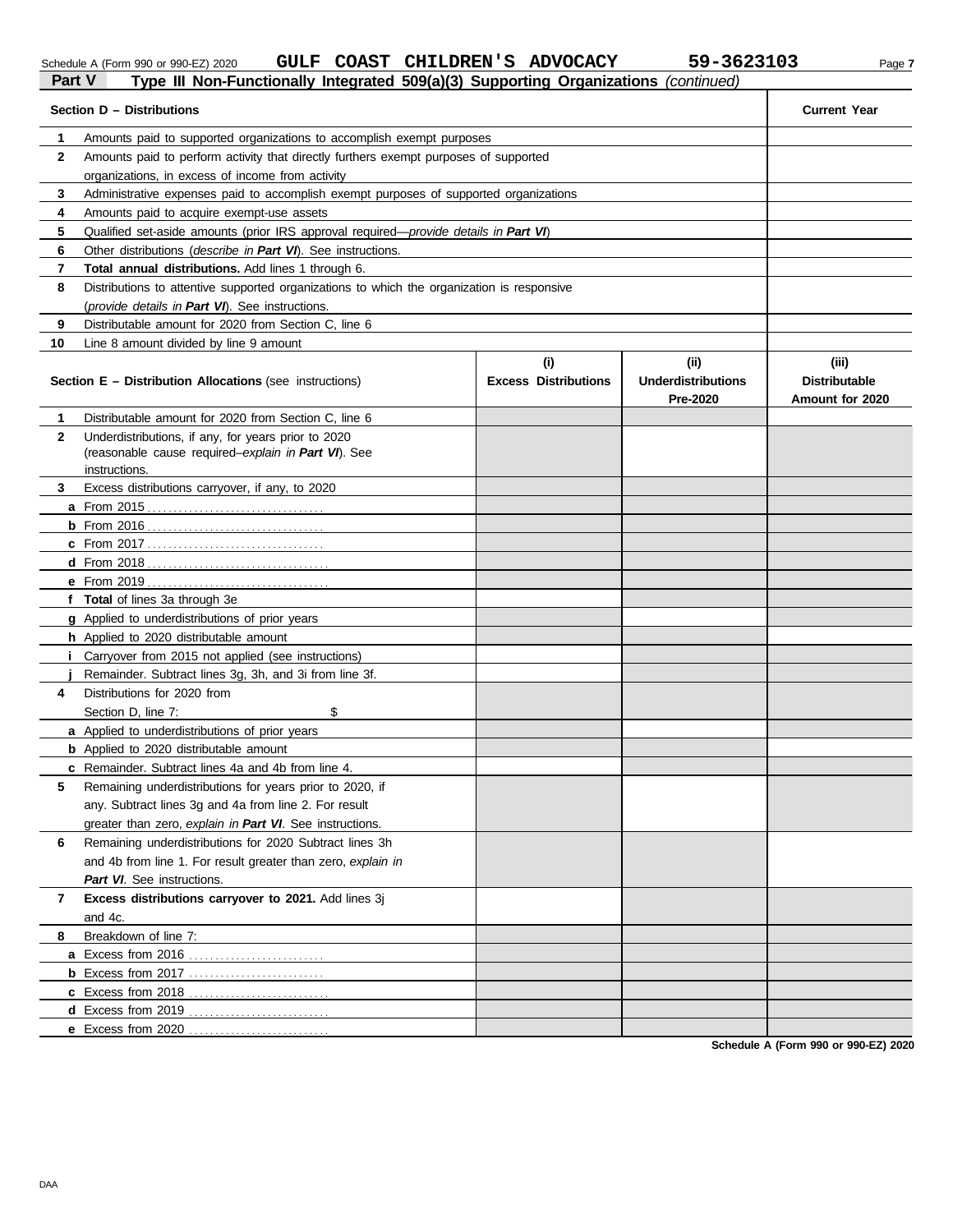Schedule A (Form 990 or 990-EZ) 2020 GULF COAST CHILDREN'S ADVOCACY 59-3623103

## Part V Type III Non-Functionally Integrated 509(a)(3) Supporting Organizations *(continued)*

| | **Section D – Distributions** | **Current Year** |
|---|---|---|
| **1** | Amounts paid to supported organizations to accomplish exempt purposes | |
| **2** | Amounts paid to perform activity that directly furthers exempt purposes of supported organizations, in excess of income from activity | |
| **3** | Administrative expenses paid to accomplish exempt purposes of supported organizations | |
| **4** | Amounts paid to acquire exempt-use assets | |
| **5** | Qualified set-aside amounts (prior IRS approval required—*provide details in **Part VI***) | |
| **6** | Other distributions (*describe in **Part VI***). See instructions. | |
| **7** | **Total annual distributions.** Add lines 1 through 6. | |
| **8** | Distributions to attentive supported organizations to which the organization is responsive (*provide details in **Part VI***). See instructions. | |
| **9** | Distributable amount for 2020 from Section C, line 6 | |
| **10** | Line 8 amount divided by line 9 amount | |

| | **Section E – Distribution Allocations** (see instructions) | **(i) Excess Distributions** | **(ii) Underdistributions Pre-2020** | **(iii) Distributable Amount for 2020** |
|---|---|---|---|---|
| **1** | Distributable amount for 2020 from Section C, line 6 | | | |
| **2** | Underdistributions, if any, for years prior to 2020 (reasonable cause required–*explain in **Part VI***). See instructions. | | | |
| **3** | Excess distributions carryover, if any, to 2020 | | | |
| **a** | From 2015 | | | |
| **b** | From 2016 | | | |
| **c** | From 2017 | | | |
| **d** | From 2018 | | | |
| **e** | From 2019 | | | |
| **f** | **Total** of lines 3a through 3e | | | |
| **g** | Applied to underdistributions of prior years | | | |
| **h** | Applied to 2020 distributable amount | | | |
| **i** | Carryover from 2015 not applied (see instructions) | | | |
| **j** | Remainder. Subtract lines 3g, 3h, and 3i from line 3f. | | | |
| **4** | Distributions for 2020 from Section D, line 7: $ | | | |
| **a** | Applied to underdistributions of prior years | | | |
| **b** | Applied to 2020 distributable amount | | | |
| **c** | Remainder. Subtract lines 4a and 4b from line 4. | | | |
| **5** | Remaining underdistributions for years prior to 2020, if any. Subtract lines 3g and 4a from line 2. For result greater than zero, *explain in **Part VI***. See instructions. | | | |
| **6** | Remaining underdistributions for 2020 Subtract lines 3h and 4b from line 1. For result greater than zero, *explain in **Part VI***. See instructions. | | | |
| **7** | **Excess distributions carryover to 2021.** Add lines 3j and 4c. | | | |
| **8** | Breakdown of line 7: | | | |
| **a** | Excess from 2016 | | | |
| **b** | Excess from 2017 | | | |
| **c** | Excess from 2018 | | | |
| **d** | Excess from 2019 | | | |
| **e** | Excess from 2020 | | | |

**Schedule A (Form 990 or 990-EZ) 2020**

DAA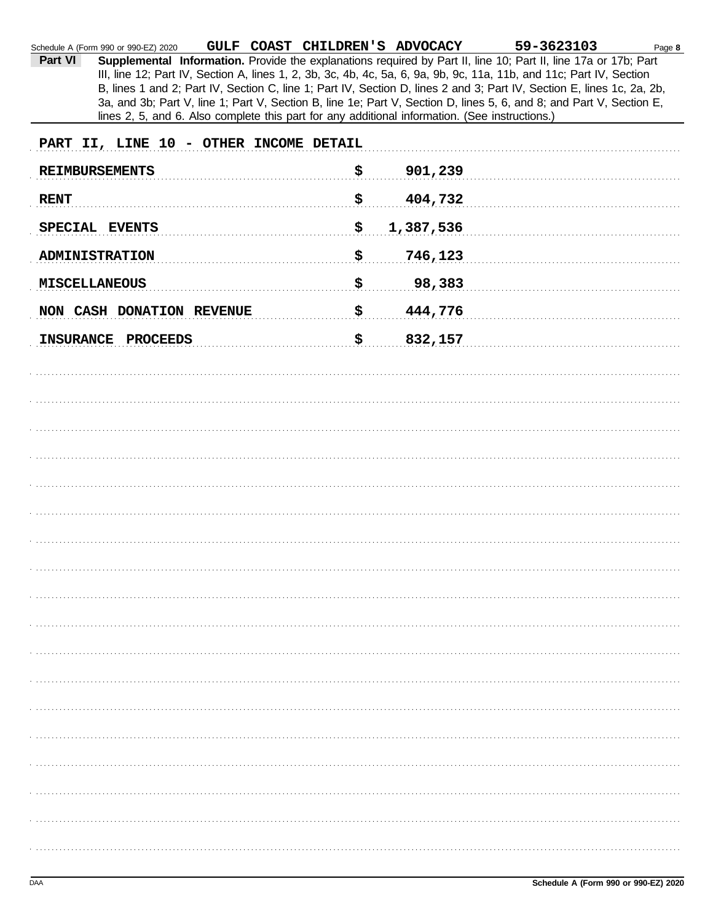Schedule A (Form 990 or 990-EZ) 2020 GULF COAST CHILDREN'S ADVOCACY 59-3623103

**Part VI** **Supplemental Information.** Provide the explanations required by Part II, line 10; Part II, line 17a or 17b; Part III, line 12; Part IV, Section A, lines 1, 2, 3b, 3c, 4b, 4c, 5a, 6, 9a, 9b, 9c, 11a, 11b, and 11c; Part IV, Section B, lines 1 and 2; Part IV, Section C, line 1; Part IV, Section D, lines 2 and 3; Part IV, Section E, lines 1c, 2a, 2b, 3a, and 3b; Part V, line 1; Part V, Section B, line 1e; Part V, Section D, lines 5, 6, and 8; and Part V, Section E, lines 2, 5, and 6. Also complete this part for any additional information. (See instructions.)

PART II, LINE 10 - OTHER INCOME DETAIL

| | |
|---|---|
| REIMBURSEMENTS | $ 901,239 |
| RENT | $ 404,732 |
| SPECIAL EVENTS | $ 1,387,536 |
| ADMINISTRATION | $ 746,123 |
| MISCELLANEOUS | $ 98,383 |
| NON CASH DONATION REVENUE | $ 444,776 |
| INSURANCE PROCEEDS | $ 832,157 |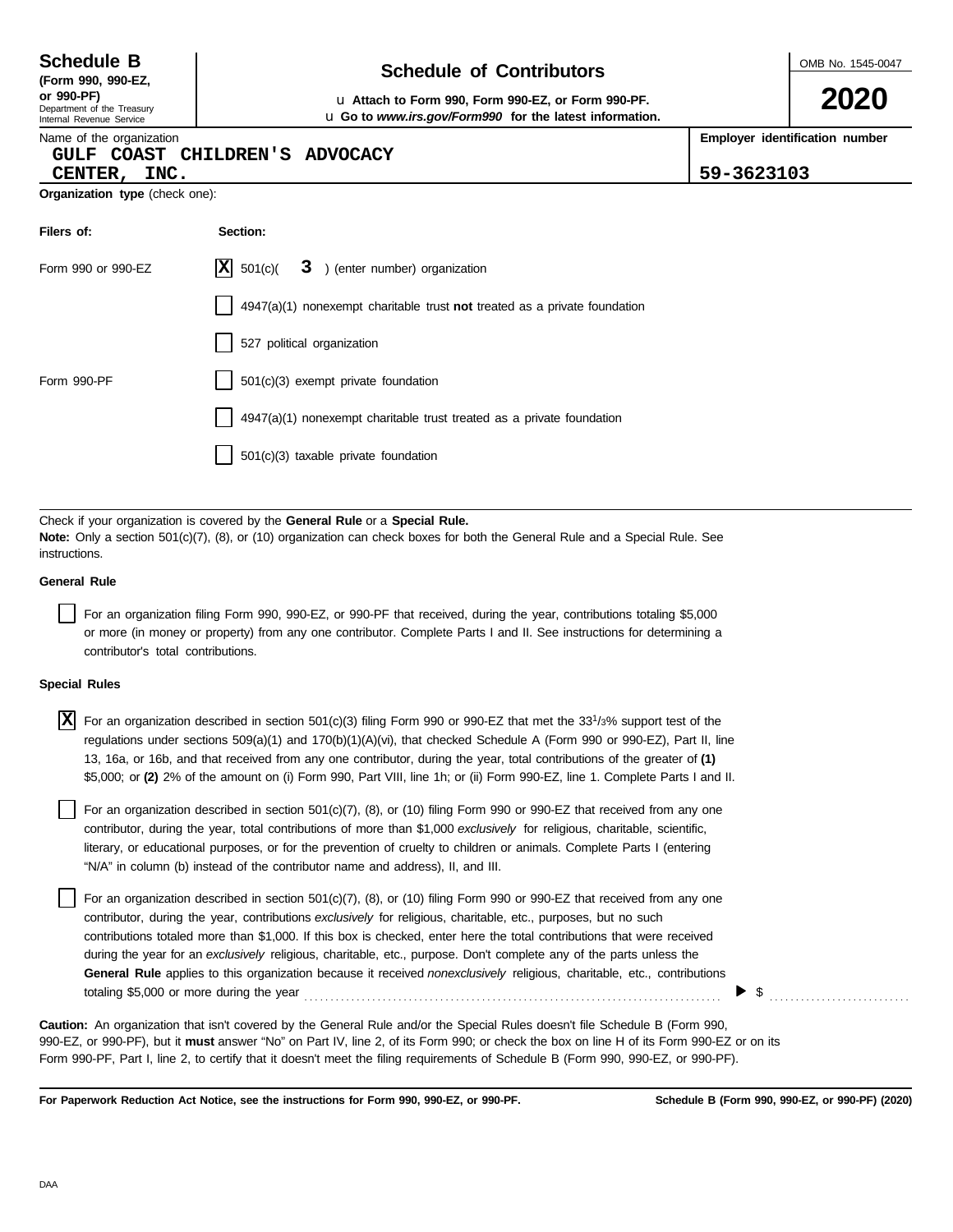**Schedule B**
**(Form 990, 990-EZ, or 990-PF)**
Department of the Treasury
Internal Revenue Service

# Schedule of Contributors

u **Attach to Form 990, Form 990-EZ, or Form 990-PF.**
u **Go to *www.irs.gov/Form990* for the latest information.**

OMB No. 1545-0047

**2020**

Name of the organization
GULF COAST CHILDREN'S ADVOCACY CENTER, INC.

**Employer identification number**
59-3623103

**Organization type** (check one):

| **Filers of:** | **Section:** |
|---|---|
| Form 990 or 990-EZ | [X] 501(c)( 3 ) (enter number) organization |
| | [ ] 4947(a)(1) nonexempt charitable trust **not** treated as a private foundation |
| | [ ] 527 political organization |
| Form 990-PF | [ ] 501(c)(3) exempt private foundation |
| | [ ] 4947(a)(1) nonexempt charitable trust treated as a private foundation |
| | [ ] 501(c)(3) taxable private foundation |

Check if your organization is covered by the **General Rule** or a **Special Rule.**
**Note:** Only a section 501(c)(7), (8), or (10) organization can check boxes for both the General Rule and a Special Rule. See instructions.

**General Rule**

[ ] For an organization filing Form 990, 990-EZ, or 990-PF that received, during the year, contributions totaling $5,000 or more (in money or property) from any one contributor. Complete Parts I and II. See instructions for determining a contributor's total contributions.

**Special Rules**

[X] For an organization described in section 501(c)(3) filing Form 990 or 990-EZ that met the 33 1/3% support test of the regulations under sections 509(a)(1) and 170(b)(1)(A)(vi), that checked Schedule A (Form 990 or 990-EZ), Part II, line 13, 16a, or 16b, and that received from any one contributor, during the year, total contributions of the greater of **(1)** $5,000; or **(2)** 2% of the amount on (i) Form 990, Part VIII, line 1h; or (ii) Form 990-EZ, line 1. Complete Parts I and II.

[ ] For an organization described in section 501(c)(7), (8), or (10) filing Form 990 or 990-EZ that received from any one contributor, during the year, total contributions of more than $1,000 *exclusively* for religious, charitable, scientific, literary, or educational purposes, or for the prevention of cruelty to children or animals. Complete Parts I (entering "N/A" in column (b) instead of the contributor name and address), II, and III.

[ ] For an organization described in section 501(c)(7), (8), or (10) filing Form 990 or 990-EZ that received from any one contributor, during the year, contributions *exclusively* for religious, charitable, etc., purposes, but no such contributions totaled more than $1,000. If this box is checked, enter here the total contributions that were received during the year for an *exclusively* religious, charitable, etc., purpose. Don't complete any of the parts unless the **General Rule** applies to this organization because it received *nonexclusively* religious, charitable, etc., contributions totaling $5,000 or more during the year . . . . . . . . . . ▶ $ . . . . . . . . . .

**Caution:** An organization that isn't covered by the General Rule and/or the Special Rules doesn't file Schedule B (Form 990, 990-EZ, or 990-PF), but it **must** answer "No" on Part IV, line 2, of its Form 990; or check the box on line H of its Form 990-EZ or on its Form 990-PF, Part I, line 2, to certify that it doesn't meet the filing requirements of Schedule B (Form 990, 990-EZ, or 990-PF).

**For Paperwork Reduction Act Notice, see the instructions for Form 990, 990-EZ, or 990-PF.** **Schedule B (Form 990, 990-EZ, or 990-PF) (2020)**

DAA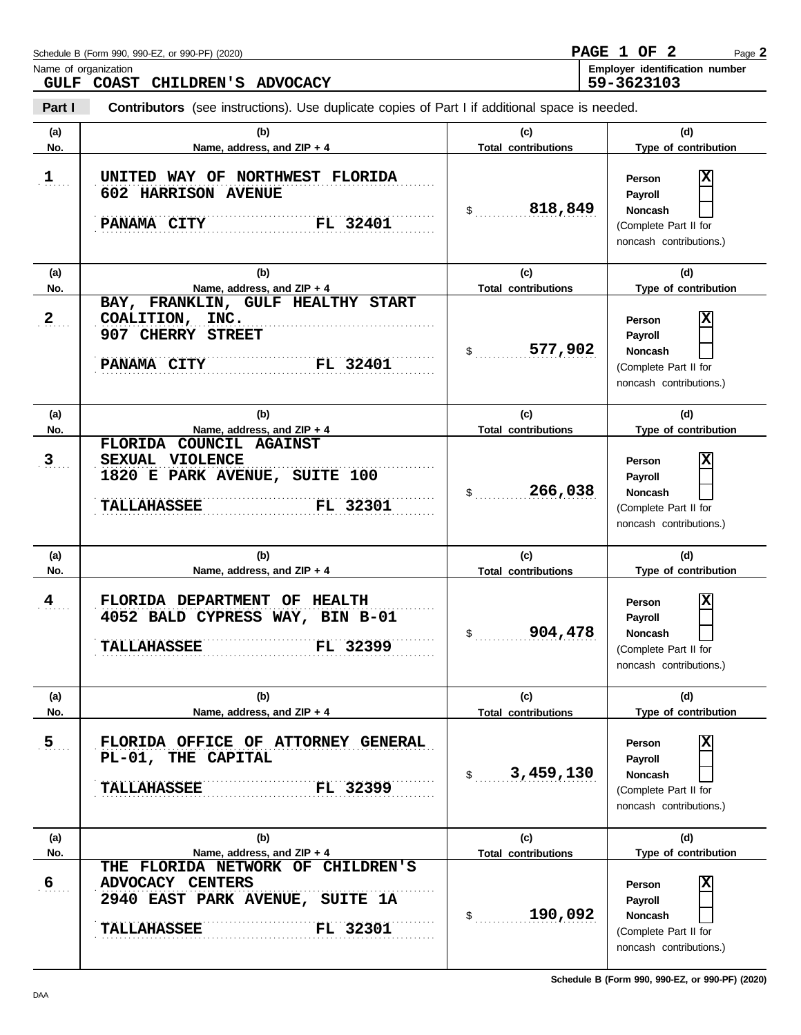Schedule B (Form 990, 990-EZ, or 990-PF) (2020) **PAGE 1 OF 2** Page **2**

Name of organization: **GULF COAST CHILDREN'S ADVOCACY**

Employer identification number: **59-3623103**

**Part I** **Contributors** (see instructions). Use duplicate copies of Part I if additional space is needed.

| (a) No. | (b) Name, address, and ZIP + 4 | (c) Total contributions | (d) Type of contribution |
|---|---|---|---|
| 1 | UNITED WAY OF NORTHWEST FLORIDA<br>602 HARRISON AVENUE<br>PANAMA CITY FL 32401 | $ 818,849 | Person [X]<br>Payroll [ ]<br>Noncash [ ]<br>(Complete Part II for noncash contributions.) |
| 2 | BAY, FRANKLIN, GULF HEALTHY START COALITION, INC.<br>907 CHERRY STREET<br>PANAMA CITY FL 32401 | $ 577,902 | Person [X]<br>Payroll [ ]<br>Noncash [ ]<br>(Complete Part II for noncash contributions.) |
| 3 | FLORIDA COUNCIL AGAINST SEXUAL VIOLENCE<br>1820 E PARK AVENUE, SUITE 100<br>TALLAHASSEE FL 32301 | $ 266,038 | Person [X]<br>Payroll [ ]<br>Noncash [ ]<br>(Complete Part II for noncash contributions.) |
| 4 | FLORIDA DEPARTMENT OF HEALTH<br>4052 BALD CYPRESS WAY, BIN B-01<br>TALLAHASSEE FL 32399 | $ 904,478 | Person [X]<br>Payroll [ ]<br>Noncash [ ]<br>(Complete Part II for noncash contributions.) |
| 5 | FLORIDA OFFICE OF ATTORNEY GENERAL<br>PL-01, THE CAPITAL<br>TALLAHASSEE FL 32399 | $ 3,459,130 | Person [X]<br>Payroll [ ]<br>Noncash [ ]<br>(Complete Part II for noncash contributions.) |
| 6 | THE FLORIDA NETWORK OF CHILDREN'S ADVOCACY CENTERS<br>2940 EAST PARK AVENUE, SUITE 1A<br>TALLAHASSEE FL 32301 | $ 190,092 | Person [X]<br>Payroll [ ]<br>Noncash [ ]<br>(Complete Part II for noncash contributions.) |

DAA

**Schedule B (Form 990, 990-EZ, or 990-PF) (2020)**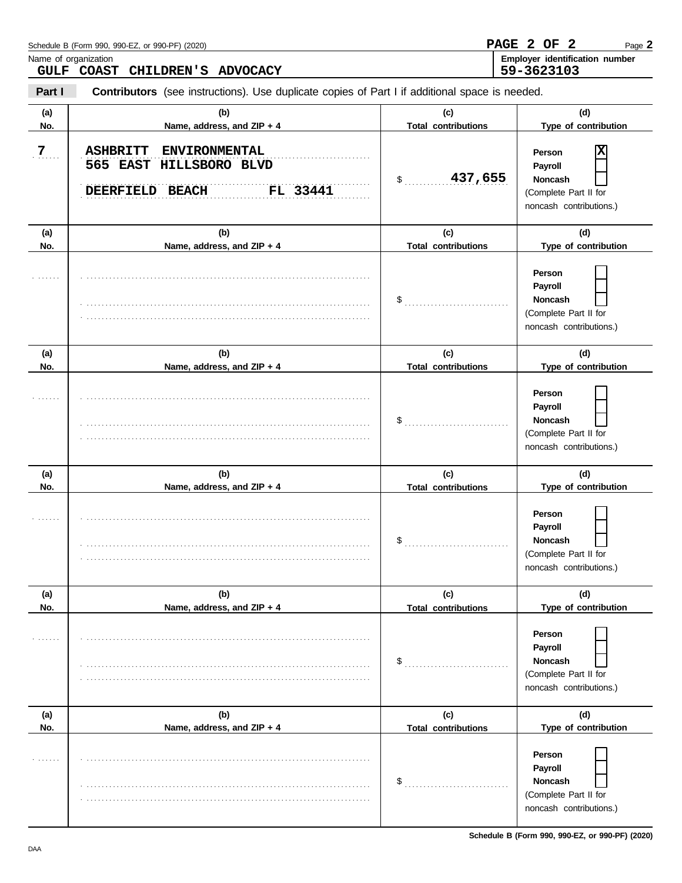Name of organization
**GULF COAST CHILDREN'S ADVOCACY**

**Employer identification number**
**59-3623103**

**Part I** **Contributors** (see instructions). Use duplicate copies of Part I if additional space is needed.

| (a) No. | (b) Name, address, and ZIP + 4 | (c) Total contributions | (d) Type of contribution |
|---|---|---|---|
| 7 | ASHBRITT ENVIRONMENTAL<br>565 EAST HILLSBORO BLVD<br>DEERFIELD BEACH FL 33441 | $ 437,655 | Person [X]<br>Payroll [ ]<br>Noncash [ ]<br>(Complete Part II for noncash contributions.) |
| | | $ | Person [ ]<br>Payroll [ ]<br>Noncash [ ]<br>(Complete Part II for noncash contributions.) |
| | | $ | Person [ ]<br>Payroll [ ]<br>Noncash [ ]<br>(Complete Part II for noncash contributions.) |
| | | $ | Person [ ]<br>Payroll [ ]<br>Noncash [ ]<br>(Complete Part II for noncash contributions.) |
| | | $ | Person [ ]<br>Payroll [ ]<br>Noncash [ ]<br>(Complete Part II for noncash contributions.) |
| | | $ | Person [ ]<br>Payroll [ ]<br>Noncash [ ]<br>(Complete Part II for noncash contributions.) |

**Schedule B (Form 990, 990-EZ, or 990-PF) (2020)**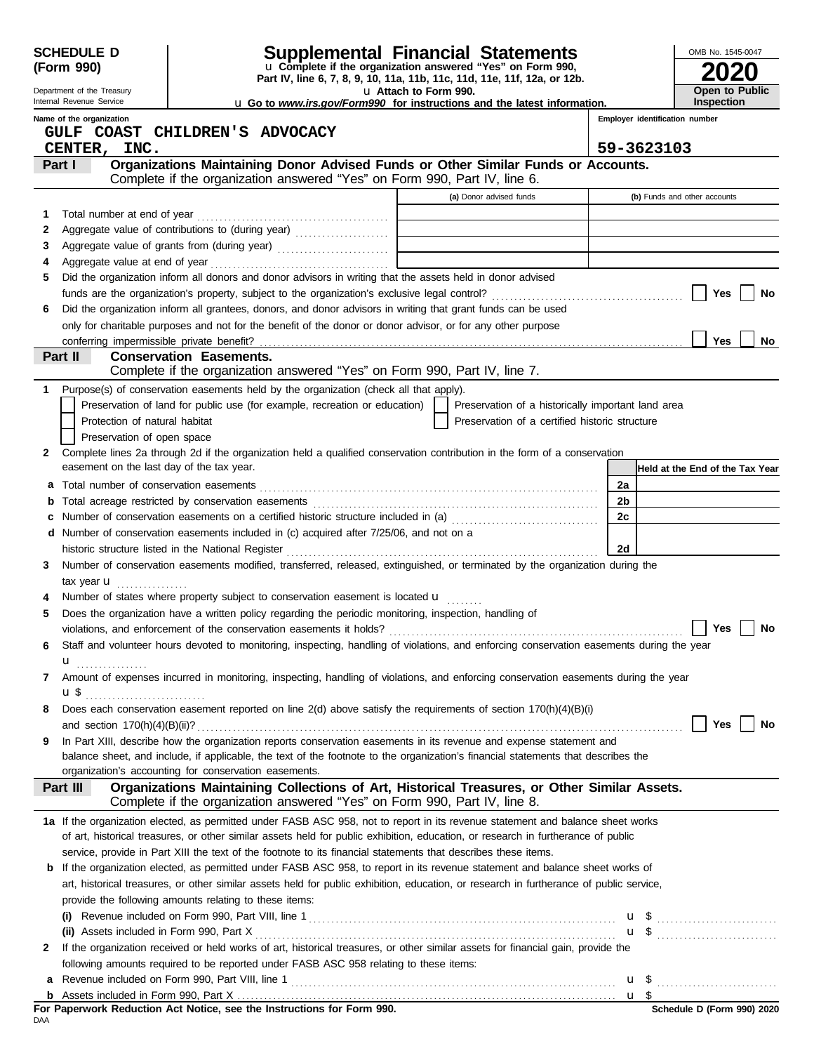**SCHEDULE D (Form 990)**

Department of the Treasury
Internal Revenue Service

# Supplemental Financial Statements

u Complete if the organization answered "Yes" on Form 990, Part IV, line 6, 7, 8, 9, 10, 11a, 11b, 11c, 11d, 11e, 11f, 12a, or 12b.
u Attach to Form 990.
u Go to *www.irs.gov/Form990* for instructions and the latest information.

OMB No. 1545-0047
**2020**
**Open to Public Inspection**

Name of the organization: GULF COAST CHILDREN'S ADVOCACY CENTER, INC.
Employer identification number: 59-3623103

## Part I Organizations Maintaining Donor Advised Funds or Other Similar Funds or Accounts.
Complete if the organization answered "Yes" on Form 990, Part IV, line 6.

| | | (a) Donor advised funds | (b) Funds and other accounts |
|---|---|---|---|
| 1 | Total number at end of year | | |
| 2 | Aggregate value of contributions to (during year) | | |
| 3 | Aggregate value of grants from (during year) | | |
| 4 | Aggregate value at end of year | | |

5 Did the organization inform all donors and donor advisors in writing that the assets held in donor advised funds are the organization's property, subject to the organization's exclusive legal control? ☐ Yes ☐ No

6 Did the organization inform all grantees, donors, and donor advisors in writing that grant funds can be used only for charitable purposes and not for the benefit of the donor or donor advisor, or for any other purpose conferring impermissible private benefit? ☐ Yes ☐ No

## Part II Conservation Easements.
Complete if the organization answered "Yes" on Form 990, Part IV, line 7.

1 Purpose(s) of conservation easements held by the organization (check all that apply).
- ☐ Preservation of land for public use (for example, recreation or education)
- ☐ Preservation of a historically important land area
- ☐ Protection of natural habitat
- ☐ Preservation of a certified historic structure
- ☐ Preservation of open space

2 Complete lines 2a through 2d if the organization held a qualified conservation contribution in the form of a conservation easement on the last day of the tax year.

| | | | Held at the End of the Tax Year |
|---|---|---|---|
| a | Total number of conservation easements | 2a | |
| b | Total acreage restricted by conservation easements | 2b | |
| c | Number of conservation easements on a certified historic structure included in (a) | 2c | |
| d | Number of conservation easements included in (c) acquired after 7/25/06, and not on a historic structure listed in the National Register | 2d | |

3 Number of conservation easements modified, transferred, released, extinguished, or terminated by the organization during the tax year u

4 Number of states where property subject to conservation easement is located u

5 Does the organization have a written policy regarding the periodic monitoring, inspection, handling of violations, and enforcement of the conservation easements it holds? ☐ Yes ☐ No

6 Staff and volunteer hours devoted to monitoring, inspecting, handling of violations, and enforcing conservation easements during the year u

7 Amount of expenses incurred in monitoring, inspecting, handling of violations, and enforcing conservation easements during the year u $

8 Does each conservation easement reported on line 2(d) above satisfy the requirements of section 170(h)(4)(B)(i) and section 170(h)(4)(B)(ii)? ☐ Yes ☐ No

9 In Part XIII, describe how the organization reports conservation easements in its revenue and expense statement and balance sheet, and include, if applicable, the text of the footnote to the organization's financial statements that describes the organization's accounting for conservation easements.

## Part III Organizations Maintaining Collections of Art, Historical Treasures, or Other Similar Assets.
Complete if the organization answered "Yes" on Form 990, Part IV, line 8.

1a If the organization elected, as permitted under FASB ASC 958, not to report in its revenue statement and balance sheet works of art, historical treasures, or other similar assets held for public exhibition, education, or research in furtherance of public service, provide in Part XIII the text of the footnote to its financial statements that describes these items.

b If the organization elected, as permitted under FASB ASC 958, to report in its revenue statement and balance sheet works of art, historical treasures, or other similar assets held for public exhibition, education, or research in furtherance of public service, provide the following amounts relating to these items:

(i) Revenue included on Form 990, Part VIII, line 1 u $

(ii) Assets included in Form 990, Part X u $

2 If the organization received or held works of art, historical treasures, or other similar assets for financial gain, provide the following amounts required to be reported under FASB ASC 958 relating to these items:

a Revenue included on Form 990, Part VIII, line 1 u $

b Assets included in Form 990, Part X u $

**For Paperwork Reduction Act Notice, see the Instructions for Form 990.**
DAA
**Schedule D (Form 990) 2020**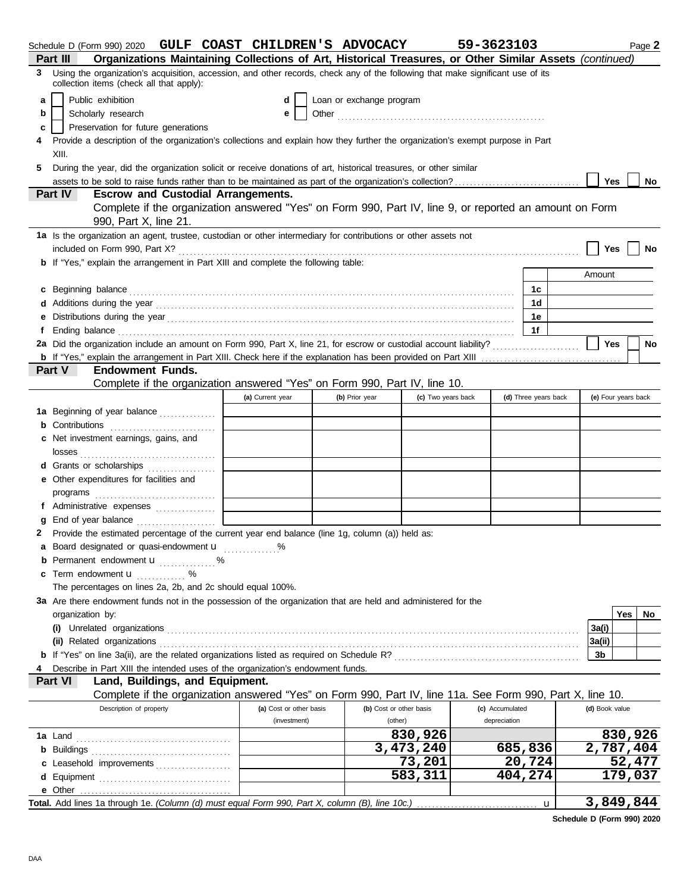Schedule D (Form 990) 2020 **GULF COAST CHILDREN'S ADVOCACY** **59-3623103** Page **2**

## Part III Organizations Maintaining Collections of Art, Historical Treasures, or Other Similar Assets *(continued)*

**3** Using the organization's acquisition, accession, and other records, check any of the following that make significant use of its collection items (check all that apply):

- **a** ☐ Public exhibition
- **b** ☐ Scholarly research
- **c** ☐ Preservation for future generations
- **d** ☐ Loan or exchange program
- **e** ☐ Other ..................................................

**4** Provide a description of the organization's collections and explain how they further the organization's exempt purpose in Part XIII.

**5** During the year, did the organization solicit or receive donations of art, historical treasures, or other similar assets to be sold to raise funds rather than to be maintained as part of the organization's collection? ☐ Yes ☐ No

## Part IV Escrow and Custodial Arrangements.

Complete if the organization answered "Yes" on Form 990, Part IV, line 9, or reported an amount on Form 990, Part X, line 21.

**1a** Is the organization an agent, trustee, custodian or other intermediary for contributions or other assets not included on Form 990, Part X? ☐ Yes ☐ No

**b** If "Yes," explain the arrangement in Part XIII and complete the following table:

| | | Amount |
|---|---|---|
| **c** Beginning balance | 1c | |
| **d** Additions during the year | 1d | |
| **e** Distributions during the year | 1e | |
| **f** Ending balance | 1f | |

**2a** Did the organization include an amount on Form 990, Part X, line 21, for escrow or custodial account liability? ☐ Yes ☐ No

**b** If "Yes," explain the arrangement in Part XIII. Check here if the explanation has been provided on Part XIII ☐

## Part V Endowment Funds.

Complete if the organization answered "Yes" on Form 990, Part IV, line 10.

| | (a) Current year | (b) Prior year | (c) Two years back | (d) Three years back | (e) Four years back |
|---|---|---|---|---|---|
| **1a** Beginning of year balance | | | | | |
| **b** Contributions | | | | | |
| **c** Net investment earnings, gains, and losses | | | | | |
| **d** Grants or scholarships | | | | | |
| **e** Other expenditures for facilities and programs | | | | | |
| **f** Administrative expenses | | | | | |
| **g** End of year balance | | | | | |

**2** Provide the estimated percentage of the current year end balance (line 1g, column (a)) held as:

- **a** Board designated or quasi-endowment u ............%
- **b** Permanent endowment u ............%
- **c** Term endowment u ............%

The percentages on lines 2a, 2b, and 2c should equal 100%.

**3a** Are there endowment funds not in the possession of the organization that are held and administered for the organization by:

| | | Yes | No |
|---|---|---|---|
| **(i)** Unrelated organizations | 3a(i) | | |
| **(ii)** Related organizations | 3a(ii) | | |
| **b** If "Yes" on line 3a(ii), are the related organizations listed as required on Schedule R? | 3b | | |

**4** Describe in Part XIII the intended uses of the organization's endowment funds.

## Part VI Land, Buildings, and Equipment.

Complete if the organization answered "Yes" on Form 990, Part IV, line 11a. See Form 990, Part X, line 10.

| Description of property | (a) Cost or other basis (investment) | (b) Cost or other basis (other) | (c) Accumulated depreciation | (d) Book value |
|---|---|---|---|---|
| **1a** Land | | 830,926 | | 830,926 |
| **b** Buildings | | 3,473,240 | 685,836 | 2,787,404 |
| **c** Leasehold improvements | | 73,201 | 20,724 | 52,477 |
| **d** Equipment | | 583,311 | 404,274 | 179,037 |
| **e** Other | | | | |
| **Total.** Add lines 1a through 1e. *(Column (d) must equal Form 990, Part X, column (B), line 10c.)* u | | | | 3,849,844 |

**Schedule D (Form 990) 2020**

DAA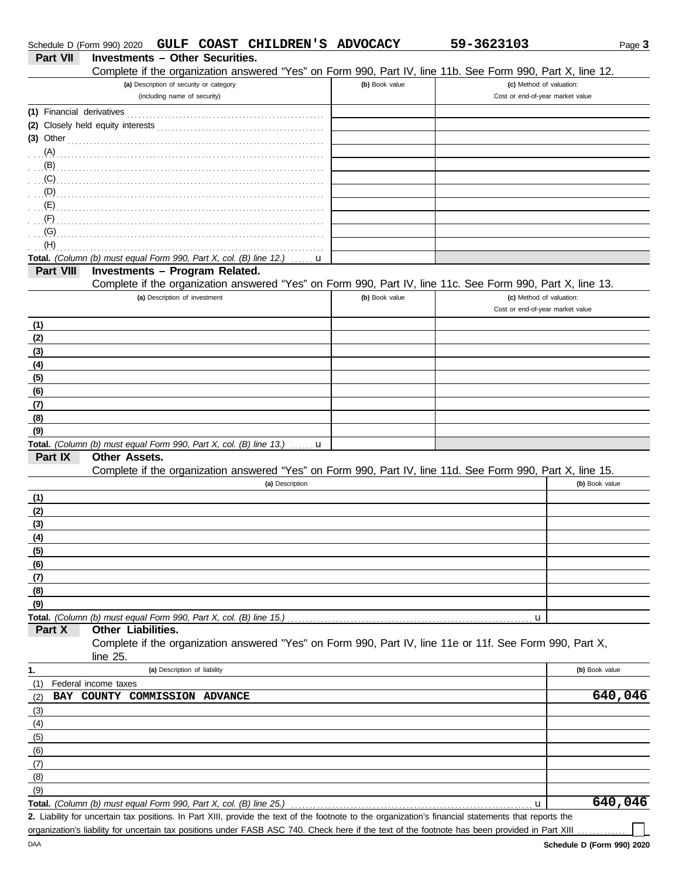Schedule D (Form 990) 2020 **GULF COAST CHILDREN'S ADVOCACY** **59-3623103**

## Part VII Investments – Other Securities.

Complete if the organization answered "Yes" on Form 990, Part IV, line 11b. See Form 990, Part X, line 12.

| (a) Description of security or category (including name of security) | (b) Book value | (c) Method of valuation: Cost or end-of-year market value |
|---|---|---|
| (1) Financial derivatives | | |
| (2) Closely held equity interests | | |
| (3) Other | | |
| (A) | | |
| (B) | | |
| (C) | | |
| (D) | | |
| (E) | | |
| (F) | | |
| (G) | | |
| (H) | | |
| **Total.** *(Column (b) must equal Form 990, Part X, col. (B) line 12.)* u | | |

## Part VIII Investments – Program Related.

Complete if the organization answered "Yes" on Form 990, Part IV, line 11c. See Form 990, Part X, line 13.

| (a) Description of investment | (b) Book value | (c) Method of valuation: Cost or end-of-year market value |
|---|---|---|
| (1) | | |
| (2) | | |
| (3) | | |
| (4) | | |
| (5) | | |
| (6) | | |
| (7) | | |
| (8) | | |
| (9) | | |
| **Total.** *(Column (b) must equal Form 990, Part X, col. (B) line 13.)* u | | |

## Part IX Other Assets.

Complete if the organization answered "Yes" on Form 990, Part IV, line 11d. See Form 990, Part X, line 15.

| (a) Description | (b) Book value |
|---|---|
| (1) | |
| (2) | |
| (3) | |
| (4) | |
| (5) | |
| (6) | |
| (7) | |
| (8) | |
| (9) | |
| **Total.** *(Column (b) must equal Form 990, Part X, col. (B) line 15.)* u | |

## Part X Other Liabilities.

Complete if the organization answered "Yes" on Form 990, Part IV, line 11e or 11f. See Form 990, Part X, line 25.

| 1. (a) Description of liability | (b) Book value |
|---|---|
| (1) Federal income taxes | |
| (2) BAY COUNTY COMMISSION ADVANCE | 640,046 |
| (3) | |
| (4) | |
| (5) | |
| (6) | |
| (7) | |
| (8) | |
| (9) | |
| **Total.** *(Column (b) must equal Form 990, Part X, col. (B) line 25.)* u | 640,046 |

**2.** Liability for uncertain tax positions. In Part XIII, provide the text of the footnote to the organization's financial statements that reports the organization's liability for uncertain tax positions under FASB ASC 740. Check here if the text of the footnote has been provided in Part XIII ☐

Schedule D (Form 990) 2020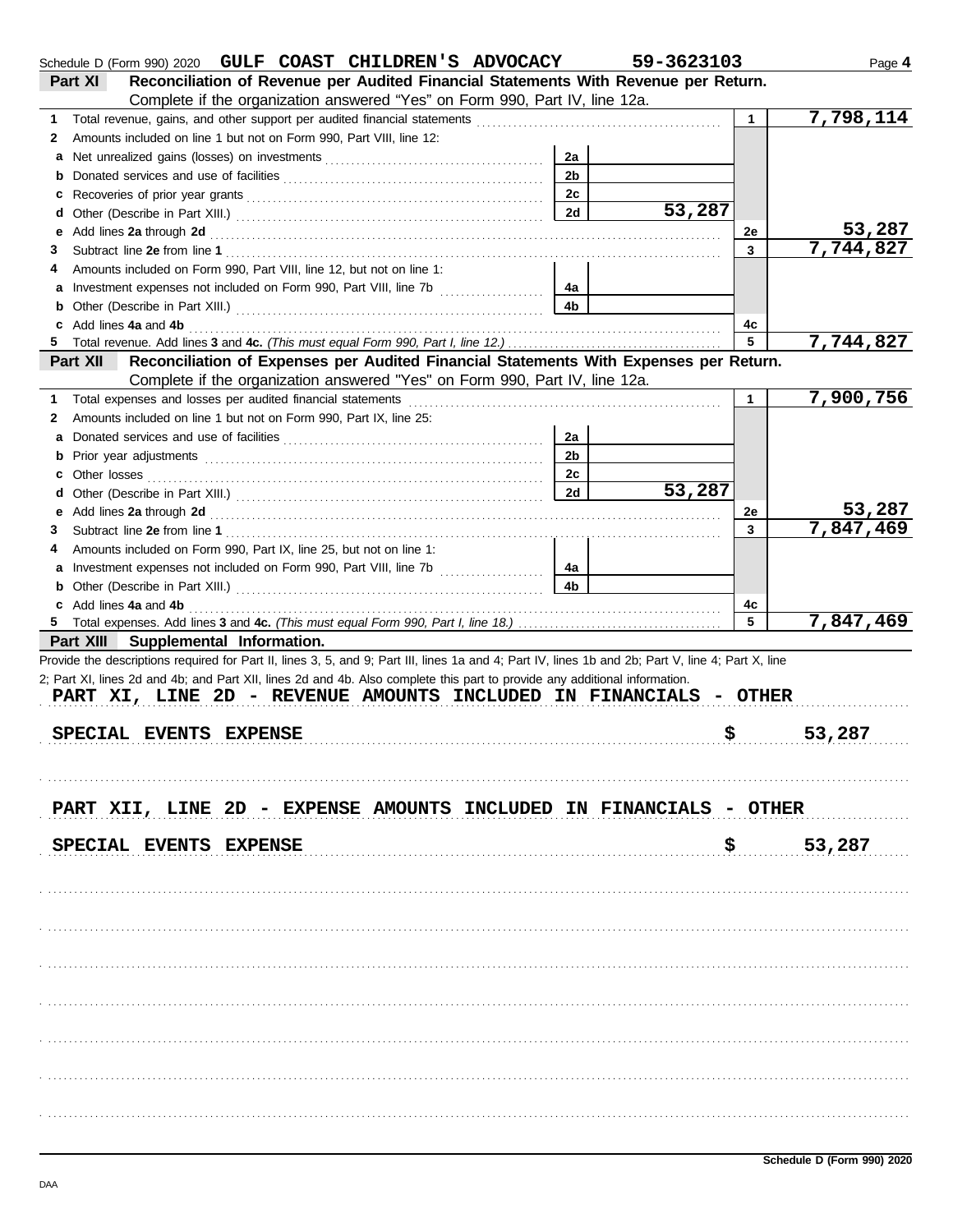Schedule D (Form 990) 2020 **GULF COAST CHILDREN'S ADVOCACY** **59-3623103** Page **4**

## Part XI — Reconciliation of Revenue per Audited Financial Statements With Revenue per Return.

Complete if the organization answered "Yes" on Form 990, Part IV, line 12a.

| Line | Description | Ref | Amount | Ref | Amount |
|---|---|---|---|---|---|
| 1 | Total revenue, gains, and other support per audited financial statements | | | 1 | 7,798,114 |
| 2 | Amounts included on line 1 but not on Form 990, Part VIII, line 12: | | | | |
| a | Net unrealized gains (losses) on investments | 2a | | | |
| b | Donated services and use of facilities | 2b | | | |
| c | Recoveries of prior year grants | 2c | | | |
| d | Other (Describe in Part XIII.) | 2d | 53,287 | | |
| e | Add lines **2a** through **2d** | | | 2e | 53,287 |
| 3 | Subtract line **2e** from line **1** | | | 3 | 7,744,827 |
| 4 | Amounts included on Form 990, Part VIII, line 12, but not on line 1: | | | | |
| a | Investment expenses not included on Form 990, Part VIII, line 7b | 4a | | | |
| b | Other (Describe in Part XIII.) | 4b | | | |
| c | Add lines **4a** and **4b** | | | 4c | |
| 5 | Total revenue. Add lines **3** and **4c.** *(This must equal Form 990, Part I, line 12.)* | | | 5 | 7,744,827 |

## Part XII — Reconciliation of Expenses per Audited Financial Statements With Expenses per Return.

Complete if the organization answered "Yes" on Form 990, Part IV, line 12a.

| Line | Description | Ref | Amount | Ref | Amount |
|---|---|---|---|---|---|
| 1 | Total expenses and losses per audited financial statements | | | 1 | 7,900,756 |
| 2 | Amounts included on line 1 but not on Form 990, Part IX, line 25: | | | | |
| a | Donated services and use of facilities | 2a | | | |
| b | Prior year adjustments | 2b | | | |
| c | Other losses | 2c | | | |
| d | Other (Describe in Part XIII.) | 2d | 53,287 | | |
| e | Add lines **2a** through **2d** | | | 2e | 53,287 |
| 3 | Subtract line **2e** from line **1** | | | 3 | 7,847,469 |
| 4 | Amounts included on Form 990, Part IX, line 25, but not on line 1: | | | | |
| a | Investment expenses not included on Form 990, Part VIII, line 7b | 4a | | | |
| b | Other (Describe in Part XIII.) | 4b | | | |
| c | Add lines **4a** and **4b** | | | 4c | |
| 5 | Total expenses. Add lines **3** and **4c.** *(This must equal Form 990, Part I, line 18.)* | | | 5 | 7,847,469 |

## Part XIII — Supplemental Information.

Provide the descriptions required for Part II, lines 3, 5, and 9; Part III, lines 1a and 4; Part IV, lines 1b and 2b; Part V, line 4; Part X, line 2; Part XI, lines 2d and 4b; and Part XII, lines 2d and 4b. Also complete this part to provide any additional information.

**PART XI, LINE 2D - REVENUE AMOUNTS INCLUDED IN FINANCIALS - OTHER**

SPECIAL EVENTS EXPENSE $ 53,287

**PART XII, LINE 2D - EXPENSE AMOUNTS INCLUDED IN FINANCIALS - OTHER**

SPECIAL EVENTS EXPENSE $ 53,287

Schedule D (Form 990) 2020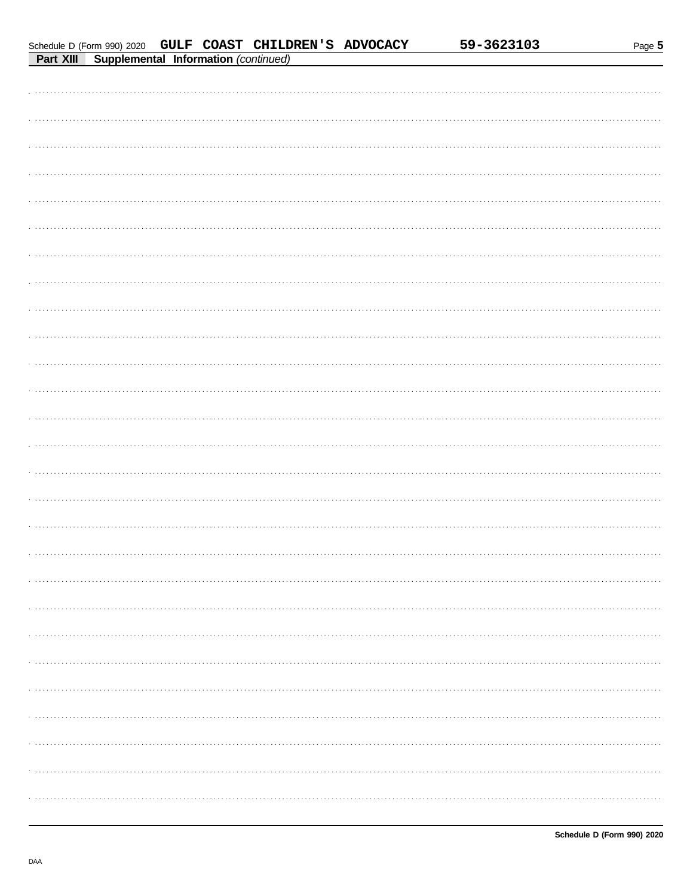## Part XIII Supplemental Information *(continued)*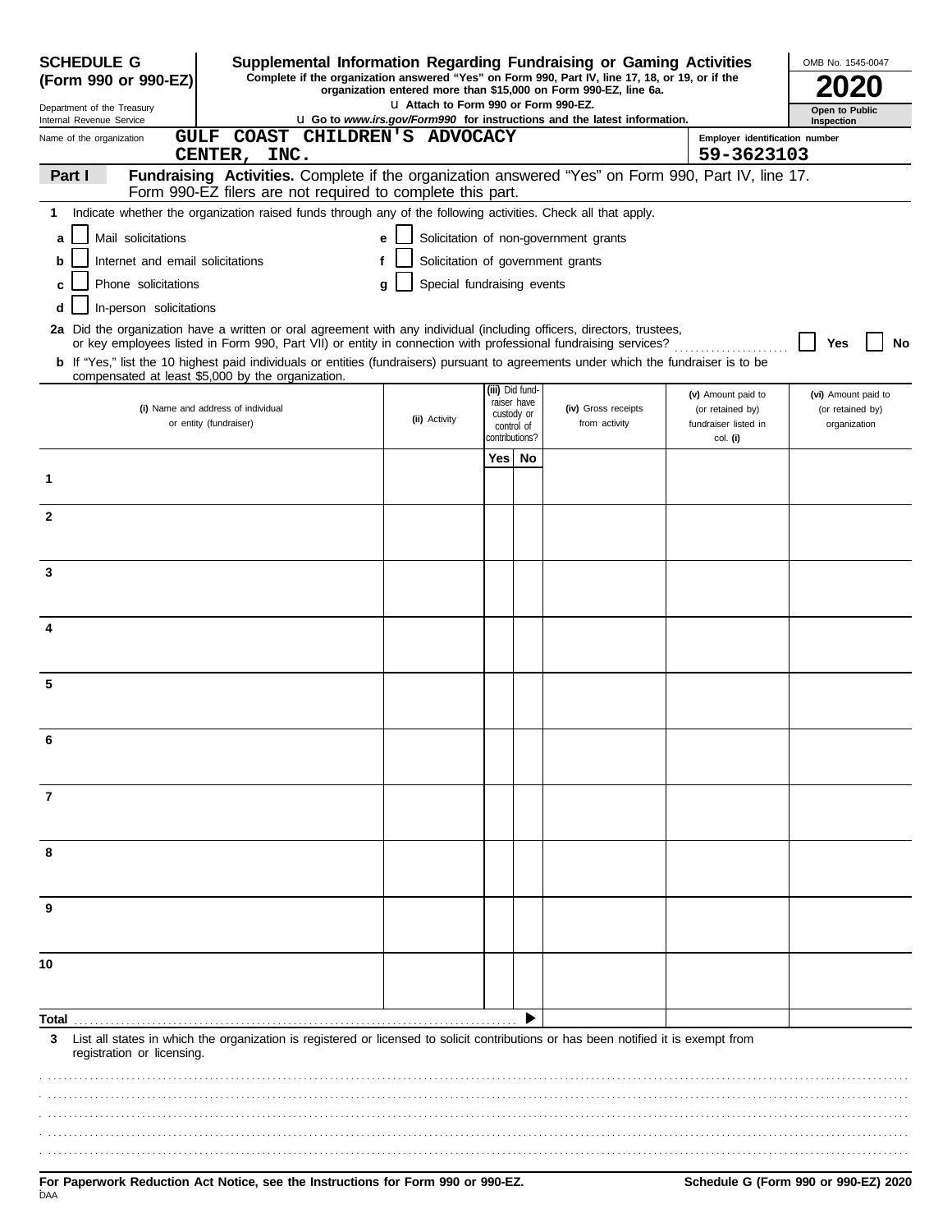**SCHEDULE G (Form 990 or 990-EZ)**

Department of the Treasury
Internal Revenue Service

# Supplemental Information Regarding Fundraising or Gaming Activities

**Complete if the organization answered "Yes" on Form 990, Part IV, line 17, 18, or 19, or if the organization entered more than $15,000 on Form 990-EZ, line 6a.**

**u Attach to Form 990 or Form 990-EZ.**

**u Go to *www.irs.gov/Form990* for instructions and the latest information.**

OMB No. 1545-0047

**2020**

**Open to Public Inspection**

Name of the organization: GULF COAST CHILDREN'S ADVOCACY CENTER, INC.

Employer identification number: 59-3623103

**Part I** **Fundraising Activities.** Complete if the organization answered "Yes" on Form 990, Part IV, line 17. Form 990-EZ filers are not required to complete this part.

**1** Indicate whether the organization raised funds through any of the following activities. Check all that apply.

- **a** ☐ Mail solicitations
- **b** ☐ Internet and email solicitations
- **c** ☐ Phone solicitations
- **d** ☐ In-person solicitations
- **e** ☐ Solicitation of non-government grants
- **f** ☐ Solicitation of government grants
- **g** ☐ Special fundraising events

**2a** Did the organization have a written or oral agreement with any individual (including officers, directors, trustees, or key employees listed in Form 990, Part VII) or entity in connection with professional fundraising services? ☐ Yes ☐ No

**b** If "Yes," list the 10 highest paid individuals or entities (fundraisers) pursuant to agreements under which the fundraiser is to be compensated at least $5,000 by the organization.

| | (i) Name and address of individual or entity (fundraiser) | (ii) Activity | (iii) Did fund-raiser have custody or control of contributions? Yes | No | (iv) Gross receipts from activity | (v) Amount paid to (or retained by) fundraiser listed in col. (i) | (vi) Amount paid to (or retained by) organization |
|---|---|---|---|---|---|---|---|
| 1 | | | | | | | |
| 2 | | | | | | | |
| 3 | | | | | | | |
| 4 | | | | | | | |
| 5 | | | | | | | |
| 6 | | | | | | | |
| 7 | | | | | | | |
| 8 | | | | | | | |
| 9 | | | | | | | |
| 10 | | | | | | | |
| **Total** | | | | ▶ | | | |

**3** List all states in which the organization is registered or licensed to solicit contributions or has been notified it is exempt from registration or licensing.

**For Paperwork Reduction Act Notice, see the Instructions for Form 990 or 990-EZ.**

**Schedule G (Form 990 or 990-EZ) 2020**

DAA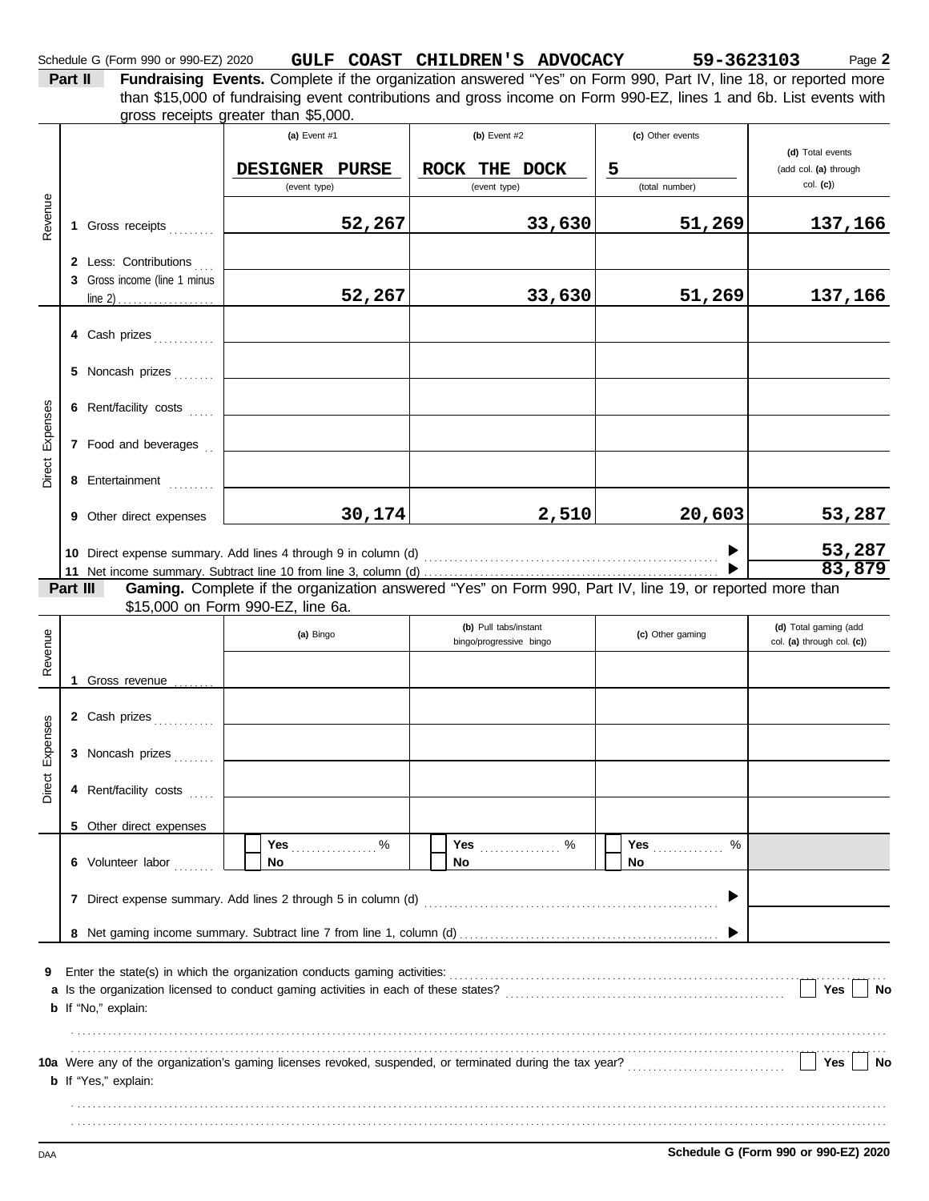Schedule G (Form 990 or 990-EZ) 2020 **GULF COAST CHILDREN'S ADVOCACY** **59-3623103** Page **2**

**Part II** **Fundraising Events.** Complete if the organization answered "Yes" on Form 990, Part IV, line 18, or reported more than $15,000 of fundraising event contributions and gross income on Form 990-EZ, lines 1 and 6b. List events with gross receipts greater than $5,000.

| | | (a) Event #1 | (b) Event #2 | (c) Other events | (d) Total events (add col. (a) through col. (c)) |
|---|---|---|---|---|---|
| | | DESIGNER PURSE (event type) | ROCK THE DOCK (event type) | 5 (total number) | |
| Revenue | 1 Gross receipts | 52,267 | 33,630 | 51,269 | 137,166 |
| | 2 Less: Contributions | | | | |
| | 3 Gross income (line 1 minus line 2) | 52,267 | 33,630 | 51,269 | 137,166 |
| Direct Expenses | 4 Cash prizes | | | | |
| | 5 Noncash prizes | | | | |
| | 6 Rent/facility costs | | | | |
| | 7 Food and beverages | | | | |
| | 8 Entertainment | | | | |
| | 9 Other direct expenses | 30,174 | 2,510 | 20,603 | 53,287 |
| | 10 Direct expense summary. Add lines 4 through 9 in column (d) | | | | 53,287 |
| | 11 Net income summary. Subtract line 10 from line 3, column (d) | | | | 83,879 |

**Part III** **Gaming.** Complete if the organization answered "Yes" on Form 990, Part IV, line 19, or reported more than $15,000 on Form 990-EZ, line 6a.

| | | (a) Bingo | (b) Pull tabs/instant bingo/progressive bingo | (c) Other gaming | (d) Total gaming (add col. (a) through col. (c)) |
|---|---|---|---|---|---|
| Revenue | 1 Gross revenue | | | | |
| Direct Expenses | 2 Cash prizes | | | | |
| | 3 Noncash prizes | | | | |
| | 4 Rent/facility costs | | | | |
| | 5 Other direct expenses | | | | |
| | 6 Volunteer labor | Yes ....... % / No | Yes ....... % / No | Yes ....... % / No | |
| | 7 Direct expense summary. Add lines 2 through 5 in column (d) | | | | |
| | 8 Net gaming income summary. Subtract line 7 from line 1, column (d) | | | | |

**9** Enter the state(s) in which the organization conducts gaming activities:

**a** Is the organization licensed to conduct gaming activities in each of these states? Yes No

**b** If "No," explain:

**10a** Were any of the organization's gaming licenses revoked, suspended, or terminated during the tax year? Yes No

**b** If "Yes," explain:

DAA **Schedule G (Form 990 or 990-EZ) 2020**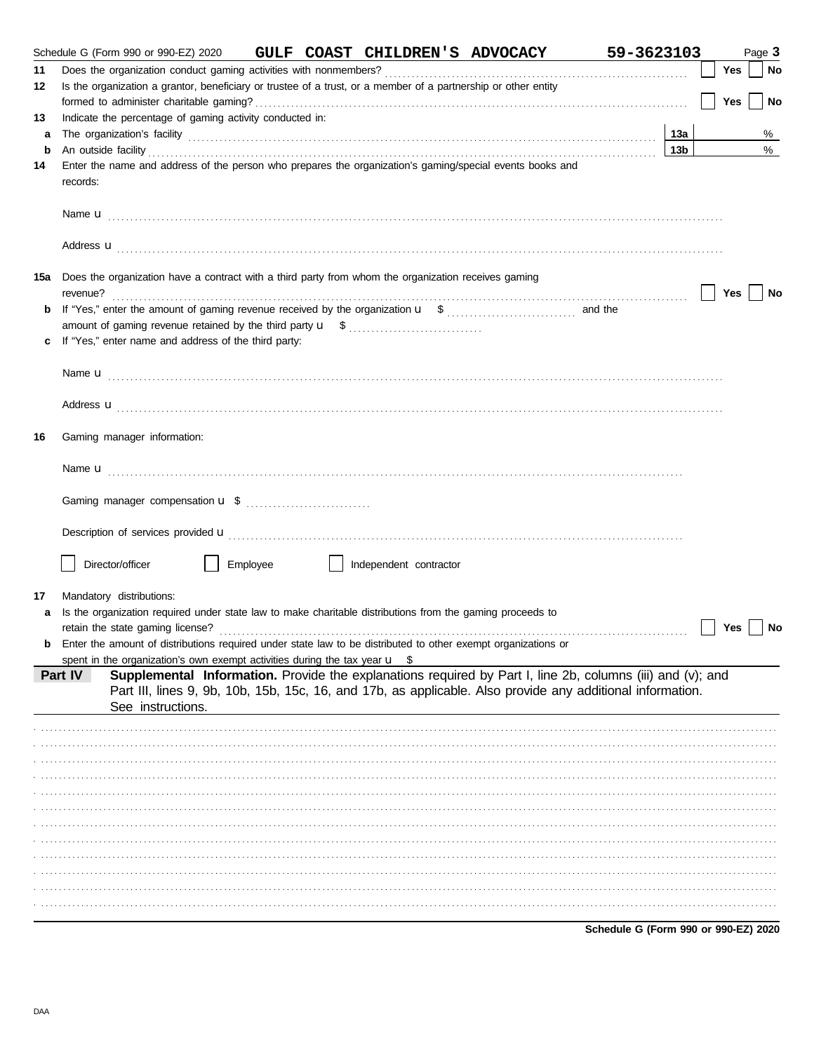Schedule G (Form 990 or 990-EZ) 2020 **GULF COAST CHILDREN'S ADVOCACY** **59-3623103** Page **3**

**11** Does the organization conduct gaming activities with nonmembers? ☐ Yes ☐ No

**12** Is the organization a grantor, beneficiary or trustee of a trust, or a member of a partnership or other entity formed to administer charitable gaming? ☐ Yes ☐ No

**13** Indicate the percentage of gaming activity conducted in:

**a** The organization's facility **13a** %

**b** An outside facility **13b** %

**14** Enter the name and address of the person who prepares the organization's gaming/special events books and records:

Name u

Address u

**15a** Does the organization have a contract with a third party from whom the organization receives gaming revenue? ☐ Yes ☐ No

**b** If "Yes," enter the amount of gaming revenue received by the organization u $ and the amount of gaming revenue retained by the third party u $

**c** If "Yes," enter name and address of the third party:

Name u

Address u

**16** Gaming manager information:

Name u

Gaming manager compensation u $

Description of services provided u

☐ Director/officer ☐ Employee ☐ Independent contractor

**17** Mandatory distributions:

**a** Is the organization required under state law to make charitable distributions from the gaming proceeds to retain the state gaming license? ☐ Yes ☐ No

**b** Enter the amount of distributions required under state law to be distributed to other exempt organizations or spent in the organization's own exempt activities during the tax year u $

**Part IV** **Supplemental Information.** Provide the explanations required by Part I, line 2b, columns (iii) and (v); and Part III, lines 9, 9b, 10b, 15b, 15c, 16, and 17b, as applicable. Also provide any additional information. See instructions.

**Schedule G (Form 990 or 990-EZ) 2020**

DAA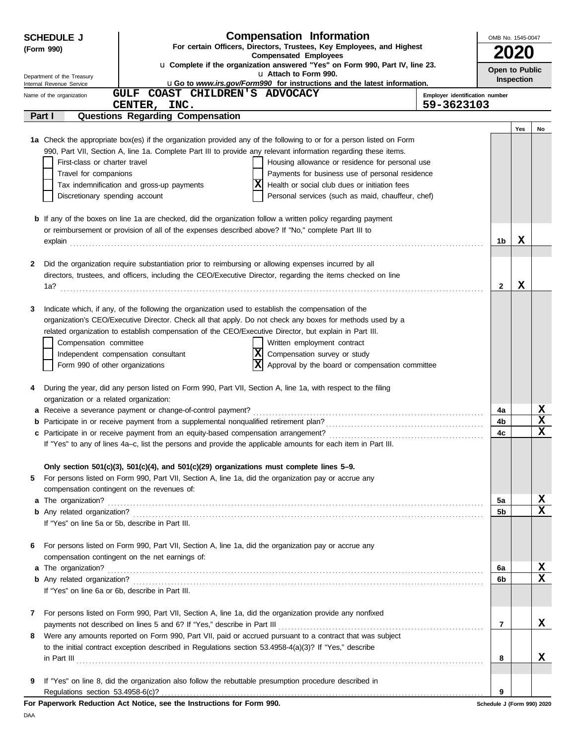**SCHEDULE J (Form 990)**

Department of the Treasury
Internal Revenue Service

# Compensation Information

**For certain Officers, Directors, Trustees, Key Employees, and Highest Compensated Employees**

u **Complete if the organization answered "Yes" on Form 990, Part IV, line 23.**
u **Attach to Form 990.**
u **Go to *www.irs.gov/Form990* for instructions and the latest information.**

OMB No. 1545-0047

**2020**

**Open to Public Inspection**

Name of the organization: GULF COAST CHILDREN'S ADVOCACY CENTER, INC.

Employer identification number: 59-3623103

## Part I — Questions Regarding Compensation

| | | Yes | No |
|---|---|---|---|
| **1a** Check the appropriate box(es) if the organization provided any of the following to or for a person listed on Form 990, Part VII, Section A, line 1a. Complete Part III to provide any relevant information regarding these items.<br>☐ First-class or charter travel<br>☐ Travel for companions<br>☐ Tax indemnification and gross-up payments<br>☐ Discretionary spending account<br>☐ Housing allowance or residence for personal use<br>☐ Payments for business use of personal residence<br>☒ Health or social club dues or initiation fees<br>☐ Personal services (such as maid, chauffeur, chef) | | | |
| **b** If any of the boxes on line 1a are checked, did the organization follow a written policy regarding payment or reimbursement or provision of all of the expenses described above? If "No," complete Part III to explain | 1b | X | |
| **2** Did the organization require substantiation prior to reimbursing or allowing expenses incurred by all directors, trustees, and officers, including the CEO/Executive Director, regarding the items checked on line 1a? | 2 | X | |
| **3** Indicate which, if any, of the following the organization used to establish the compensation of the organization's CEO/Executive Director. Check all that apply. Do not check any boxes for methods used by a related organization to establish compensation of the CEO/Executive Director, but explain in Part III.<br>☐ Compensation committee<br>☐ Independent compensation consultant<br>☐ Form 990 of other organizations<br>☐ Written employment contract<br>☒ Compensation survey or study<br>☒ Approval by the board or compensation committee | | | |
| **4** During the year, did any person listed on Form 990, Part VII, Section A, line 1a, with respect to the filing organization or a related organization: | | | |
| **a** Receive a severance payment or change-of-control payment? | 4a | | X |
| **b** Participate in or receive payment from a supplemental nonqualified retirement plan? | 4b | | X |
| **c** Participate in or receive payment from an equity-based compensation arrangement? | 4c | | X |
| If "Yes" to any of lines 4a–c, list the persons and provide the applicable amounts for each item in Part III. | | | |
| **Only section 501(c)(3), 501(c)(4), and 501(c)(29) organizations must complete lines 5–9.** | | | |
| **5** For persons listed on Form 990, Part VII, Section A, line 1a, did the organization pay or accrue any compensation contingent on the revenues of: | | | |
| **a** The organization? | 5a | | X |
| **b** Any related organization? | 5b | | X |
| If "Yes" on line 5a or 5b, describe in Part III. | | | |
| **6** For persons listed on Form 990, Part VII, Section A, line 1a, did the organization pay or accrue any compensation contingent on the net earnings of: | | | |
| **a** The organization? | 6a | | X |
| **b** Any related organization? | 6b | | X |
| If "Yes" on line 6a or 6b, describe in Part III. | | | |
| **7** For persons listed on Form 990, Part VII, Section A, line 1a, did the organization provide any nonfixed payments not described on lines 5 and 6? If "Yes," describe in Part III | 7 | | X |
| **8** Were any amounts reported on Form 990, Part VII, paid or accrued pursuant to a contract that was subject to the initial contract exception described in Regulations section 53.4958-4(a)(3)? If "Yes," describe in Part III | 8 | | X |
| **9** If "Yes" on line 8, did the organization also follow the rebuttable presumption procedure described in Regulations section 53.4958-6(c)? | 9 | | |

**For Paperwork Reduction Act Notice, see the Instructions for Form 990.**

Schedule J (Form 990) 2020

DAA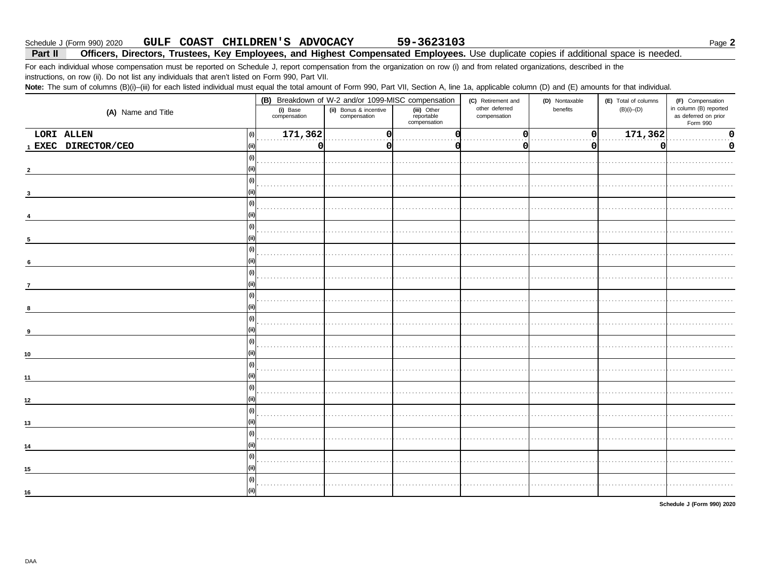Schedule J (Form 990) 2020 **GULF COAST CHILDREN'S ADVOCACY** **59-3623103**

**Part II** **Officers, Directors, Trustees, Key Employees, and Highest Compensated Employees.** Use duplicate copies if additional space is needed.

For each individual whose compensation must be reported on Schedule J, report compensation from the organization on row (i) and from related organizations, described in the instructions, on row (ii). Do not list any individuals that aren't listed on Form 990, Part VII.

**Note:** The sum of columns (B)(i)–(iii) for each listed individual must equal the total amount of Form 990, Part VII, Section A, line 1a, applicable column (D) and (E) amounts for that individual.

| (A) Name and Title | | (B) Breakdown of W-2 and/or 1099-MISC compensation | | | (C) Retirement and other deferred compensation | (D) Nontaxable benefits | (E) Total of columns (B)(i)–(D) | (F) Compensation in column (B) reported as deferred on prior Form 990 |
|---|---|---|---|---|---|---|---|---|
| | | (i) Base compensation | (ii) Bonus & incentive compensation | (iii) Other reportable compensation | | | | |
| 1 LORI ALLEN | (i) | 171,362 | 0 | 0 | 0 | 0 | 171,362 | 0 |
| EXEC DIRECTOR/CEO | (ii) | 0 | 0 | 0 | 0 | 0 | 0 | 0 |
| 2 | (i) | | | | | | | |
| | (ii) | | | | | | | |
| 3 | (i) | | | | | | | |
| | (ii) | | | | | | | |
| 4 | (i) | | | | | | | |
| | (ii) | | | | | | | |
| 5 | (i) | | | | | | | |
| | (ii) | | | | | | | |
| 6 | (i) | | | | | | | |
| | (ii) | | | | | | | |
| 7 | (i) | | | | | | | |
| | (ii) | | | | | | | |
| 8 | (i) | | | | | | | |
| | (ii) | | | | | | | |
| 9 | (i) | | | | | | | |
| | (ii) | | | | | | | |
| 10 | (i) | | | | | | | |
| | (ii) | | | | | | | |
| 11 | (i) | | | | | | | |
| | (ii) | | | | | | | |
| 12 | (i) | | | | | | | |
| | (ii) | | | | | | | |
| 13 | (i) | | | | | | | |
| | (ii) | | | | | | | |
| 14 | (i) | | | | | | | |
| | (ii) | | | | | | | |
| 15 | (i) | | | | | | | |
| | (ii) | | | | | | | |
| 16 | (i) | | | | | | | |
| | (ii) | | | | | | | |

**Schedule J (Form 990) 2020**

DAA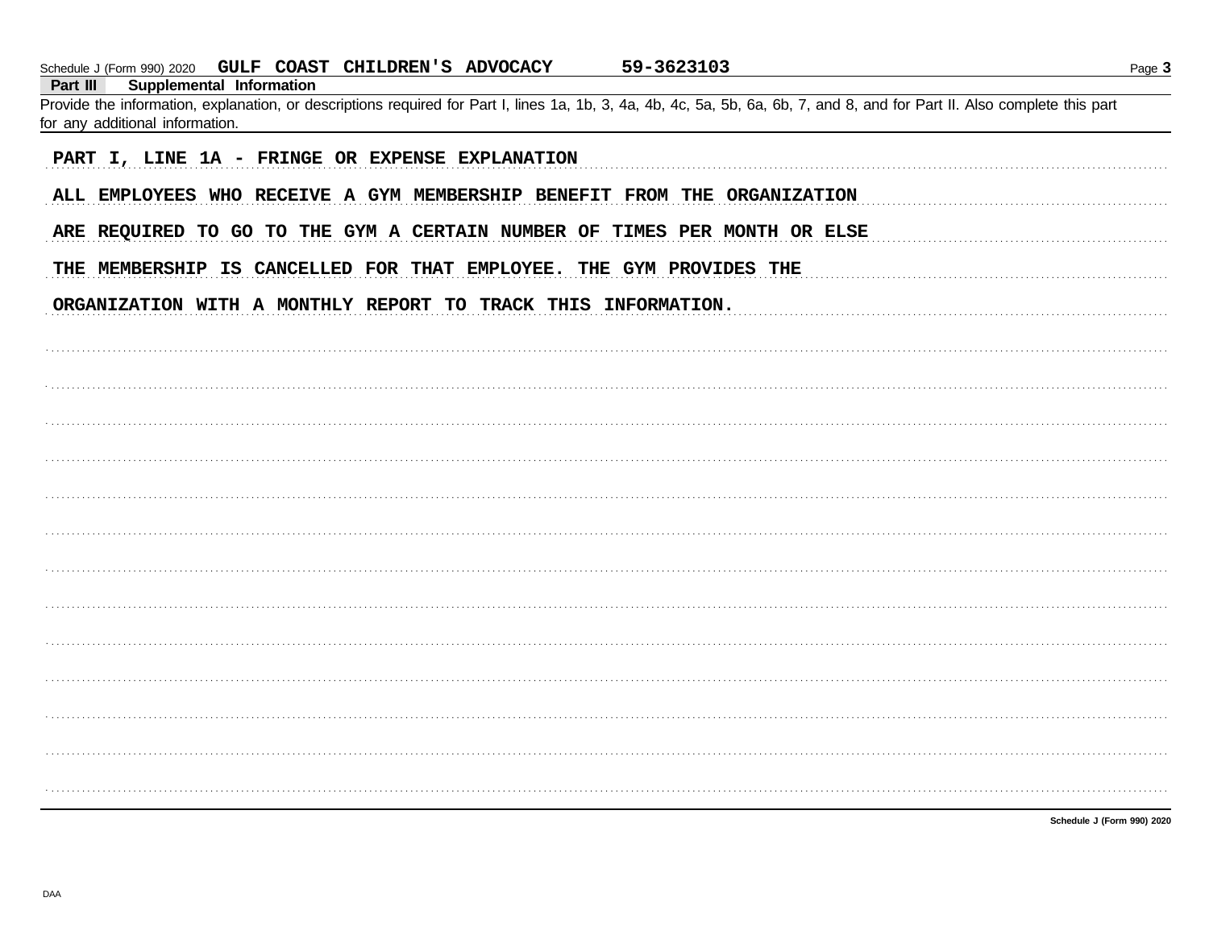Schedule J (Form 990) 2020 GULF COAST CHILDREN'S ADVOCACY 59-3623103

**Part III Supplemental Information**

Provide the information, explanation, or descriptions required for Part I, lines 1a, 1b, 3, 4a, 4b, 4c, 5a, 5b, 6a, 6b, 7, and 8, and for Part II. Also complete this part for any additional information.

PART I, LINE 1A - FRINGE OR EXPENSE EXPLANATION

ALL EMPLOYEES WHO RECEIVE A GYM MEMBERSHIP BENEFIT FROM THE ORGANIZATION ARE REQUIRED TO GO TO THE GYM A CERTAIN NUMBER OF TIMES PER MONTH OR ELSE THE MEMBERSHIP IS CANCELLED FOR THAT EMPLOYEE. THE GYM PROVIDES THE ORGANIZATION WITH A MONTHLY REPORT TO TRACK THIS INFORMATION.

Schedule J (Form 990) 2020

DAA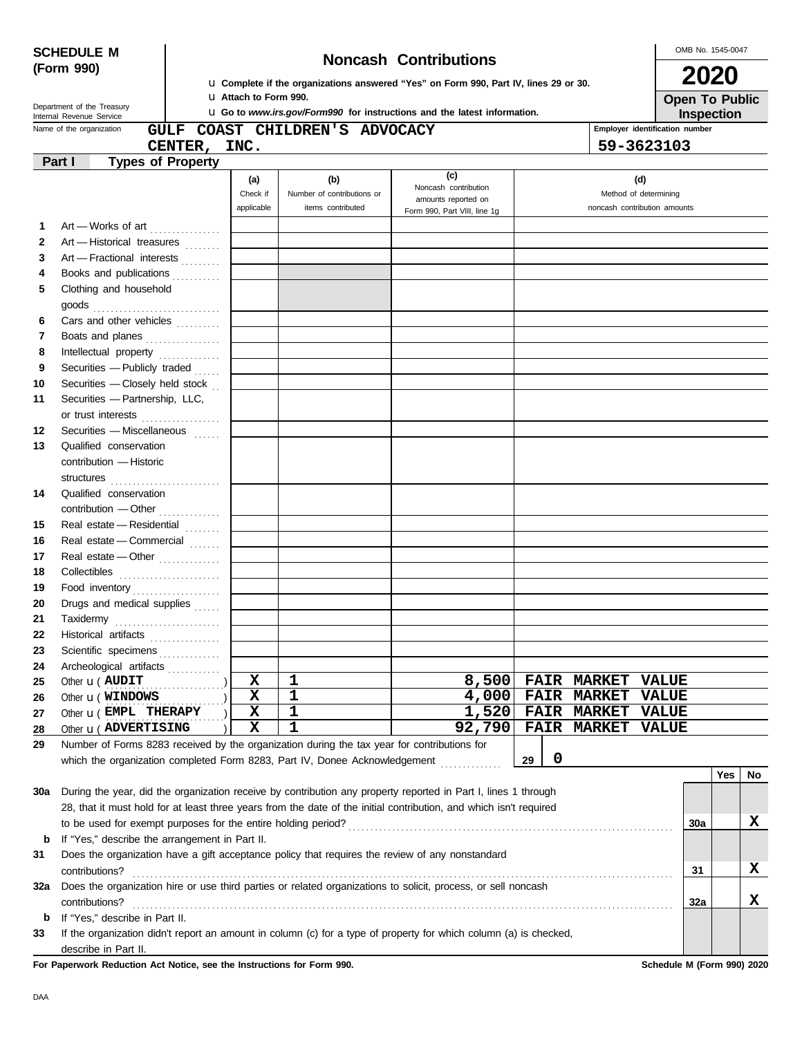**SCHEDULE M (Form 990)**

Department of the Treasury
Internal Revenue Service

# Noncash Contributions

u **Complete if the organizations answered "Yes" on Form 990, Part IV, lines 29 or 30.**
u **Attach to Form 990.**
u **Go to *www.irs.gov/Form990* for instructions and the latest information.**

OMB No. 1545-0047

**2020**

**Open To Public Inspection**

Name of the organization: **GULF COAST CHILDREN'S ADVOCACY CENTER, INC.**

Employer identification number: **59-3623103**

## Part I Types of Property

| | | (a) Check if applicable | (b) Number of contributions or items contributed | (c) Noncash contribution amounts reported on Form 990, Part VIII, line 1g | (d) Method of determining noncash contribution amounts |
|---|---|---|---|---|---|
| 1 | Art — Works of art | | | | |
| 2 | Art — Historical treasures | | | | |
| 3 | Art — Fractional interests | | | | |
| 4 | Books and publications | | | | |
| 5 | Clothing and household goods | | | | |
| 6 | Cars and other vehicles | | | | |
| 7 | Boats and planes | | | | |
| 8 | Intellectual property | | | | |
| 9 | Securities — Publicly traded | | | | |
| 10 | Securities — Closely held stock | | | | |
| 11 | Securities — Partnership, LLC, or trust interests | | | | |
| 12 | Securities — Miscellaneous | | | | |
| 13 | Qualified conservation contribution — Historic structures | | | | |
| 14 | Qualified conservation contribution — Other | | | | |
| 15 | Real estate — Residential | | | | |
| 16 | Real estate — Commercial | | | | |
| 17 | Real estate — Other | | | | |
| 18 | Collectibles | | | | |
| 19 | Food inventory | | | | |
| 20 | Drugs and medical supplies | | | | |
| 21 | Taxidermy | | | | |
| 22 | Historical artifacts | | | | |
| 23 | Scientific specimens | | | | |
| 24 | Archeological artifacts | | | | |
| 25 | Other u ( AUDIT ) | X | 1 | 8,500 | FAIR MARKET VALUE |
| 26 | Other u ( WINDOWS ) | X | 1 | 4,000 | FAIR MARKET VALUE |
| 27 | Other u ( EMPL THERAPY ) | X | 1 | 1,520 | FAIR MARKET VALUE |
| 28 | Other u ( ADVERTISING ) | X | 1 | 92,790 | FAIR MARKET VALUE |

**29** Number of Forms 8283 received by the organization during the tax year for contributions for which the organization completed Form 8283, Part IV, Donee Acknowledgement ..... **29** | **0**

| | | | Yes | No |
|---|---|---|---|---|
| 30a | During the year, did the organization receive by contribution any property reported in Part I, lines 1 through 28, that it must hold for at least three years from the date of the initial contribution, and which isn't required to be used for exempt purposes for the entire holding period? | 30a | | X |
| b | If "Yes," describe the arrangement in Part II. | | | |
| 31 | Does the organization have a gift acceptance policy that requires the review of any nonstandard contributions? | 31 | | X |
| 32a | Does the organization hire or use third parties or related organizations to solicit, process, or sell noncash contributions? | 32a | | X |
| b | If "Yes," describe in Part II. | | | |
| 33 | If the organization didn't report an amount in column (c) for a type of property for which column (a) is checked, describe in Part II. | | | |

**For Paperwork Reduction Act Notice, see the Instructions for Form 990.** **Schedule M (Form 990) 2020**

DAA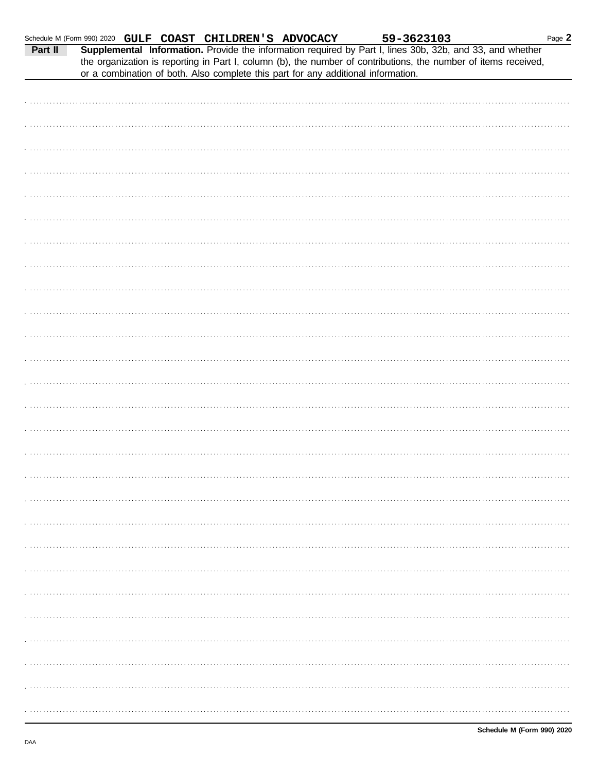Schedule M (Form 990) 2020 GULF COAST CHILDREN'S ADVOCACY 59-3623103

**Part II** **Supplemental Information.** Provide the information required by Part I, lines 30b, 32b, and 33, and whether the organization is reporting in Part I, column (b), the number of contributions, the number of items received, or a combination of both. Also complete this part for any additional information.

Schedule M (Form 990) 2020

DAA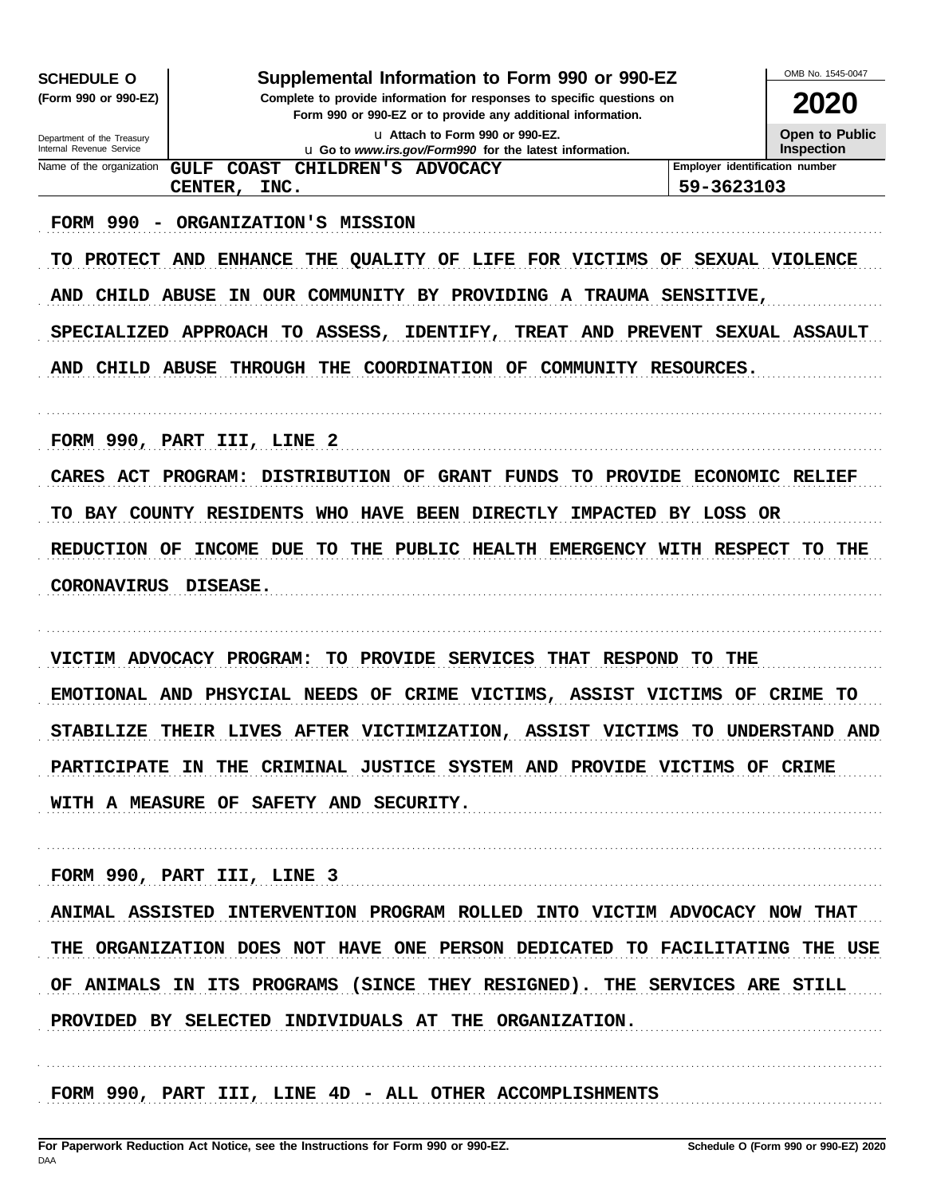**SCHEDULE O** (Form 990 or 990-EZ)

Department of the Treasury
Internal Revenue Service

# Supplemental Information to Form 990 or 990-EZ

**Complete to provide information for responses to specific questions on Form 990 or 990-EZ or to provide any additional information.**

u Attach to Form 990 or 990-EZ.
u Go to *www.irs.gov/Form990* for the latest information.

OMB No. 1545-0047

**2020**

**Open to Public Inspection**

| Name of the organization | Employer identification number |
|---|---|
| GULF COAST CHILDREN'S ADVOCACY CENTER, INC. | 59-3623103 |

FORM 990 - ORGANIZATION'S MISSION

TO PROTECT AND ENHANCE THE QUALITY OF LIFE FOR VICTIMS OF SEXUAL VIOLENCE AND CHILD ABUSE IN OUR COMMUNITY BY PROVIDING A TRAUMA SENSITIVE, SPECIALIZED APPROACH TO ASSESS, IDENTIFY, TREAT AND PREVENT SEXUAL ASSAULT AND CHILD ABUSE THROUGH THE COORDINATION OF COMMUNITY RESOURCES.

FORM 990, PART III, LINE 2

CARES ACT PROGRAM: DISTRIBUTION OF GRANT FUNDS TO PROVIDE ECONOMIC RELIEF TO BAY COUNTY RESIDENTS WHO HAVE BEEN DIRECTLY IMPACTED BY LOSS OR REDUCTION OF INCOME DUE TO THE PUBLIC HEALTH EMERGENCY WITH RESPECT TO THE CORONAVIRUS DISEASE.

VICTIM ADVOCACY PROGRAM: TO PROVIDE SERVICES THAT RESPOND TO THE EMOTIONAL AND PHSYCIAL NEEDS OF CRIME VICTIMS, ASSIST VICTIMS OF CRIME TO STABILIZE THEIR LIVES AFTER VICTIMIZATION, ASSIST VICTIMS TO UNDERSTAND AND PARTICIPATE IN THE CRIMINAL JUSTICE SYSTEM AND PROVIDE VICTIMS OF CRIME WITH A MEASURE OF SAFETY AND SECURITY.

FORM 990, PART III, LINE 3

ANIMAL ASSISTED INTERVENTION PROGRAM ROLLED INTO VICTIM ADVOCACY NOW THAT THE ORGANIZATION DOES NOT HAVE ONE PERSON DEDICATED TO FACILITATING THE USE OF ANIMALS IN ITS PROGRAMS (SINCE THEY RESIGNED). THE SERVICES ARE STILL PROVIDED BY SELECTED INDIVIDUALS AT THE ORGANIZATION.

FORM 990, PART III, LINE 4D - ALL OTHER ACCOMPLISHMENTS

**For Paperwork Reduction Act Notice, see the Instructions for Form 990 or 990-EZ.**
DAA
**Schedule O (Form 990 or 990-EZ) 2020**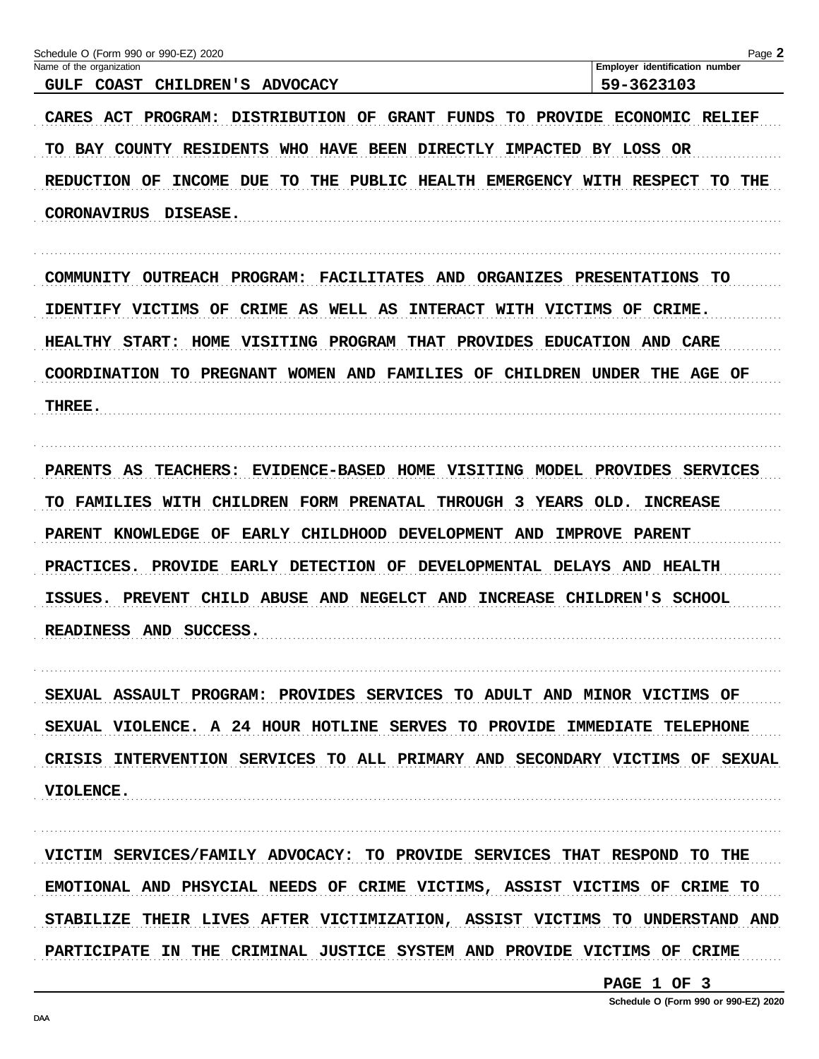Schedule O (Form 990 or 990-EZ) 2020

Name of the organization: GULF COAST CHILDREN'S ADVOCACY

Employer identification number: 59-3623103

CARES ACT PROGRAM: DISTRIBUTION OF GRANT FUNDS TO PROVIDE ECONOMIC RELIEF TO BAY COUNTY RESIDENTS WHO HAVE BEEN DIRECTLY IMPACTED BY LOSS OR REDUCTION OF INCOME DUE TO THE PUBLIC HEALTH EMERGENCY WITH RESPECT TO THE CORONAVIRUS DISEASE.

COMMUNITY OUTREACH PROGRAM: FACILITATES AND ORGANIZES PRESENTATIONS TO IDENTIFY VICTIMS OF CRIME AS WELL AS INTERACT WITH VICTIMS OF CRIME.

HEALTHY START: HOME VISITING PROGRAM THAT PROVIDES EDUCATION AND CARE COORDINATION TO PREGNANT WOMEN AND FAMILIES OF CHILDREN UNDER THE AGE OF THREE.

PARENTS AS TEACHERS: EVIDENCE-BASED HOME VISITING MODEL PROVIDES SERVICES TO FAMILIES WITH CHILDREN FORM PRENATAL THROUGH 3 YEARS OLD. INCREASE PARENT KNOWLEDGE OF EARLY CHILDHOOD DEVELOPMENT AND IMPROVE PARENT PRACTICES. PROVIDE EARLY DETECTION OF DEVELOPMENTAL DELAYS AND HEALTH ISSUES. PREVENT CHILD ABUSE AND NEGELCT AND INCREASE CHILDREN'S SCHOOL READINESS AND SUCCESS.

SEXUAL ASSAULT PROGRAM: PROVIDES SERVICES TO ADULT AND MINOR VICTIMS OF SEXUAL VIOLENCE. A 24 HOUR HOTLINE SERVES TO PROVIDE IMMEDIATE TELEPHONE CRISIS INTERVENTION SERVICES TO ALL PRIMARY AND SECONDARY VICTIMS OF SEXUAL VIOLENCE.

VICTIM SERVICES/FAMILY ADVOCACY: TO PROVIDE SERVICES THAT RESPOND TO THE EMOTIONAL AND PHSYCIAL NEEDS OF CRIME VICTIMS, ASSIST VICTIMS OF CRIME TO STABILIZE THEIR LIVES AFTER VICTIMIZATION, ASSIST VICTIMS TO UNDERSTAND AND PARTICIPATE IN THE CRIMINAL JUSTICE SYSTEM AND PROVIDE VICTIMS OF CRIME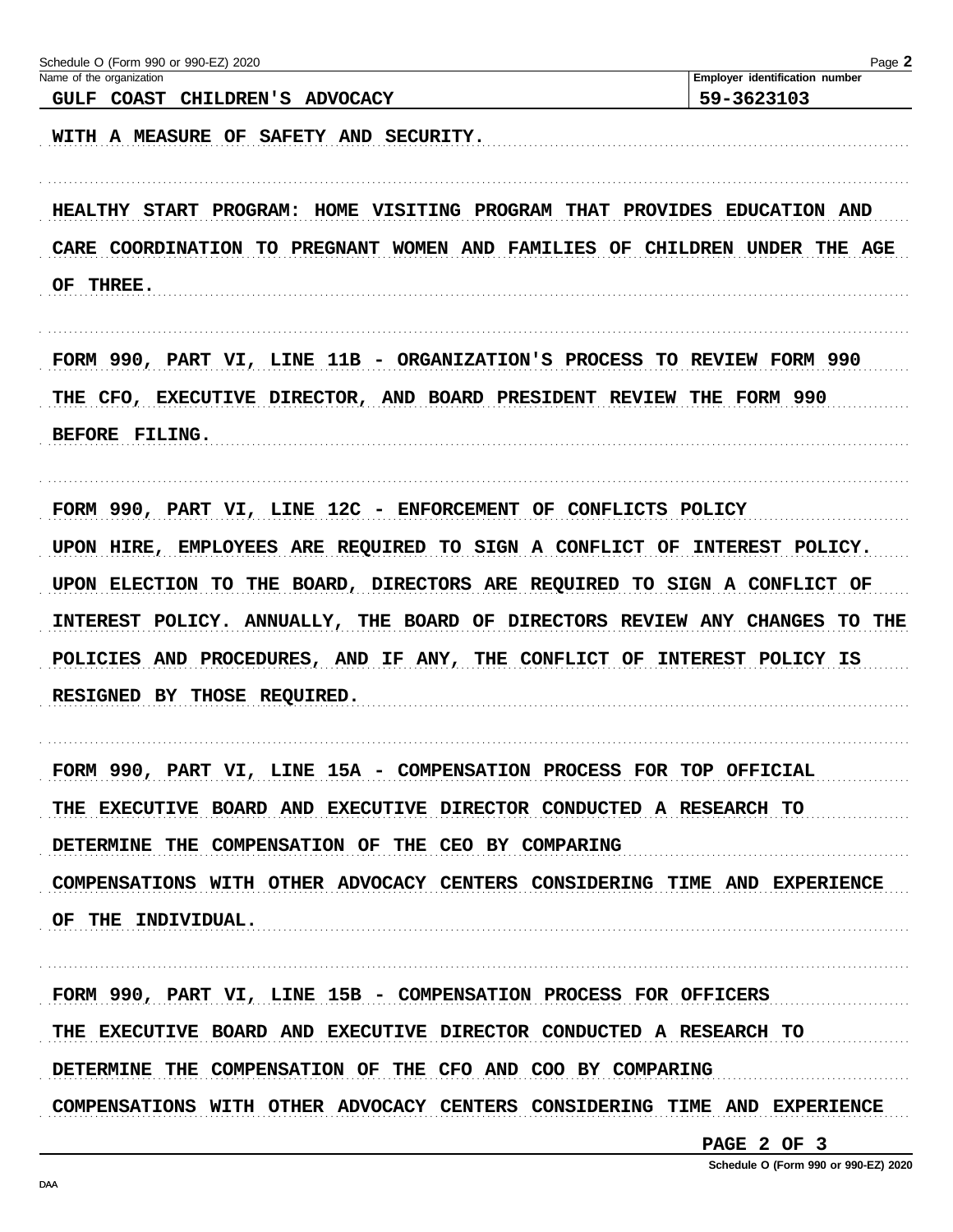Schedule O (Form 990 or 990-EZ) 2020

| Name of the organization | Employer identification number |
| --- | --- |
| GULF COAST CHILDREN'S ADVOCACY | 59-3623103 |

WITH A MEASURE OF SAFETY AND SECURITY.

HEALTHY START PROGRAM: HOME VISITING PROGRAM THAT PROVIDES EDUCATION AND CARE COORDINATION TO PREGNANT WOMEN AND FAMILIES OF CHILDREN UNDER THE AGE OF THREE.

FORM 990, PART VI, LINE 11B - ORGANIZATION'S PROCESS TO REVIEW FORM 990

THE CFO, EXECUTIVE DIRECTOR, AND BOARD PRESIDENT REVIEW THE FORM 990 BEFORE FILING.

FORM 990, PART VI, LINE 12C - ENFORCEMENT OF CONFLICTS POLICY

UPON HIRE, EMPLOYEES ARE REQUIRED TO SIGN A CONFLICT OF INTEREST POLICY. UPON ELECTION TO THE BOARD, DIRECTORS ARE REQUIRED TO SIGN A CONFLICT OF INTEREST POLICY. ANNUALLY, THE BOARD OF DIRECTORS REVIEW ANY CHANGES TO THE POLICIES AND PROCEDURES, AND IF ANY, THE CONFLICT OF INTEREST POLICY IS RESIGNED BY THOSE REQUIRED.

FORM 990, PART VI, LINE 15A - COMPENSATION PROCESS FOR TOP OFFICIAL

THE EXECUTIVE BOARD AND EXECUTIVE DIRECTOR CONDUCTED A RESEARCH TO DETERMINE THE COMPENSATION OF THE CEO BY COMPARING COMPENSATIONS WITH OTHER ADVOCACY CENTERS CONSIDERING TIME AND EXPERIENCE OF THE INDIVIDUAL.

FORM 990, PART VI, LINE 15B - COMPENSATION PROCESS FOR OFFICERS

THE EXECUTIVE BOARD AND EXECUTIVE DIRECTOR CONDUCTED A RESEARCH TO DETERMINE THE COMPENSATION OF THE CFO AND COO BY COMPARING COMPENSATIONS WITH OTHER ADVOCACY CENTERS CONSIDERING TIME AND EXPERIENCE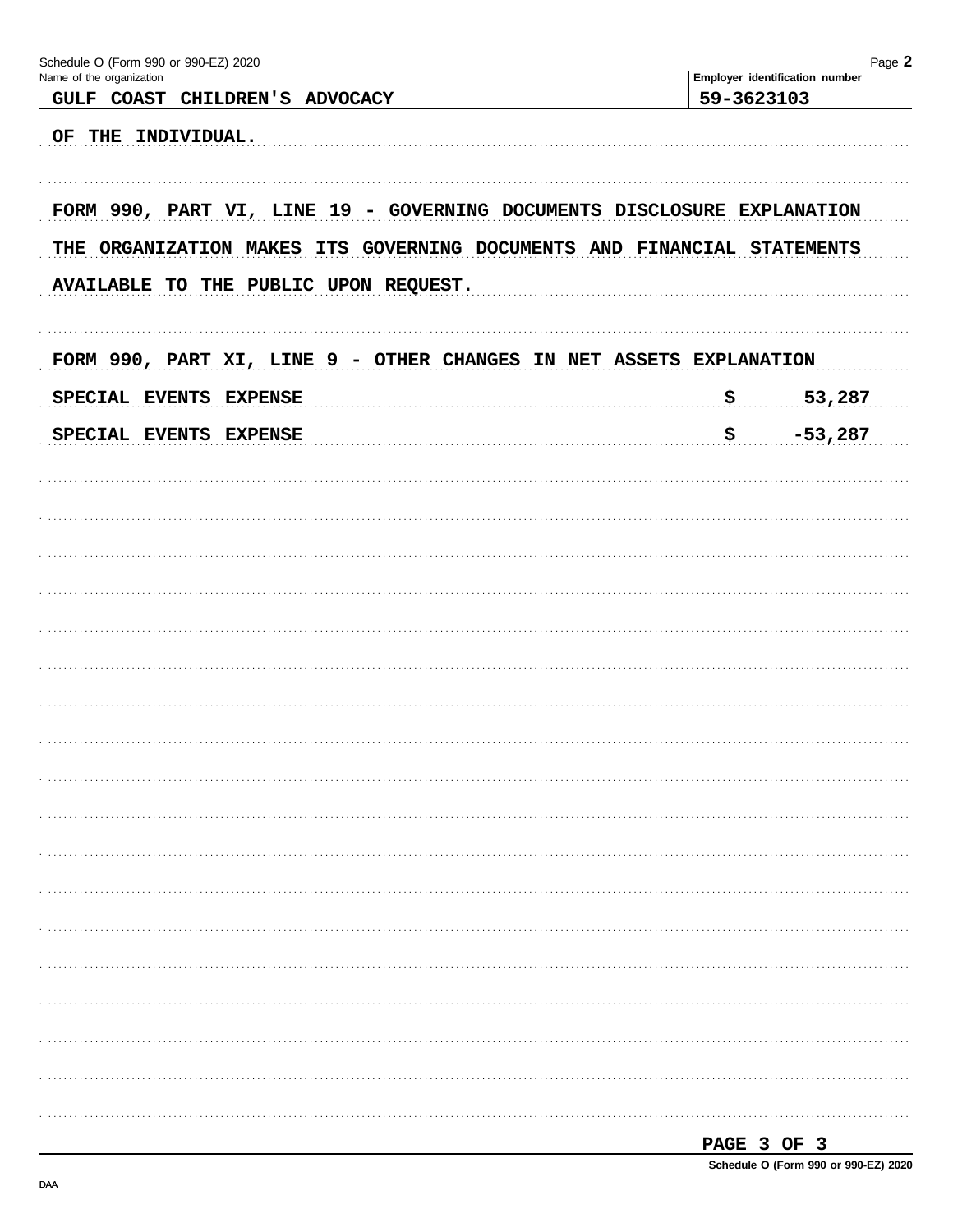Schedule O (Form 990 or 990-EZ) 2020

| Name of the organization | Employer identification number |
|---|---|
| GULF COAST CHILDREN'S ADVOCACY | 59-3623103 |

OF THE INDIVIDUAL.

FORM 990, PART VI, LINE 19 - GOVERNING DOCUMENTS DISCLOSURE EXPLANATION

THE ORGANIZATION MAKES ITS GOVERNING DOCUMENTS AND FINANCIAL STATEMENTS AVAILABLE TO THE PUBLIC UPON REQUEST.

FORM 990, PART XI, LINE 9 - OTHER CHANGES IN NET ASSETS EXPLANATION

| | |
|---|---|
| SPECIAL EVENTS EXPENSE | $ 53,287 |
| SPECIAL EVENTS EXPENSE | $ -53,287 |

PAGE 3 OF 3

Schedule O (Form 990 or 990-EZ) 2020

DAA